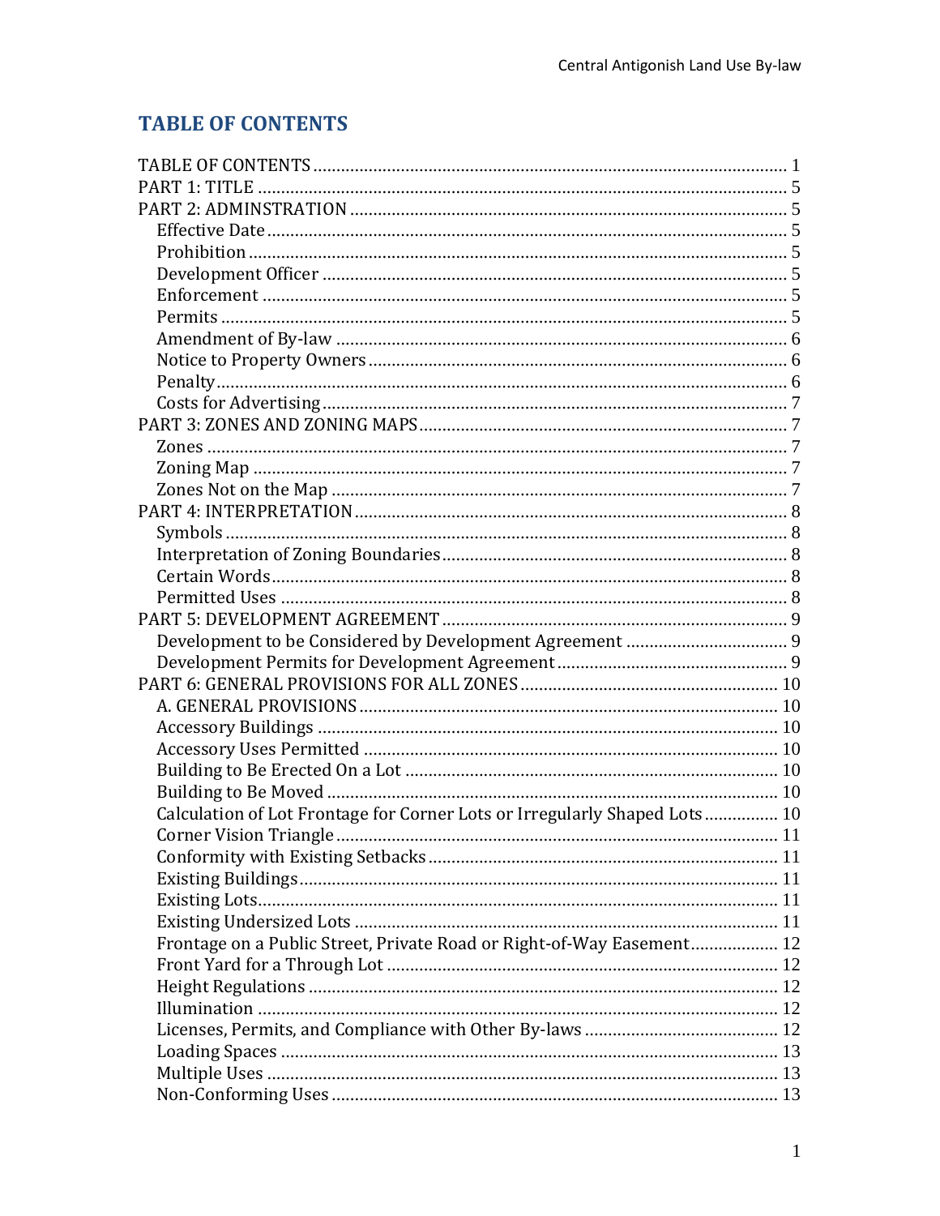# TABLE OF CONTENTS

TABLE OF CONTENTS ........................................................................................ 1
PART 1: TITLE ................................................................................................... 5
PART 2: ADMINSTRATION .............................................................................. 5
  Effective Date ................................................................................................ 5
  Prohibition ..................................................................................................... 5
  Development Officer ..................................................................................... 5
  Enforcement .................................................................................................. 5
  Permits ........................................................................................................... 5
  Amendment of By-law ................................................................................... 6
  Notice to Property Owners ............................................................................ 6
  Penalty ........................................................................................................... 6
  Costs for Advertising ..................................................................................... 7
PART 3: ZONES AND ZONING MAPS ................................................................ 7
  Zones ............................................................................................................. 7
  Zoning Map .................................................................................................... 7
  Zones Not on the Map ................................................................................... 7
PART 4: INTERPRETATION ............................................................................... 8
  Symbols ......................................................................................................... 8
  Interpretation of Zoning Boundaries ............................................................. 8
  Certain Words ................................................................................................ 8
  Permitted Uses .............................................................................................. 8
PART 5: DEVELOPMENT AGREEMENT ............................................................. 9
  Development to be Considered by Development Agreement ........................ 9
  Development Permits for Development Agreement ...................................... 9
PART 6: GENERAL PROVISIONS FOR ALL ZONES ......................................... 10
  A. GENERAL PROVISIONS ........................................................................... 10
  Accessory Buildings ...................................................................................... 10
  Accessory Uses Permitted ............................................................................ 10
  Building to Be Erected On a Lot ................................................................... 10
  Building to Be Moved .................................................................................... 10
  Calculation of Lot Frontage for Corner Lots or Irregularly Shaped Lots ........ 10
  Corner Vision Triangle .................................................................................. 11
  Conformity with Existing Setbacks ................................................................ 11
  Existing Buildings .......................................................................................... 11
  Existing Lots .................................................................................................. 11
  Existing Undersized Lots ............................................................................... 11
  Frontage on a Public Street, Private Road or Right-of-Way Easement .......... 12
  Front Yard for a Through Lot ........................................................................ 12
  Height Regulations ........................................................................................ 12
  Illumination ................................................................................................... 12
  Licenses, Permits, and Compliance with Other By-laws ............................... 12
  Loading Spaces ............................................................................................. 13
  Multiple Uses ................................................................................................ 13
  Non-Conforming Uses ................................................................................... 13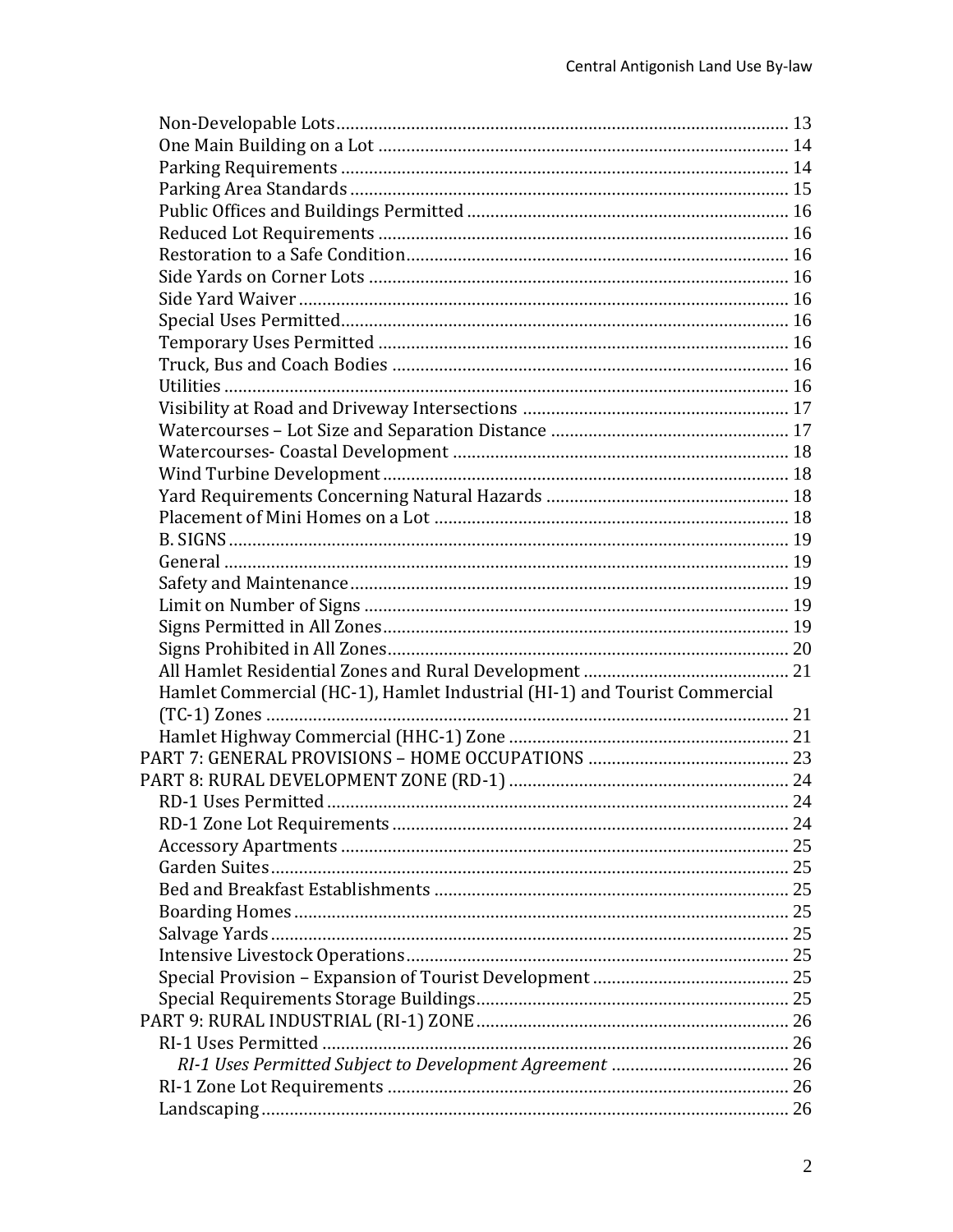Non-Developable Lots ........................................................................................... 13
One Main Building on a Lot ................................................................................. 14
Parking Requirements .......................................................................................... 14
Parking Area Standards ........................................................................................ 15
Public Offices and Buildings Permitted ................................................................ 16
Reduced Lot Requirements .................................................................................. 16
Restoration to a Safe Condition ........................................................................... 16
Side Yards on Corner Lots .................................................................................... 16
Side Yard Waiver ................................................................................................... 16
Special Uses Permitted ......................................................................................... 16
Temporary Uses Permitted ................................................................................... 16
Truck, Bus and Coach Bodies ................................................................................ 16
Utilities .................................................................................................................. 16
Visibility at Road and Driveway Intersections ..................................................... 17
Watercourses – Lot Size and Separation Distance ............................................... 17
Watercourses- Coastal Development ................................................................... 18
Wind Turbine Development ................................................................................. 18
Yard Requirements Concerning Natural Hazards ................................................ 18
Placement of Mini Homes on a Lot ...................................................................... 18
B. SIGNS ................................................................................................................. 19
General .................................................................................................................. 19
Safety and Maintenance ....................................................................................... 19
Limit on Number of Signs ..................................................................................... 19
Signs Permitted in All Zones ................................................................................. 19
Signs Prohibited in All Zones ................................................................................ 20
All Hamlet Residential Zones and Rural Development ........................................ 21
Hamlet Commercial (HC-1), Hamlet Industrial (HI-1) and Tourist Commercial (TC-1) Zones ... 21
Hamlet Highway Commercial (HHC-1) Zone ........................................................ 21

PART 7: GENERAL PROVISIONS – HOME OCCUPATIONS ........................................ 23

PART 8: RURAL DEVELOPMENT ZONE (RD-1) .......................................................... 24
RD-1 Uses Permitted .............................................................................................. 24
RD-1 Zone Lot Requirements ................................................................................ 24
Accessory Apartments ........................................................................................... 25
Garden Suites ......................................................................................................... 25
Bed and Breakfast Establishments ........................................................................ 25
Boarding Homes ..................................................................................................... 25
Salvage Yards ......................................................................................................... 25
Intensive Livestock Operations ............................................................................. 25
Special Provision – Expansion of Tourist Development ....................................... 25
Special Requirements Storage Buildings ............................................................... 25

PART 9: RURAL INDUSTRIAL (RI-1) ZONE ................................................................ 26
RI-1 Uses Permitted ................................................................................................ 26
*RI-1 Uses Permitted Subject to Development Agreement* .................................. 26
RI-1 Zone Lot Requirements .................................................................................. 26
Landscaping ............................................................................................................ 26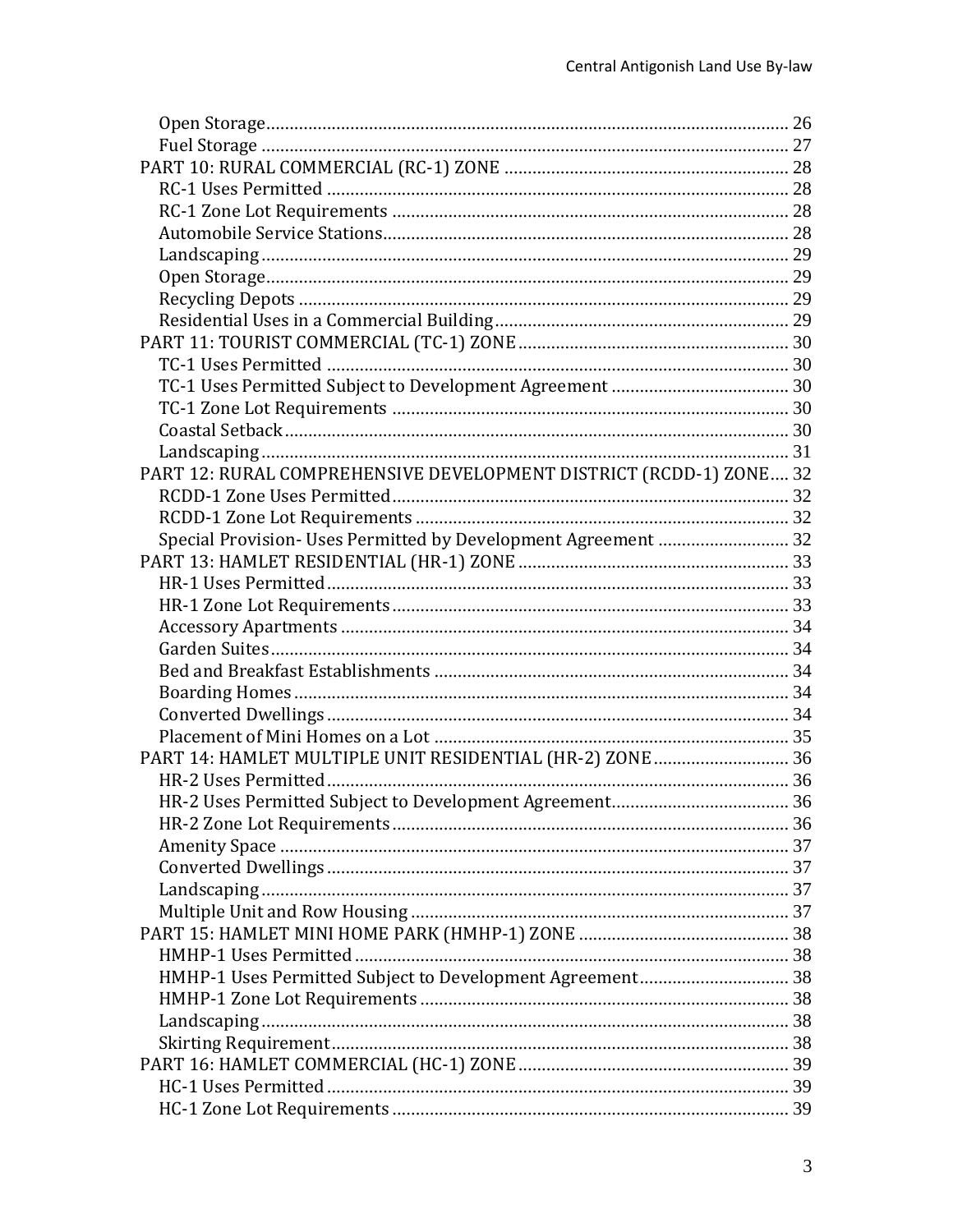Open Storage .......... 26
Fuel Storage .......... 27
PART 10: RURAL COMMERCIAL (RC-1) ZONE .......... 28
RC-1 Uses Permitted .......... 28
RC-1 Zone Lot Requirements .......... 28
Automobile Service Stations .......... 28
Landscaping .......... 29
Open Storage .......... 29
Recycling Depots .......... 29
Residential Uses in a Commercial Building .......... 29
PART 11: TOURIST COMMERCIAL (TC-1) ZONE .......... 30
TC-1 Uses Permitted .......... 30
TC-1 Uses Permitted Subject to Development Agreement .......... 30
TC-1 Zone Lot Requirements .......... 30
Coastal Setback .......... 30
Landscaping .......... 31
PART 12: RURAL COMPREHENSIVE DEVELOPMENT DISTRICT (RCDD-1) ZONE .......... 32
RCDD-1 Zone Uses Permitted .......... 32
RCDD-1 Zone Lot Requirements .......... 32
Special Provision- Uses Permitted by Development Agreement .......... 32
PART 13: HAMLET RESIDENTIAL (HR-1) ZONE .......... 33
HR-1 Uses Permitted .......... 33
HR-1 Zone Lot Requirements .......... 33
Accessory Apartments .......... 34
Garden Suites .......... 34
Bed and Breakfast Establishments .......... 34
Boarding Homes .......... 34
Converted Dwellings .......... 34
Placement of Mini Homes on a Lot .......... 35
PART 14: HAMLET MULTIPLE UNIT RESIDENTIAL (HR-2) ZONE .......... 36
HR-2 Uses Permitted .......... 36
HR-2 Uses Permitted Subject to Development Agreement .......... 36
HR-2 Zone Lot Requirements .......... 36
Amenity Space .......... 37
Converted Dwellings .......... 37
Landscaping .......... 37
Multiple Unit and Row Housing .......... 37
PART 15: HAMLET MINI HOME PARK (HMHP-1) ZONE .......... 38
HMHP-1 Uses Permitted .......... 38
HMHP-1 Uses Permitted Subject to Development Agreement .......... 38
HMHP-1 Zone Lot Requirements .......... 38
Landscaping .......... 38
Skirting Requirement .......... 38
PART 16: HAMLET COMMERCIAL (HC-1) ZONE .......... 39
HC-1 Uses Permitted .......... 39
HC-1 Zone Lot Requirements .......... 39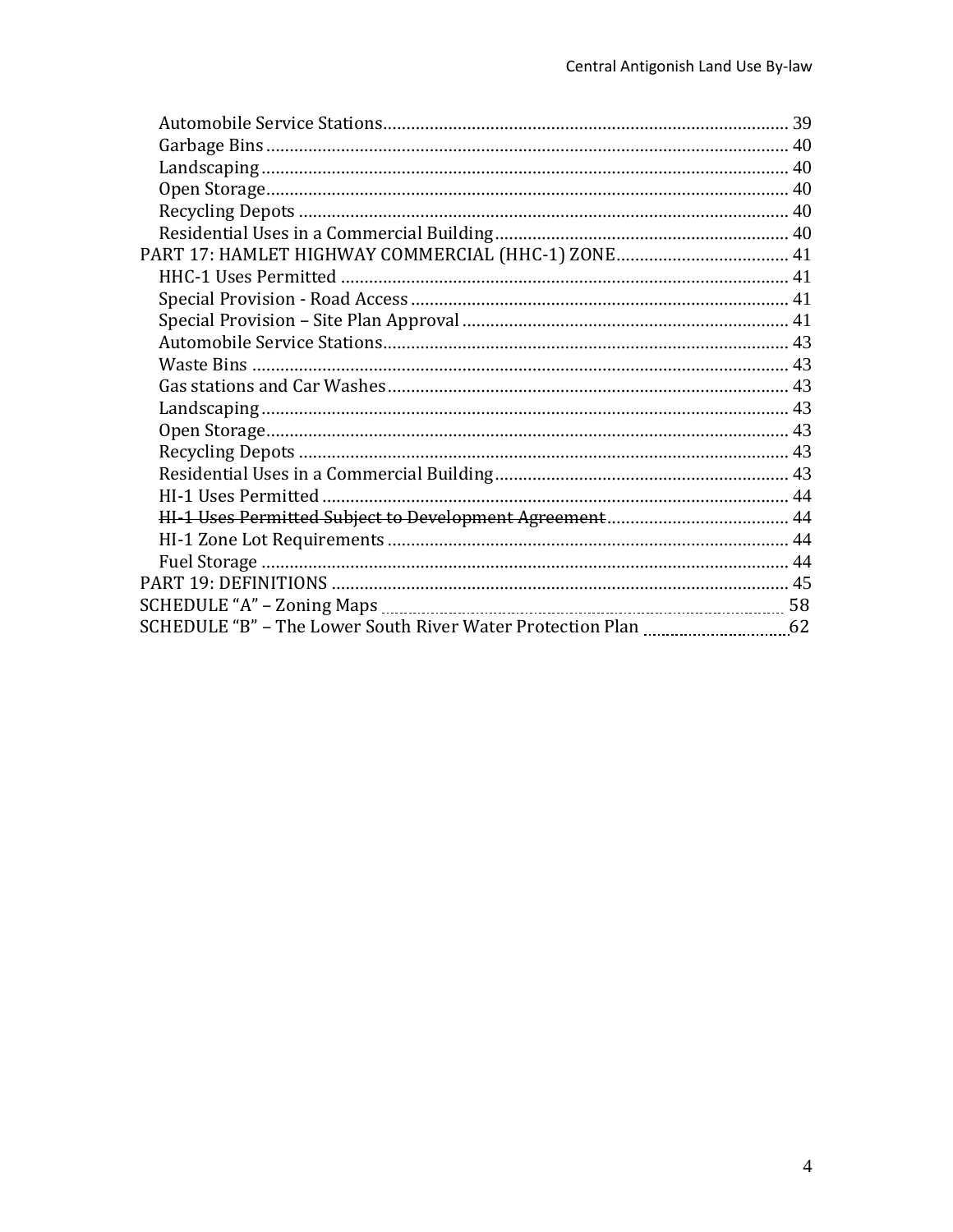- Automobile Service Stations ..... 39
- Garbage Bins ..... 40
- Landscaping ..... 40
- Open Storage ..... 40
- Recycling Depots ..... 40
- Residential Uses in a Commercial Building ..... 40

PART 17: HAMLET HIGHWAY COMMERCIAL (HHC-1) ZONE ..... 41

- HHC-1 Uses Permitted ..... 41
- Special Provision - Road Access ..... 41
- Special Provision – Site Plan Approval ..... 41
- Automobile Service Stations ..... 43
- Waste Bins ..... 43
- Gas stations and Car Washes ..... 43
- Landscaping ..... 43
- Open Storage ..... 43
- Recycling Depots ..... 43
- Residential Uses in a Commercial Building ..... 43
- HI-1 Uses Permitted ..... 44
- ~~HI-1 Uses Permitted Subject to Development Agreement~~ ..... 44
- HI-1 Zone Lot Requirements ..... 44
- Fuel Storage ..... 44

PART 19: DEFINITIONS ..... 45

SCHEDULE "A" – Zoning Maps ..... 58

SCHEDULE "B" – The Lower South River Water Protection Plan ..... 62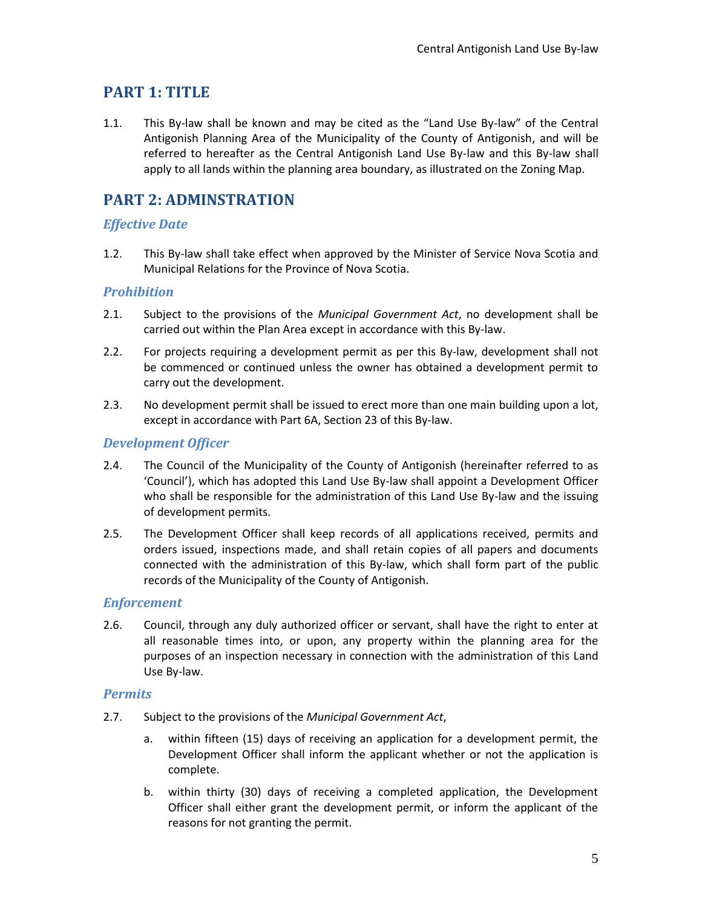## PART 1: TITLE

1.1. This By-law shall be known and may be cited as the "Land Use By-law" of the Central Antigonish Planning Area of the Municipality of the County of Antigonish, and will be referred to hereafter as the Central Antigonish Land Use By-law and this By-law shall apply to all lands within the planning area boundary, as illustrated on the Zoning Map.

## PART 2: ADMINSTRATION

### *Effective Date*

1.2. This By-law shall take effect when approved by the Minister of Service Nova Scotia and Municipal Relations for the Province of Nova Scotia.

### *Prohibition*

2.1. Subject to the provisions of the *Municipal Government Act*, no development shall be carried out within the Plan Area except in accordance with this By-law.

2.2. For projects requiring a development permit as per this By-law, development shall not be commenced or continued unless the owner has obtained a development permit to carry out the development.

2.3. No development permit shall be issued to erect more than one main building upon a lot, except in accordance with Part 6A, Section 23 of this By-law.

### *Development Officer*

2.4. The Council of the Municipality of the County of Antigonish (hereinafter referred to as 'Council'), which has adopted this Land Use By-law shall appoint a Development Officer who shall be responsible for the administration of this Land Use By-law and the issuing of development permits.

2.5. The Development Officer shall keep records of all applications received, permits and orders issued, inspections made, and shall retain copies of all papers and documents connected with the administration of this By-law, which shall form part of the public records of the Municipality of the County of Antigonish.

### *Enforcement*

2.6. Council, through any duly authorized officer or servant, shall have the right to enter at all reasonable times into, or upon, any property within the planning area for the purposes of an inspection necessary in connection with the administration of this Land Use By-law.

### *Permits*

2.7. Subject to the provisions of the *Municipal Government Act*,

a. within fifteen (15) days of receiving an application for a development permit, the Development Officer shall inform the applicant whether or not the application is complete.

b. within thirty (30) days of receiving a completed application, the Development Officer shall either grant the development permit, or inform the applicant of the reasons for not granting the permit.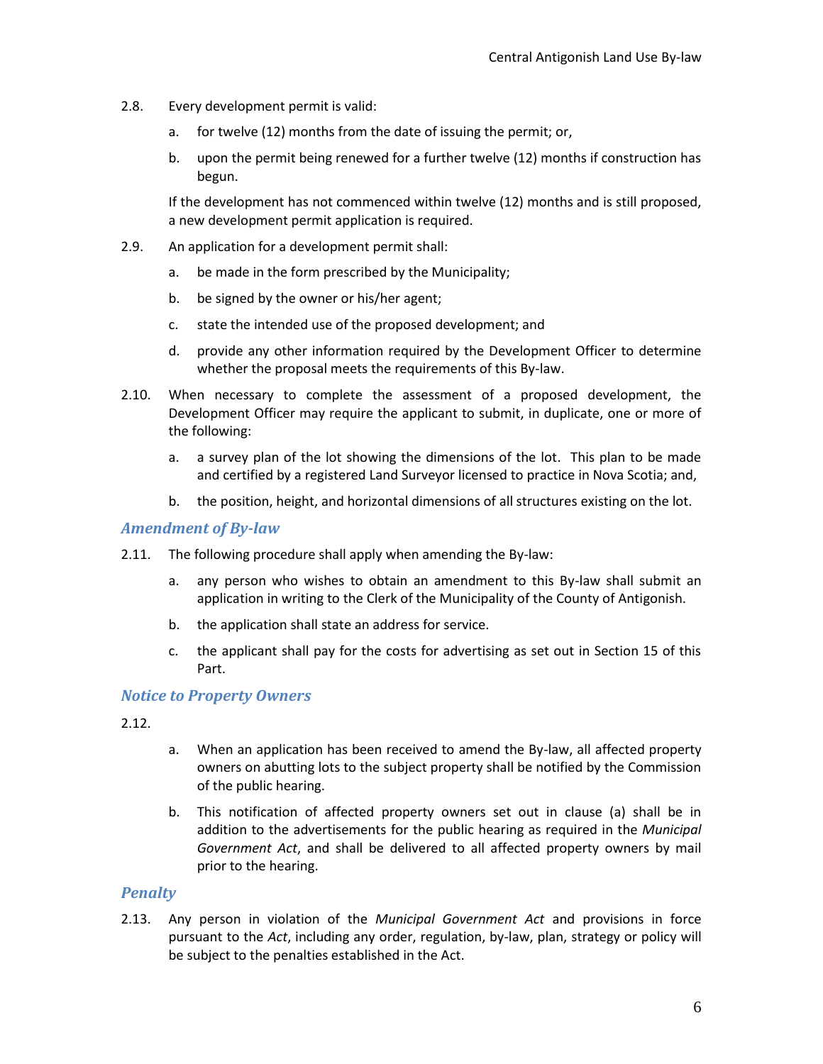2.8. Every development permit is valid:

   a. for twelve (12) months from the date of issuing the permit; or,

   b. upon the permit being renewed for a further twelve (12) months if construction has begun.

   If the development has not commenced within twelve (12) months and is still proposed, a new development permit application is required.

2.9. An application for a development permit shall:

   a. be made in the form prescribed by the Municipality;

   b. be signed by the owner or his/her agent;

   c. state the intended use of the proposed development; and

   d. provide any other information required by the Development Officer to determine whether the proposal meets the requirements of this By-law.

2.10. When necessary to complete the assessment of a proposed development, the Development Officer may require the applicant to submit, in duplicate, one or more of the following:

   a. a survey plan of the lot showing the dimensions of the lot. This plan to be made and certified by a registered Land Surveyor licensed to practice in Nova Scotia; and,

   b. the position, height, and horizontal dimensions of all structures existing on the lot.

### *Amendment of By-law*

2.11. The following procedure shall apply when amending the By-law:

   a. any person who wishes to obtain an amendment to this By-law shall submit an application in writing to the Clerk of the Municipality of the County of Antigonish.

   b. the application shall state an address for service.

   c. the applicant shall pay for the costs for advertising as set out in Section 15 of this Part.

### *Notice to Property Owners*

2.12.

   a. When an application has been received to amend the By-law, all affected property owners on abutting lots to the subject property shall be notified by the Commission of the public hearing.

   b. This notification of affected property owners set out in clause (a) shall be in addition to the advertisements for the public hearing as required in the *Municipal Government Act*, and shall be delivered to all affected property owners by mail prior to the hearing.

### *Penalty*

2.13. Any person in violation of the *Municipal Government Act* and provisions in force pursuant to the *Act*, including any order, regulation, by-law, plan, strategy or policy will be subject to the penalties established in the Act.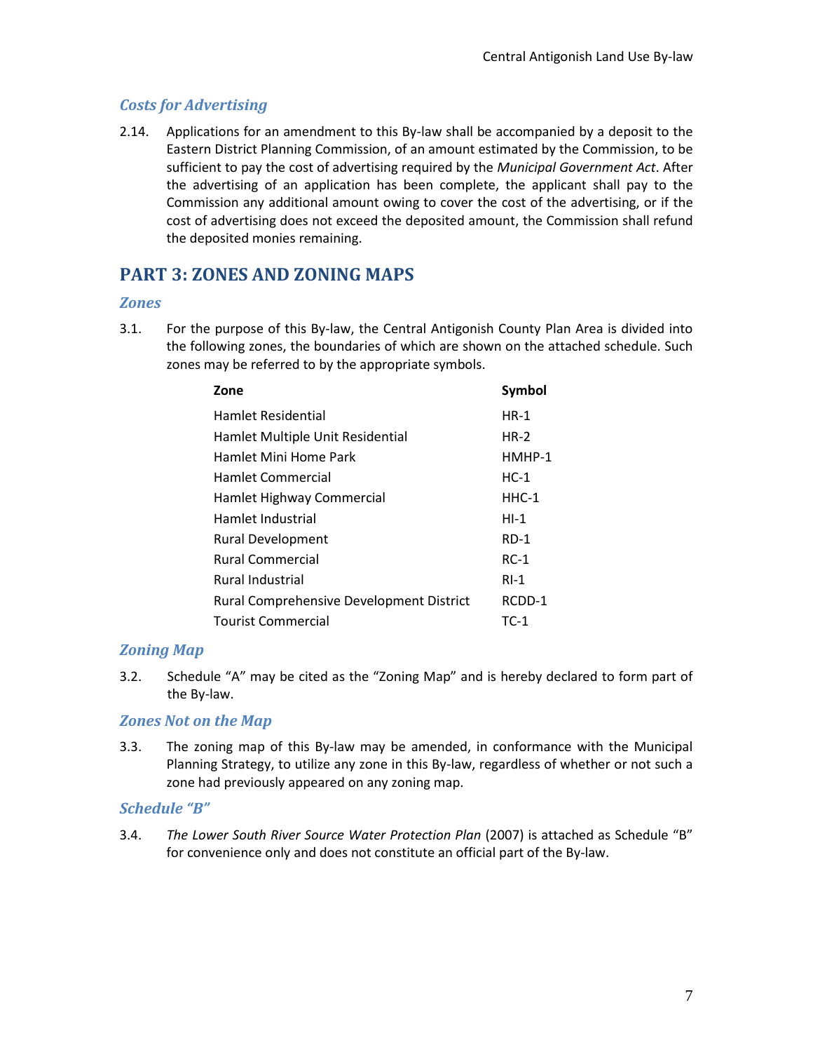### *Costs for Advertising*

2.14. Applications for an amendment to this By-law shall be accompanied by a deposit to the Eastern District Planning Commission, of an amount estimated by the Commission, to be sufficient to pay the cost of advertising required by the *Municipal Government Act*. After the advertising of an application has been complete, the applicant shall pay to the Commission any additional amount owing to cover the cost of the advertising, or if the cost of advertising does not exceed the deposited amount, the Commission shall refund the deposited monies remaining.

## PART 3: ZONES AND ZONING MAPS

### *Zones*

3.1. For the purpose of this By-law, the Central Antigonish County Plan Area is divided into the following zones, the boundaries of which are shown on the attached schedule. Such zones may be referred to by the appropriate symbols.

| Zone | Symbol |
|---|---|
| Hamlet Residential | HR-1 |
| Hamlet Multiple Unit Residential | HR-2 |
| Hamlet Mini Home Park | HMHP-1 |
| Hamlet Commercial | HC-1 |
| Hamlet Highway Commercial | HHC-1 |
| Hamlet Industrial | HI-1 |
| Rural Development | RD-1 |
| Rural Commercial | RC-1 |
| Rural Industrial | RI-1 |
| Rural Comprehensive Development District | RCDD-1 |
| Tourist Commercial | TC-1 |

### *Zoning Map*

3.2. Schedule "A" may be cited as the "Zoning Map" and is hereby declared to form part of the By-law.

### *Zones Not on the Map*

3.3. The zoning map of this By-law may be amended, in conformance with the Municipal Planning Strategy, to utilize any zone in this By-law, regardless of whether or not such a zone had previously appeared on any zoning map.

### *Schedule "B"*

3.4. *The Lower South River Source Water Protection Plan* (2007) is attached as Schedule "B" for convenience only and does not constitute an official part of the By-law.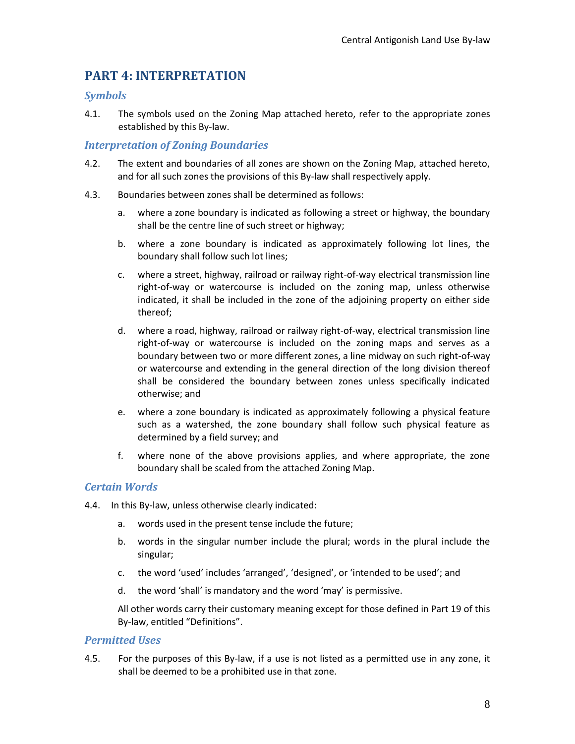# PART 4: INTERPRETATION

### *Symbols*

4.1. The symbols used on the Zoning Map attached hereto, refer to the appropriate zones established by this By-law.

### *Interpretation of Zoning Boundaries*

4.2. The extent and boundaries of all zones are shown on the Zoning Map, attached hereto, and for all such zones the provisions of this By-law shall respectively apply.

4.3. Boundaries between zones shall be determined as follows:

a. where a zone boundary is indicated as following a street or highway, the boundary shall be the centre line of such street or highway;

b. where a zone boundary is indicated as approximately following lot lines, the boundary shall follow such lot lines;

c. where a street, highway, railroad or railway right-of-way electrical transmission line right-of-way or watercourse is included on the zoning map, unless otherwise indicated, it shall be included in the zone of the adjoining property on either side thereof;

d. where a road, highway, railroad or railway right-of-way, electrical transmission line right-of-way or watercourse is included on the zoning maps and serves as a boundary between two or more different zones, a line midway on such right-of-way or watercourse and extending in the general direction of the long division thereof shall be considered the boundary between zones unless specifically indicated otherwise; and

e. where a zone boundary is indicated as approximately following a physical feature such as a watershed, the zone boundary shall follow such physical feature as determined by a field survey; and

f. where none of the above provisions applies, and where appropriate, the zone boundary shall be scaled from the attached Zoning Map.

### *Certain Words*

4.4. In this By-law, unless otherwise clearly indicated:

a. words used in the present tense include the future;

b. words in the singular number include the plural; words in the plural include the singular;

c. the word 'used' includes 'arranged', 'designed', or 'intended to be used'; and

d. the word 'shall' is mandatory and the word 'may' is permissive.

All other words carry their customary meaning except for those defined in Part 19 of this By-law, entitled "Definitions".

### *Permitted Uses*

4.5. For the purposes of this By-law, if a use is not listed as a permitted use in any zone, it shall be deemed to be a prohibited use in that zone.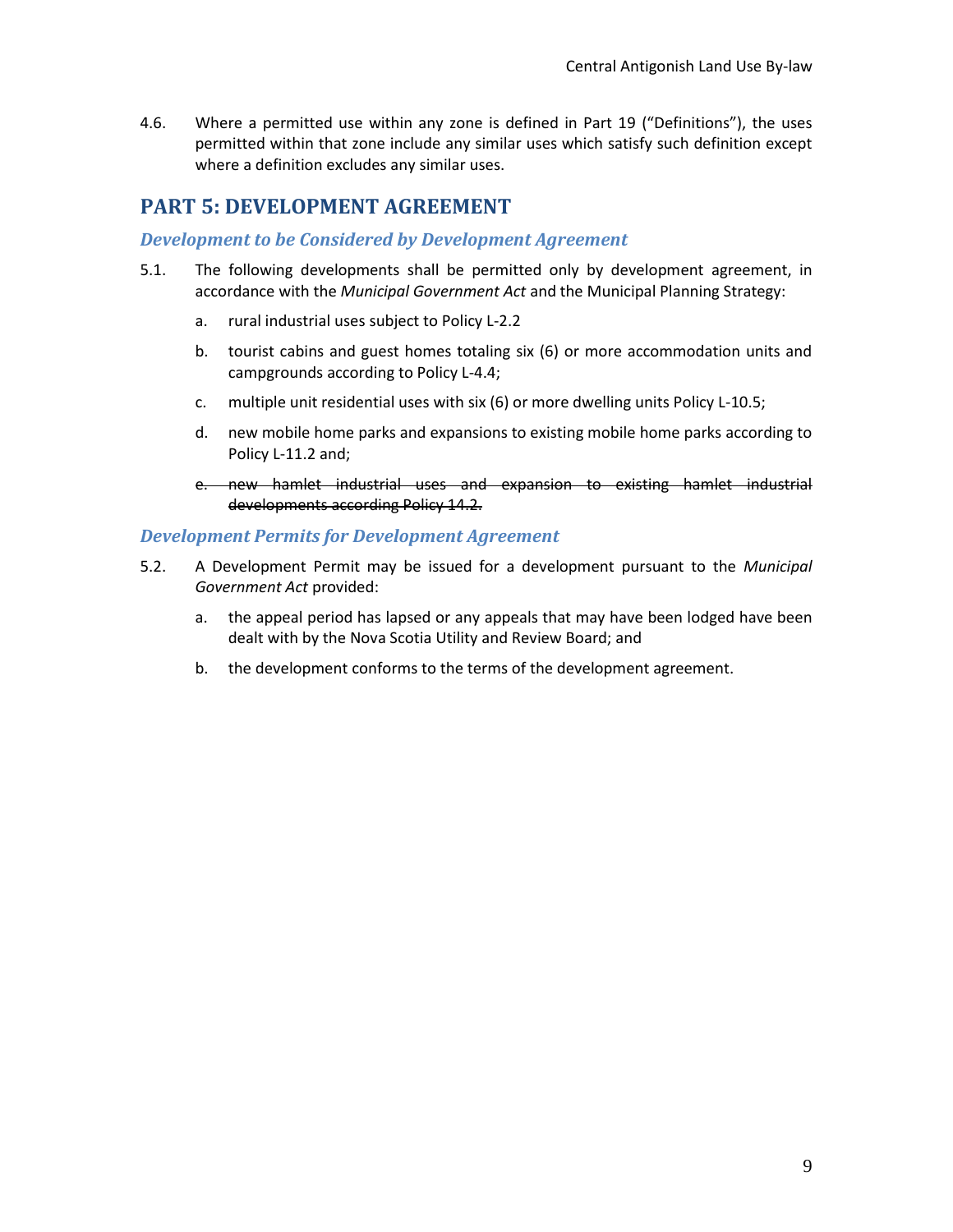4.6. Where a permitted use within any zone is defined in Part 19 (“Definitions”), the uses permitted within that zone include any similar uses which satisfy such definition except where a definition excludes any similar uses.

## PART 5: DEVELOPMENT AGREEMENT

### *Development to be Considered by Development Agreement*

5.1. The following developments shall be permitted only by development agreement, in accordance with the *Municipal Government Act* and the Municipal Planning Strategy:

a. rural industrial uses subject to Policy L-2.2

b. tourist cabins and guest homes totaling six (6) or more accommodation units and campgrounds according to Policy L-4.4;

c. multiple unit residential uses with six (6) or more dwelling units Policy L-10.5;

d. new mobile home parks and expansions to existing mobile home parks according to Policy L-11.2 and;

e. ~~new hamlet industrial uses and expansion to existing hamlet industrial developments according Policy 14.2.~~

### *Development Permits for Development Agreement*

5.2. A Development Permit may be issued for a development pursuant to the *Municipal Government Act* provided:

a. the appeal period has lapsed or any appeals that may have been lodged have been dealt with by the Nova Scotia Utility and Review Board; and

b. the development conforms to the terms of the development agreement.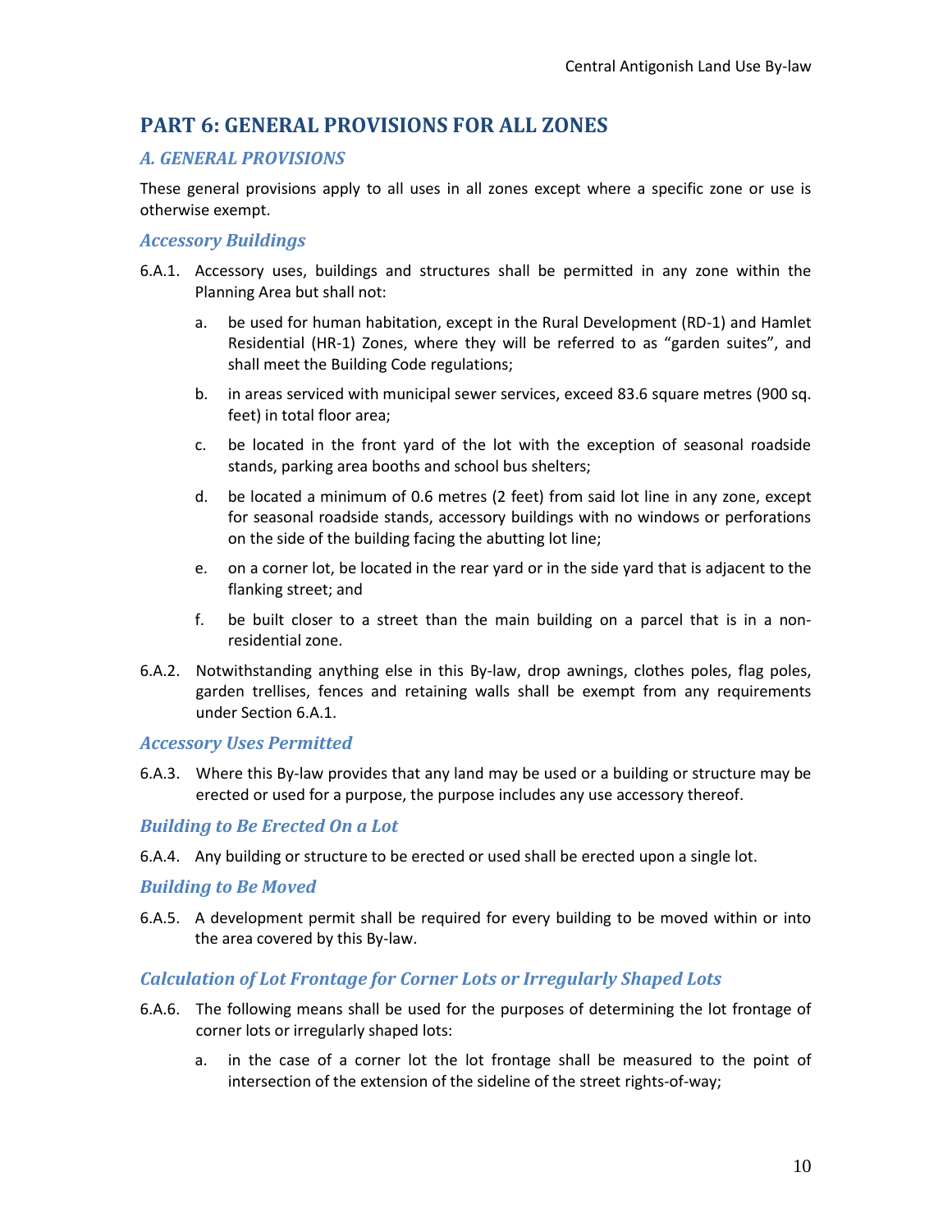## PART 6: GENERAL PROVISIONS FOR ALL ZONES

### *A. GENERAL PROVISIONS*

These general provisions apply to all uses in all zones except where a specific zone or use is otherwise exempt.

#### *Accessory Buildings*

6.A.1. Accessory uses, buildings and structures shall be permitted in any zone within the Planning Area but shall not:

a. be used for human habitation, except in the Rural Development (RD-1) and Hamlet Residential (HR-1) Zones, where they will be referred to as “garden suites”, and shall meet the Building Code regulations;

b. in areas serviced with municipal sewer services, exceed 83.6 square metres (900 sq. feet) in total floor area;

c. be located in the front yard of the lot with the exception of seasonal roadside stands, parking area booths and school bus shelters;

d. be located a minimum of 0.6 metres (2 feet) from said lot line in any zone, except for seasonal roadside stands, accessory buildings with no windows or perforations on the side of the building facing the abutting lot line;

e. on a corner lot, be located in the rear yard or in the side yard that is adjacent to the flanking street; and

f. be built closer to a street than the main building on a parcel that is in a non-residential zone.

6.A.2. Notwithstanding anything else in this By-law, drop awnings, clothes poles, flag poles, garden trellises, fences and retaining walls shall be exempt from any requirements under Section 6.A.1.

#### *Accessory Uses Permitted*

6.A.3. Where this By-law provides that any land may be used or a building or structure may be erected or used for a purpose, the purpose includes any use accessory thereof.

#### *Building to Be Erected On a Lot*

6.A.4. Any building or structure to be erected or used shall be erected upon a single lot.

#### *Building to Be Moved*

6.A.5. A development permit shall be required for every building to be moved within or into the area covered by this By-law.

#### *Calculation of Lot Frontage for Corner Lots or Irregularly Shaped Lots*

6.A.6. The following means shall be used for the purposes of determining the lot frontage of corner lots or irregularly shaped lots:

a. in the case of a corner lot the lot frontage shall be measured to the point of intersection of the extension of the sideline of the street rights-of-way;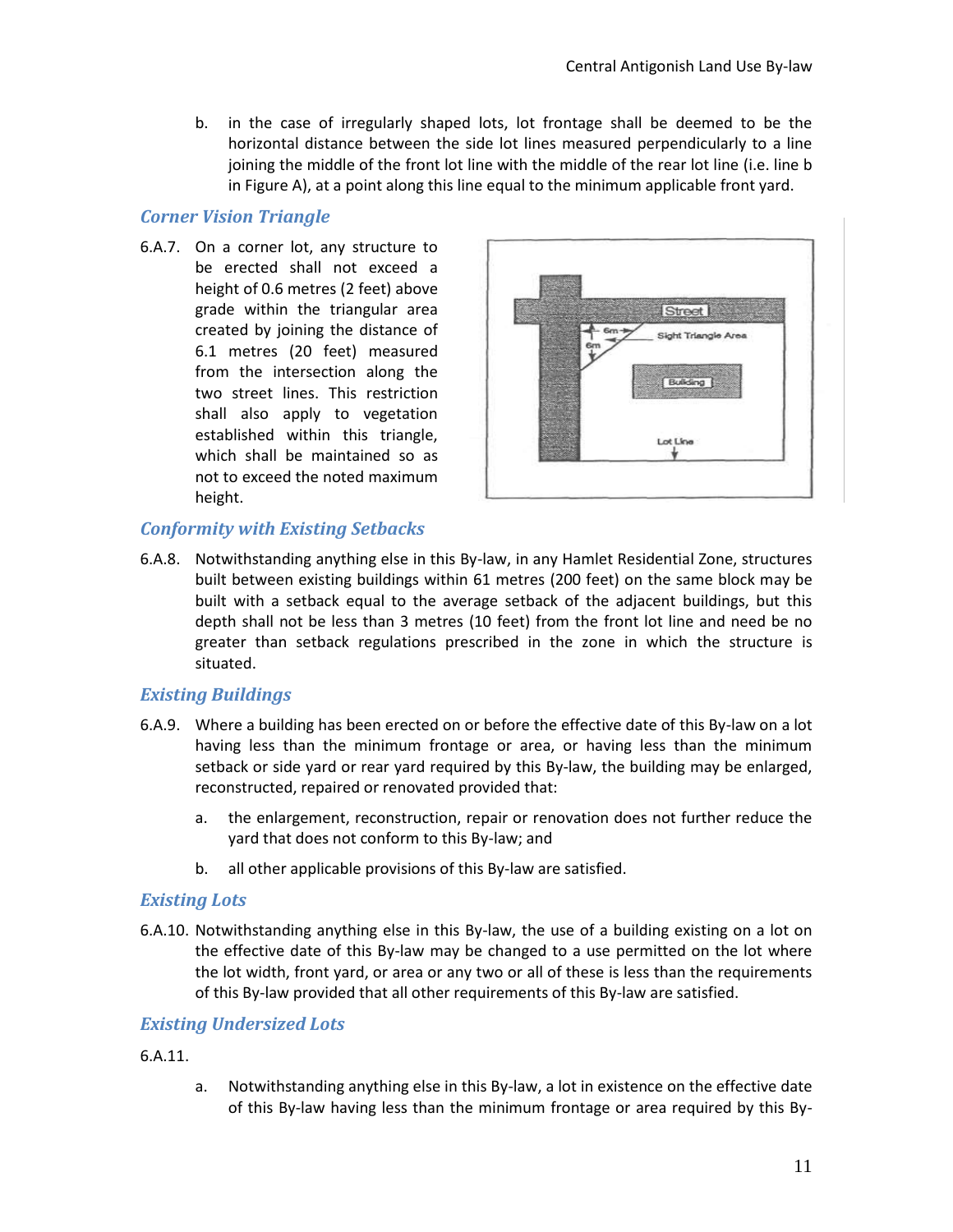b. in the case of irregularly shaped lots, lot frontage shall be deemed to be the horizontal distance between the side lot lines measured perpendicularly to a line joining the middle of the front lot line with the middle of the rear lot line (i.e. line b in Figure A), at a point along this line equal to the minimum applicable front yard.

### *Corner Vision Triangle*

6.A.7. On a corner lot, any structure to be erected shall not exceed a height of 0.6 metres (2 feet) above grade within the triangular area created by joining the distance of 6.1 metres (20 feet) measured from the intersection along the two street lines. This restriction shall also apply to vegetation established within this triangle, which shall be maintained so as not to exceed the noted maximum height.

### *Conformity with Existing Setbacks*

6.A.8. Notwithstanding anything else in this By-law, in any Hamlet Residential Zone, structures built between existing buildings within 61 metres (200 feet) on the same block may be built with a setback equal to the average setback of the adjacent buildings, but this depth shall not be less than 3 metres (10 feet) from the front lot line and need be no greater than setback regulations prescribed in the zone in which the structure is situated.

### *Existing Buildings*

6.A.9. Where a building has been erected on or before the effective date of this By-law on a lot having less than the minimum frontage or area, or having less than the minimum setback or side yard or rear yard required by this By-law, the building may be enlarged, reconstructed, repaired or renovated provided that:

a. the enlargement, reconstruction, repair or renovation does not further reduce the yard that does not conform to this By-law; and

b. all other applicable provisions of this By-law are satisfied.

### *Existing Lots*

6.A.10. Notwithstanding anything else in this By-law, the use of a building existing on a lot on the effective date of this By-law may be changed to a use permitted on the lot where the lot width, front yard, or area or any two or all of these is less than the requirements of this By-law provided that all other requirements of this By-law are satisfied.

### *Existing Undersized Lots*

6.A.11.

a. Notwithstanding anything else in this By-law, a lot in existence on the effective date of this By-law having less than the minimum frontage or area required by this By-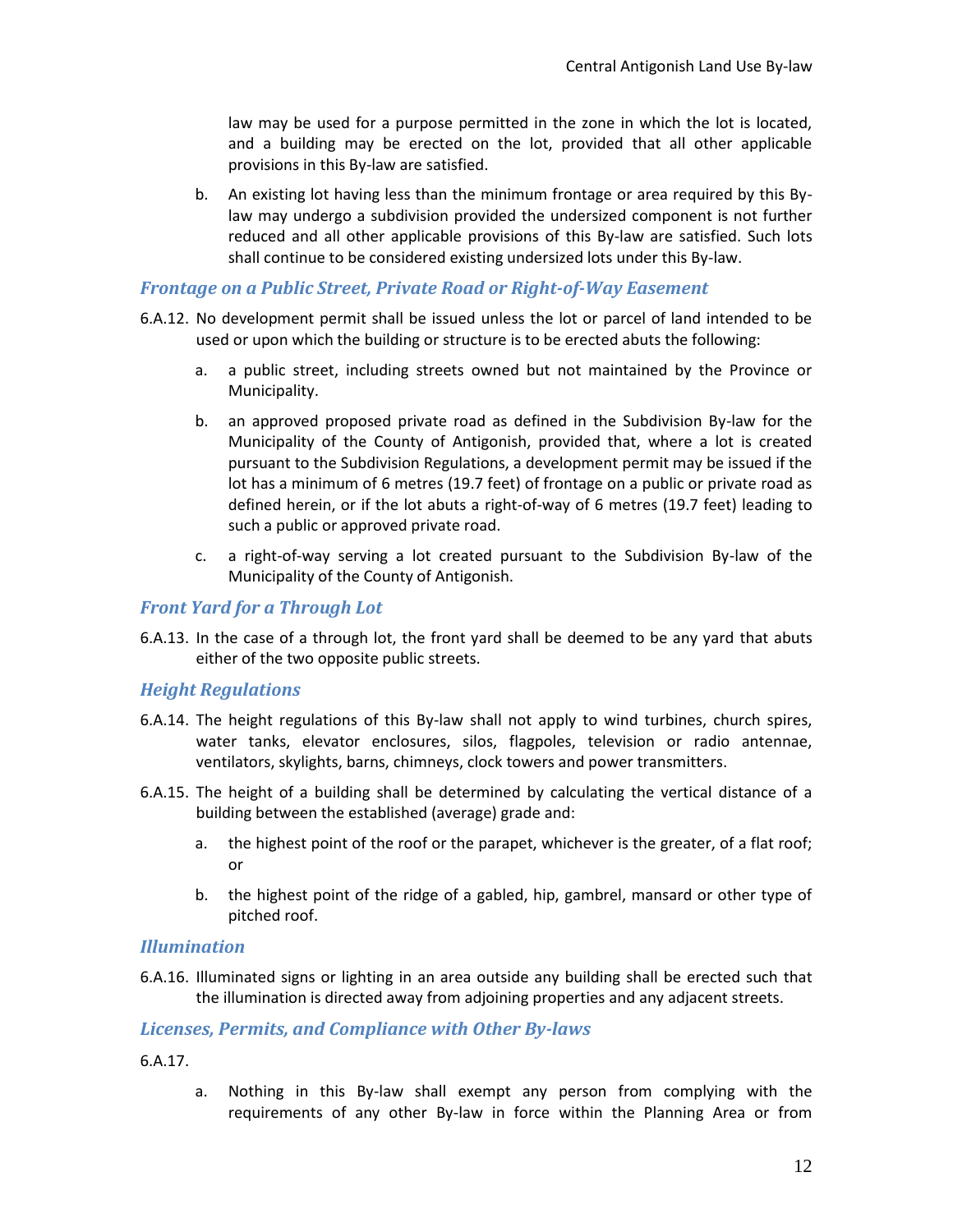law may be used for a purpose permitted in the zone in which the lot is located, and a building may be erected on the lot, provided that all other applicable provisions in this By-law are satisfied.

b. An existing lot having less than the minimum frontage or area required by this By-law may undergo a subdivision provided the undersized component is not further reduced and all other applicable provisions of this By-law are satisfied. Such lots shall continue to be considered existing undersized lots under this By-law.

### *Frontage on a Public Street, Private Road or Right-of-Way Easement*

6.A.12. No development permit shall be issued unless the lot or parcel of land intended to be used or upon which the building or structure is to be erected abuts the following:

a. a public street, including streets owned but not maintained by the Province or Municipality.

b. an approved proposed private road as defined in the Subdivision By-law for the Municipality of the County of Antigonish, provided that, where a lot is created pursuant to the Subdivision Regulations, a development permit may be issued if the lot has a minimum of 6 metres (19.7 feet) of frontage on a public or private road as defined herein, or if the lot abuts a right-of-way of 6 metres (19.7 feet) leading to such a public or approved private road.

c. a right-of-way serving a lot created pursuant to the Subdivision By-law of the Municipality of the County of Antigonish.

### *Front Yard for a Through Lot*

6.A.13. In the case of a through lot, the front yard shall be deemed to be any yard that abuts either of the two opposite public streets.

### *Height Regulations*

6.A.14. The height regulations of this By-law shall not apply to wind turbines, church spires, water tanks, elevator enclosures, silos, flagpoles, television or radio antennae, ventilators, skylights, barns, chimneys, clock towers and power transmitters.

6.A.15. The height of a building shall be determined by calculating the vertical distance of a building between the established (average) grade and:

a. the highest point of the roof or the parapet, whichever is the greater, of a flat roof; or

b. the highest point of the ridge of a gabled, hip, gambrel, mansard or other type of pitched roof.

### *Illumination*

6.A.16. Illuminated signs or lighting in an area outside any building shall be erected such that the illumination is directed away from adjoining properties and any adjacent streets.

### *Licenses, Permits, and Compliance with Other By-laws*

6.A.17.

a. Nothing in this By-law shall exempt any person from complying with the requirements of any other By-law in force within the Planning Area or from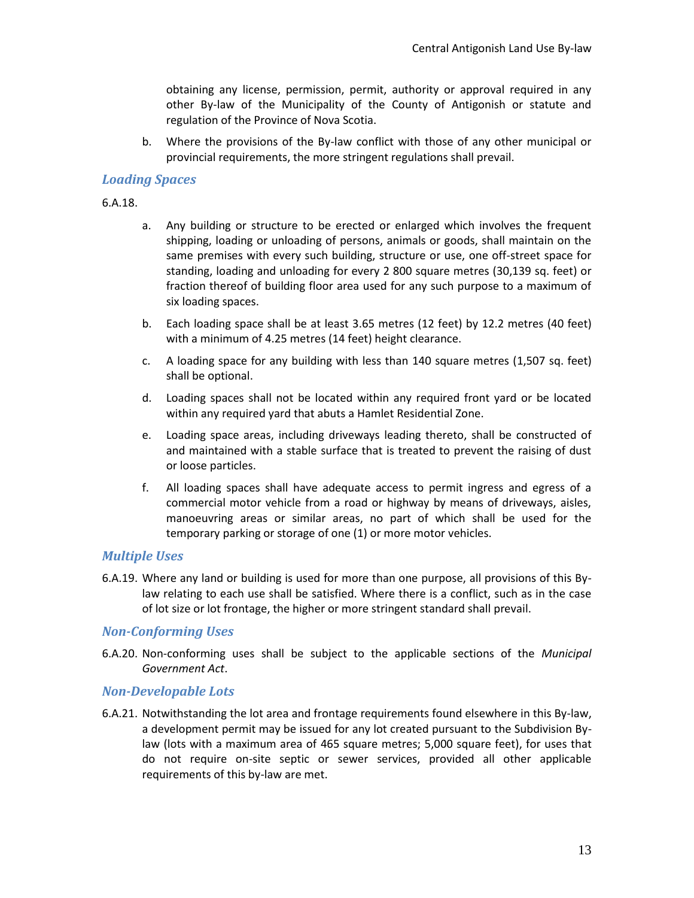obtaining any license, permission, permit, authority or approval required in any other By-law of the Municipality of the County of Antigonish or statute and regulation of the Province of Nova Scotia.

b. Where the provisions of the By-law conflict with those of any other municipal or provincial requirements, the more stringent regulations shall prevail.

### *Loading Spaces*

6.A.18.

a. Any building or structure to be erected or enlarged which involves the frequent shipping, loading or unloading of persons, animals or goods, shall maintain on the same premises with every such building, structure or use, one off-street space for standing, loading and unloading for every 2 800 square metres (30,139 sq. feet) or fraction thereof of building floor area used for any such purpose to a maximum of six loading spaces.

b. Each loading space shall be at least 3.65 metres (12 feet) by 12.2 metres (40 feet) with a minimum of 4.25 metres (14 feet) height clearance.

c. A loading space for any building with less than 140 square metres (1,507 sq. feet) shall be optional.

d. Loading spaces shall not be located within any required front yard or be located within any required yard that abuts a Hamlet Residential Zone.

e. Loading space areas, including driveways leading thereto, shall be constructed of and maintained with a stable surface that is treated to prevent the raising of dust or loose particles.

f. All loading spaces shall have adequate access to permit ingress and egress of a commercial motor vehicle from a road or highway by means of driveways, aisles, manoeuvring areas or similar areas, no part of which shall be used for the temporary parking or storage of one (1) or more motor vehicles.

### *Multiple Uses*

6.A.19. Where any land or building is used for more than one purpose, all provisions of this By-law relating to each use shall be satisfied. Where there is a conflict, such as in the case of lot size or lot frontage, the higher or more stringent standard shall prevail.

### *Non-Conforming Uses*

6.A.20. Non-conforming uses shall be subject to the applicable sections of the *Municipal Government Act*.

### *Non-Developable Lots*

6.A.21. Notwithstanding the lot area and frontage requirements found elsewhere in this By-law, a development permit may be issued for any lot created pursuant to the Subdivision By-law (lots with a maximum area of 465 square metres; 5,000 square feet), for uses that do not require on-site septic or sewer services, provided all other applicable requirements of this by-law are met.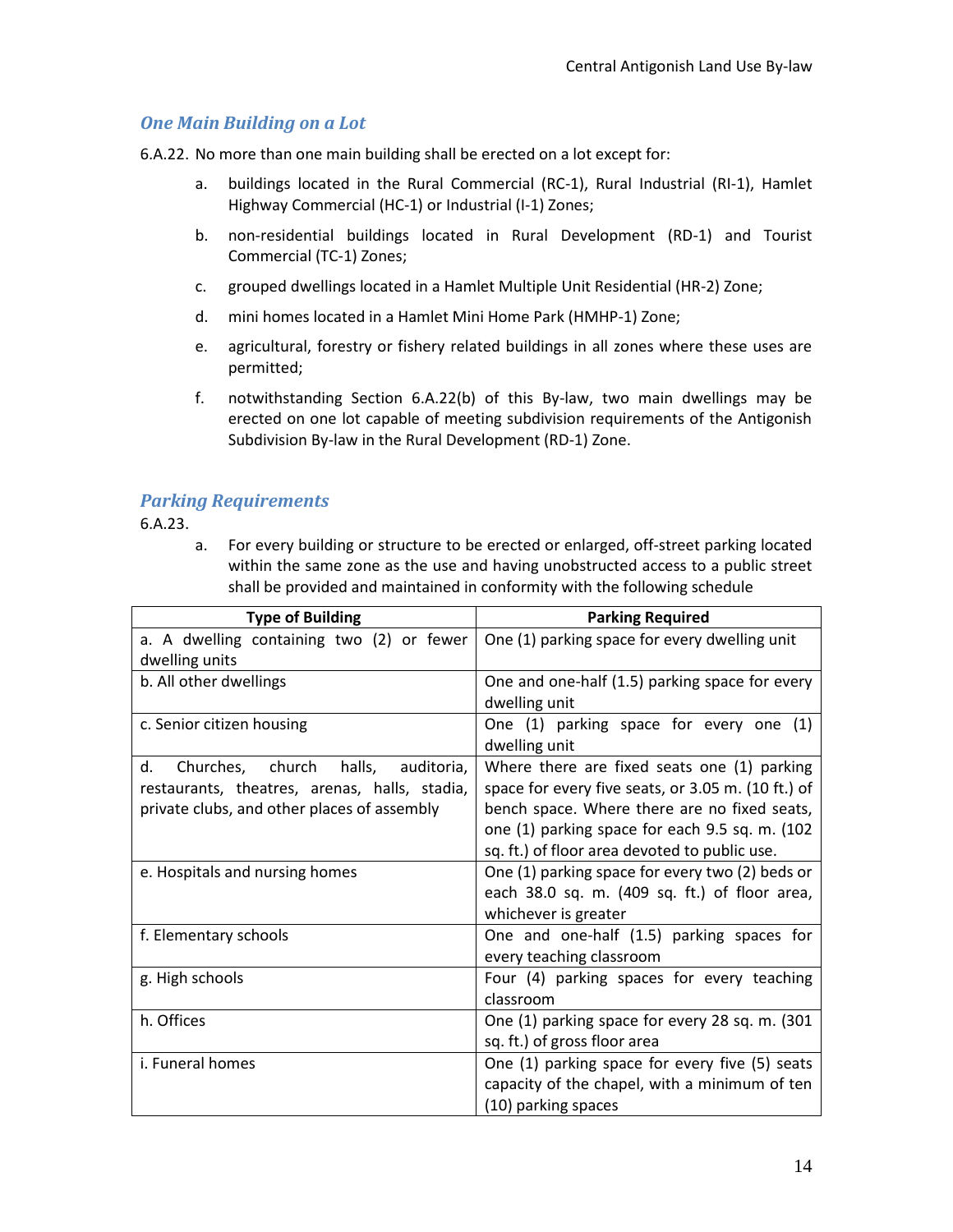### *One Main Building on a Lot*

6.A.22. No more than one main building shall be erected on a lot except for:

a. buildings located in the Rural Commercial (RC-1), Rural Industrial (RI-1), Hamlet Highway Commercial (HC-1) or Industrial (I-1) Zones;

b. non-residential buildings located in Rural Development (RD-1) and Tourist Commercial (TC-1) Zones;

c. grouped dwellings located in a Hamlet Multiple Unit Residential (HR-2) Zone;

d. mini homes located in a Hamlet Mini Home Park (HMHP-1) Zone;

e. agricultural, forestry or fishery related buildings in all zones where these uses are permitted;

f. notwithstanding Section 6.A.22(b) of this By-law, two main dwellings may be erected on one lot capable of meeting subdivision requirements of the Antigonish Subdivision By-law in the Rural Development (RD-1) Zone.

### *Parking Requirements*

6.A.23.

a. For every building or structure to be erected or enlarged, off-street parking located within the same zone as the use and having unobstructed access to a public street shall be provided and maintained in conformity with the following schedule

| Type of Building | Parking Required |
|---|---|
| a. A dwelling containing two (2) or fewer dwelling units | One (1) parking space for every dwelling unit |
| b. All other dwellings | One and one-half (1.5) parking space for every dwelling unit |
| c. Senior citizen housing | One (1) parking space for every one (1) dwelling unit |
| d. Churches, church halls, auditoria, restaurants, theatres, arenas, halls, stadia, private clubs, and other places of assembly | Where there are fixed seats one (1) parking space for every five seats, or 3.05 m. (10 ft.) of bench space. Where there are no fixed seats, one (1) parking space for each 9.5 sq. m. (102 sq. ft.) of floor area devoted to public use. |
| e. Hospitals and nursing homes | One (1) parking space for every two (2) beds or each 38.0 sq. m. (409 sq. ft.) of floor area, whichever is greater |
| f. Elementary schools | One and one-half (1.5) parking spaces for every teaching classroom |
| g. High schools | Four (4) parking spaces for every teaching classroom |
| h. Offices | One (1) parking space for every 28 sq. m. (301 sq. ft.) of gross floor area |
| i. Funeral homes | One (1) parking space for every five (5) seats capacity of the chapel, with a minimum of ten (10) parking spaces |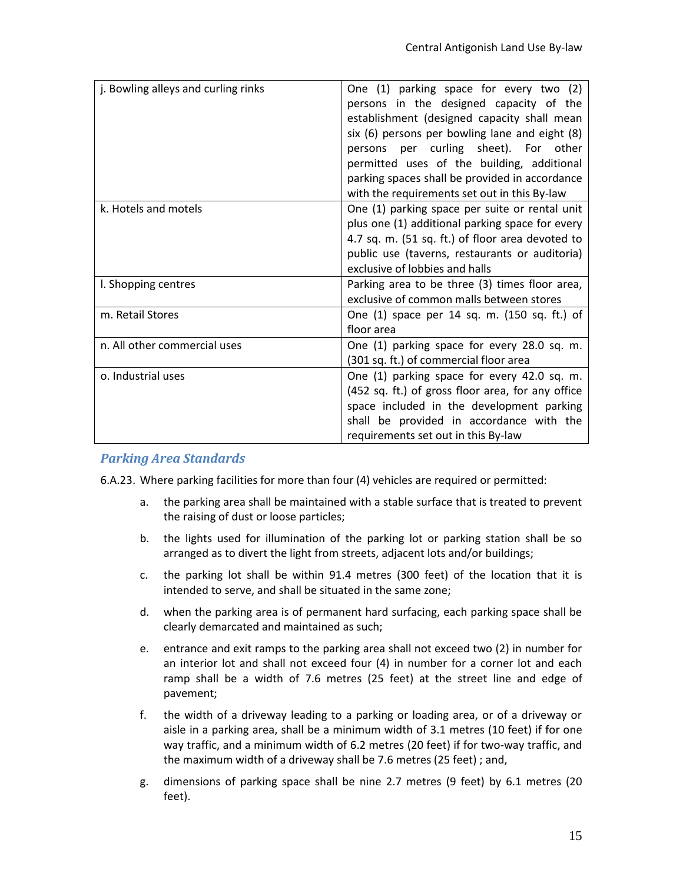| | |
|---|---|
| j. Bowling alleys and curling rinks | One (1) parking space for every two (2) persons in the designed capacity of the establishment (designed capacity shall mean six (6) persons per bowling lane and eight (8) persons per curling sheet). For other permitted uses of the building, additional parking spaces shall be provided in accordance with the requirements set out in this By-law |
| k. Hotels and motels | One (1) parking space per suite or rental unit plus one (1) additional parking space for every 4.7 sq. m. (51 sq. ft.) of floor area devoted to public use (taverns, restaurants or auditoria) exclusive of lobbies and halls |
| l. Shopping centres | Parking area to be three (3) times floor area, exclusive of common malls between stores |
| m. Retail Stores | One (1) space per 14 sq. m. (150 sq. ft.) of floor area |
| n. All other commercial uses | One (1) parking space for every 28.0 sq. m. (301 sq. ft.) of commercial floor area |
| o. Industrial uses | One (1) parking space for every 42.0 sq. m. (452 sq. ft.) of gross floor area, for any office space included in the development parking shall be provided in accordance with the requirements set out in this By-law |

### *Parking Area Standards*

6.A.23. Where parking facilities for more than four (4) vehicles are required or permitted:

a. the parking area shall be maintained with a stable surface that is treated to prevent the raising of dust or loose particles;

b. the lights used for illumination of the parking lot or parking station shall be so arranged as to divert the light from streets, adjacent lots and/or buildings;

c. the parking lot shall be within 91.4 metres (300 feet) of the location that it is intended to serve, and shall be situated in the same zone;

d. when the parking area is of permanent hard surfacing, each parking space shall be clearly demarcated and maintained as such;

e. entrance and exit ramps to the parking area shall not exceed two (2) in number for an interior lot and shall not exceed four (4) in number for a corner lot and each ramp shall be a width of 7.6 metres (25 feet) at the street line and edge of pavement;

f. the width of a driveway leading to a parking or loading area, or of a driveway or aisle in a parking area, shall be a minimum width of 3.1 metres (10 feet) if for one way traffic, and a minimum width of 6.2 metres (20 feet) if for two-way traffic, and the maximum width of a driveway shall be 7.6 metres (25 feet) ; and,

g. dimensions of parking space shall be nine 2.7 metres (9 feet) by 6.1 metres (20 feet).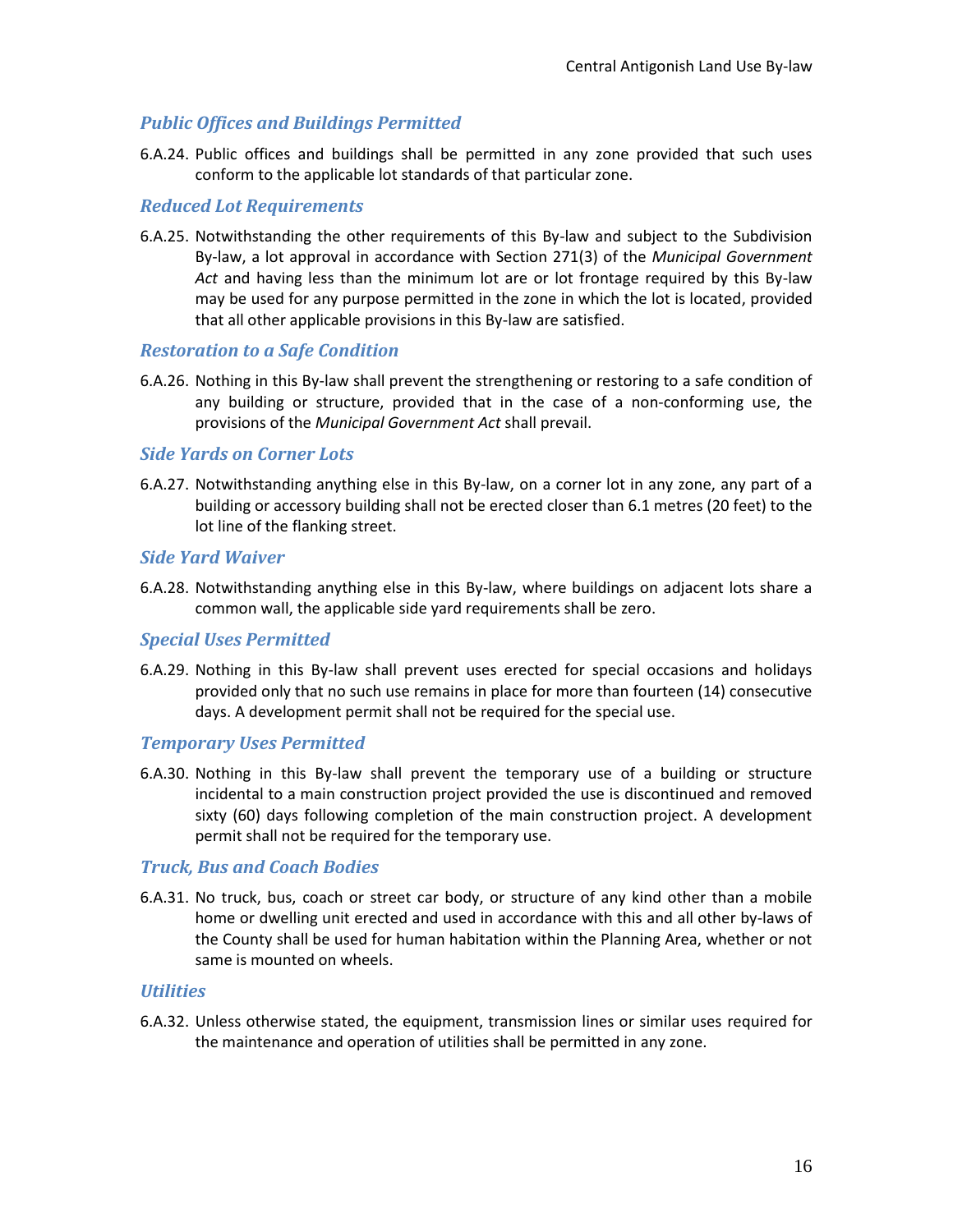### *Public Offices and Buildings Permitted*

6.A.24. Public offices and buildings shall be permitted in any zone provided that such uses conform to the applicable lot standards of that particular zone.

### *Reduced Lot Requirements*

6.A.25. Notwithstanding the other requirements of this By-law and subject to the Subdivision By-law, a lot approval in accordance with Section 271(3) of the *Municipal Government Act* and having less than the minimum lot are or lot frontage required by this By-law may be used for any purpose permitted in the zone in which the lot is located, provided that all other applicable provisions in this By-law are satisfied.

### *Restoration to a Safe Condition*

6.A.26. Nothing in this By-law shall prevent the strengthening or restoring to a safe condition of any building or structure, provided that in the case of a non-conforming use, the provisions of the *Municipal Government Act* shall prevail.

### *Side Yards on Corner Lots*

6.A.27. Notwithstanding anything else in this By-law, on a corner lot in any zone, any part of a building or accessory building shall not be erected closer than 6.1 metres (20 feet) to the lot line of the flanking street.

### *Side Yard Waiver*

6.A.28. Notwithstanding anything else in this By-law, where buildings on adjacent lots share a common wall, the applicable side yard requirements shall be zero.

### *Special Uses Permitted*

6.A.29. Nothing in this By-law shall prevent uses erected for special occasions and holidays provided only that no such use remains in place for more than fourteen (14) consecutive days. A development permit shall not be required for the special use.

### *Temporary Uses Permitted*

6.A.30. Nothing in this By-law shall prevent the temporary use of a building or structure incidental to a main construction project provided the use is discontinued and removed sixty (60) days following completion of the main construction project. A development permit shall not be required for the temporary use.

### *Truck, Bus and Coach Bodies*

6.A.31. No truck, bus, coach or street car body, or structure of any kind other than a mobile home or dwelling unit erected and used in accordance with this and all other by-laws of the County shall be used for human habitation within the Planning Area, whether or not same is mounted on wheels.

### *Utilities*

6.A.32. Unless otherwise stated, the equipment, transmission lines or similar uses required for the maintenance and operation of utilities shall be permitted in any zone.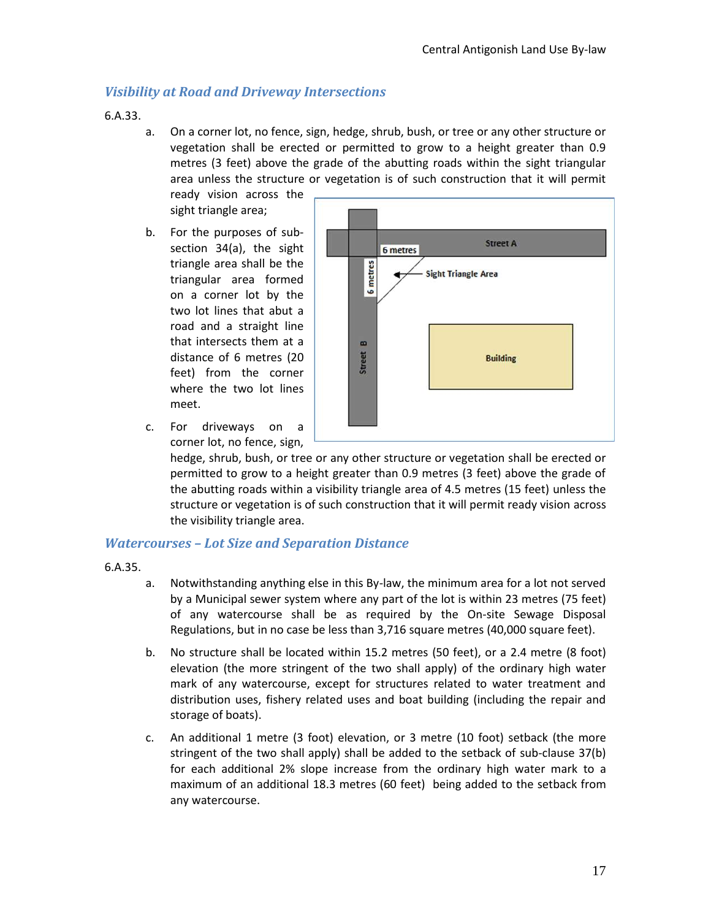### *Visibility at Road and Driveway Intersections*

6.A.33.

a. On a corner lot, no fence, sign, hedge, shrub, bush, or tree or any other structure or vegetation shall be erected or permitted to grow to a height greater than 0.9 metres (3 feet) above the grade of the abutting roads within the sight triangular area unless the structure or vegetation is of such construction that it will permit ready vision across the sight triangle area;

b. For the purposes of sub-section 34(a), the sight triangle area shall be the triangular area formed on a corner lot by the two lot lines that abut a road and a straight line that intersects them at a distance of 6 metres (20 feet) from the corner where the two lot lines meet.

c. For driveways on a corner lot, no fence, sign, hedge, shrub, bush, or tree or any other structure or vegetation shall be erected or permitted to grow to a height greater than 0.9 metres (3 feet) above the grade of the abutting roads within a visibility triangle area of 4.5 metres (15 feet) unless the structure or vegetation is of such construction that it will permit ready vision across the visibility triangle area.

### *Watercourses – Lot Size and Separation Distance*

6.A.35.

a. Notwithstanding anything else in this By-law, the minimum area for a lot not served by a Municipal sewer system where any part of the lot is within 23 metres (75 feet) of any watercourse shall be as required by the On-site Sewage Disposal Regulations, but in no case be less than 3,716 square metres (40,000 square feet).

b. No structure shall be located within 15.2 metres (50 feet), or a 2.4 metre (8 foot) elevation (the more stringent of the two shall apply) of the ordinary high water mark of any watercourse, except for structures related to water treatment and distribution uses, fishery related uses and boat building (including the repair and storage of boats).

c. An additional 1 metre (3 foot) elevation, or 3 metre (10 foot) setback (the more stringent of the two shall apply) shall be added to the setback of sub-clause 37(b) for each additional 2% slope increase from the ordinary high water mark to a maximum of an additional 18.3 metres (60 feet) being added to the setback from any watercourse.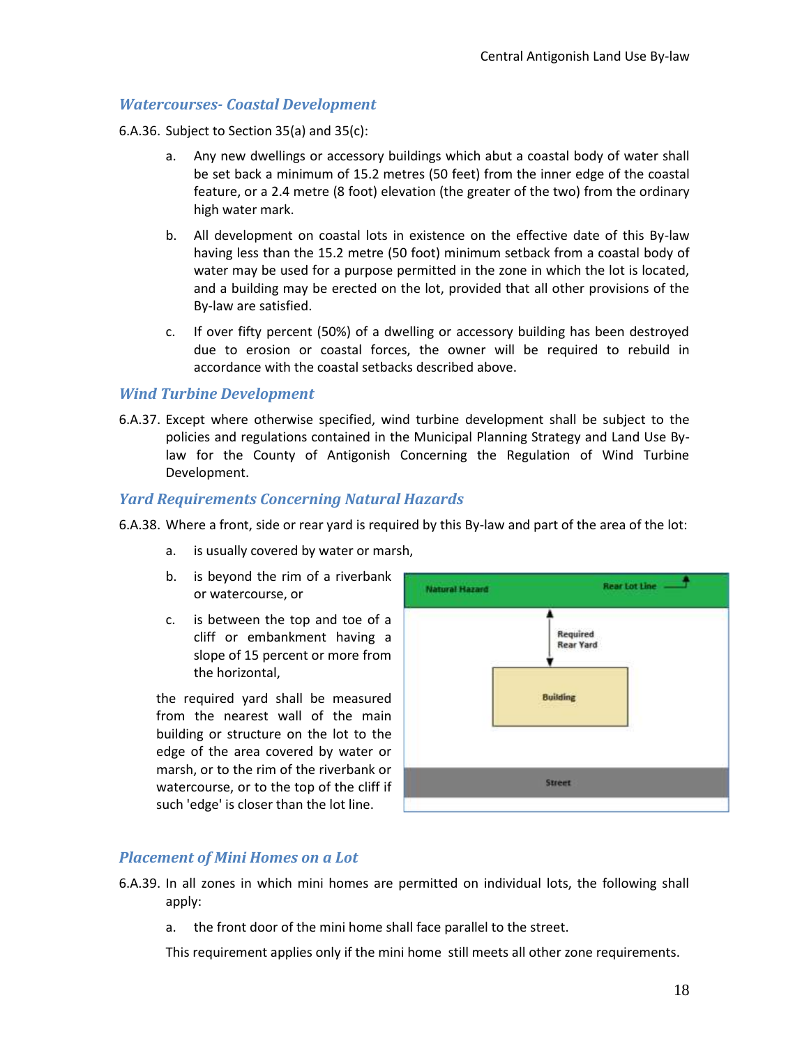### *Watercourses- Coastal Development*

6.A.36. Subject to Section 35(a) and 35(c):

a. Any new dwellings or accessory buildings which abut a coastal body of water shall be set back a minimum of 15.2 metres (50 feet) from the inner edge of the coastal feature, or a 2.4 metre (8 foot) elevation (the greater of the two) from the ordinary high water mark.

b. All development on coastal lots in existence on the effective date of this By-law having less than the 15.2 metre (50 foot) minimum setback from a coastal body of water may be used for a purpose permitted in the zone in which the lot is located, and a building may be erected on the lot, provided that all other provisions of the By-law are satisfied.

c. If over fifty percent (50%) of a dwelling or accessory building has been destroyed due to erosion or coastal forces, the owner will be required to rebuild in accordance with the coastal setbacks described above.

### *Wind Turbine Development*

6.A.37. Except where otherwise specified, wind turbine development shall be subject to the policies and regulations contained in the Municipal Planning Strategy and Land Use By-law for the County of Antigonish Concerning the Regulation of Wind Turbine Development.

### *Yard Requirements Concerning Natural Hazards*

6.A.38. Where a front, side or rear yard is required by this By-law and part of the area of the lot:

a. is usually covered by water or marsh,

b. is beyond the rim of a riverbank or watercourse, or

c. is between the top and toe of a cliff or embankment having a slope of 15 percent or more from the horizontal,

the required yard shall be measured from the nearest wall of the main building or structure on the lot to the edge of the area covered by water or marsh, or to the rim of the riverbank or watercourse, or to the top of the cliff if such 'edge' is closer than the lot line.

Natural Hazard — Rear Lot Line — Required Rear Yard — Building — Street

### *Placement of Mini Homes on a Lot*

6.A.39. In all zones in which mini homes are permitted on individual lots, the following shall apply:

a. the front door of the mini home shall face parallel to the street.

This requirement applies only if the mini home still meets all other zone requirements.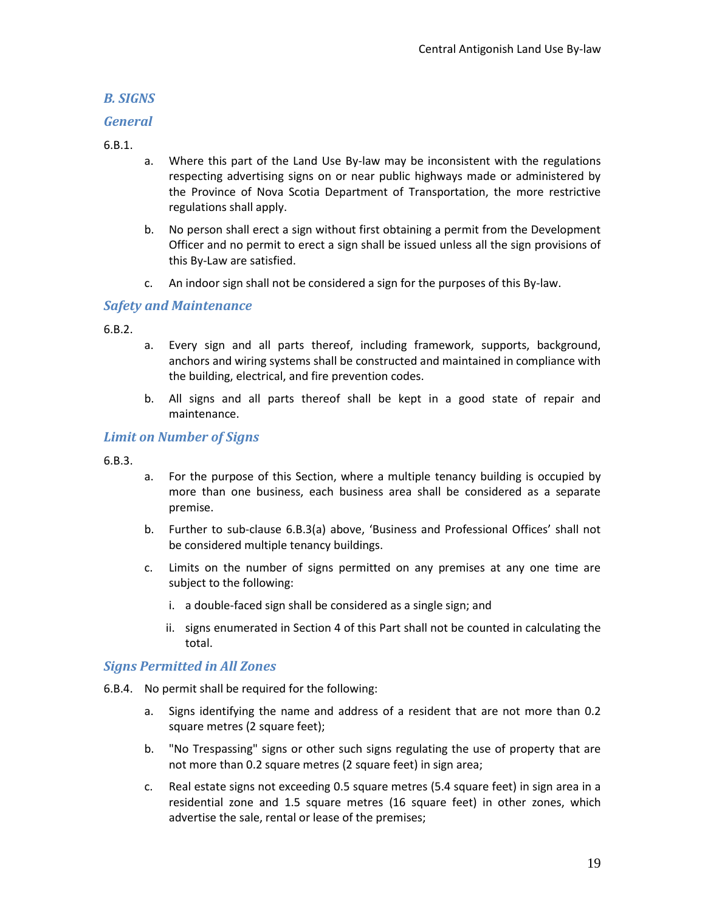## *B. SIGNS*

### *General*

6.B.1.

a. Where this part of the Land Use By-law may be inconsistent with the regulations respecting advertising signs on or near public highways made or administered by the Province of Nova Scotia Department of Transportation, the more restrictive regulations shall apply.

b. No person shall erect a sign without first obtaining a permit from the Development Officer and no permit to erect a sign shall be issued unless all the sign provisions of this By-Law are satisfied.

c. An indoor sign shall not be considered a sign for the purposes of this By-law.

### *Safety and Maintenance*

6.B.2.

a. Every sign and all parts thereof, including framework, supports, background, anchors and wiring systems shall be constructed and maintained in compliance with the building, electrical, and fire prevention codes.

b. All signs and all parts thereof shall be kept in a good state of repair and maintenance.

### *Limit on Number of Signs*

6.B.3.

a. For the purpose of this Section, where a multiple tenancy building is occupied by more than one business, each business area shall be considered as a separate premise.

b. Further to sub-clause 6.B.3(a) above, 'Business and Professional Offices' shall not be considered multiple tenancy buildings.

c. Limits on the number of signs permitted on any premises at any one time are subject to the following:

   i. a double-faced sign shall be considered as a single sign; and

   ii. signs enumerated in Section 4 of this Part shall not be counted in calculating the total.

### *Signs Permitted in All Zones*

6.B.4. No permit shall be required for the following:

a. Signs identifying the name and address of a resident that are not more than 0.2 square metres (2 square feet);

b. "No Trespassing" signs or other such signs regulating the use of property that are not more than 0.2 square metres (2 square feet) in sign area;

c. Real estate signs not exceeding 0.5 square metres (5.4 square feet) in sign area in a residential zone and 1.5 square metres (16 square feet) in other zones, which advertise the sale, rental or lease of the premises;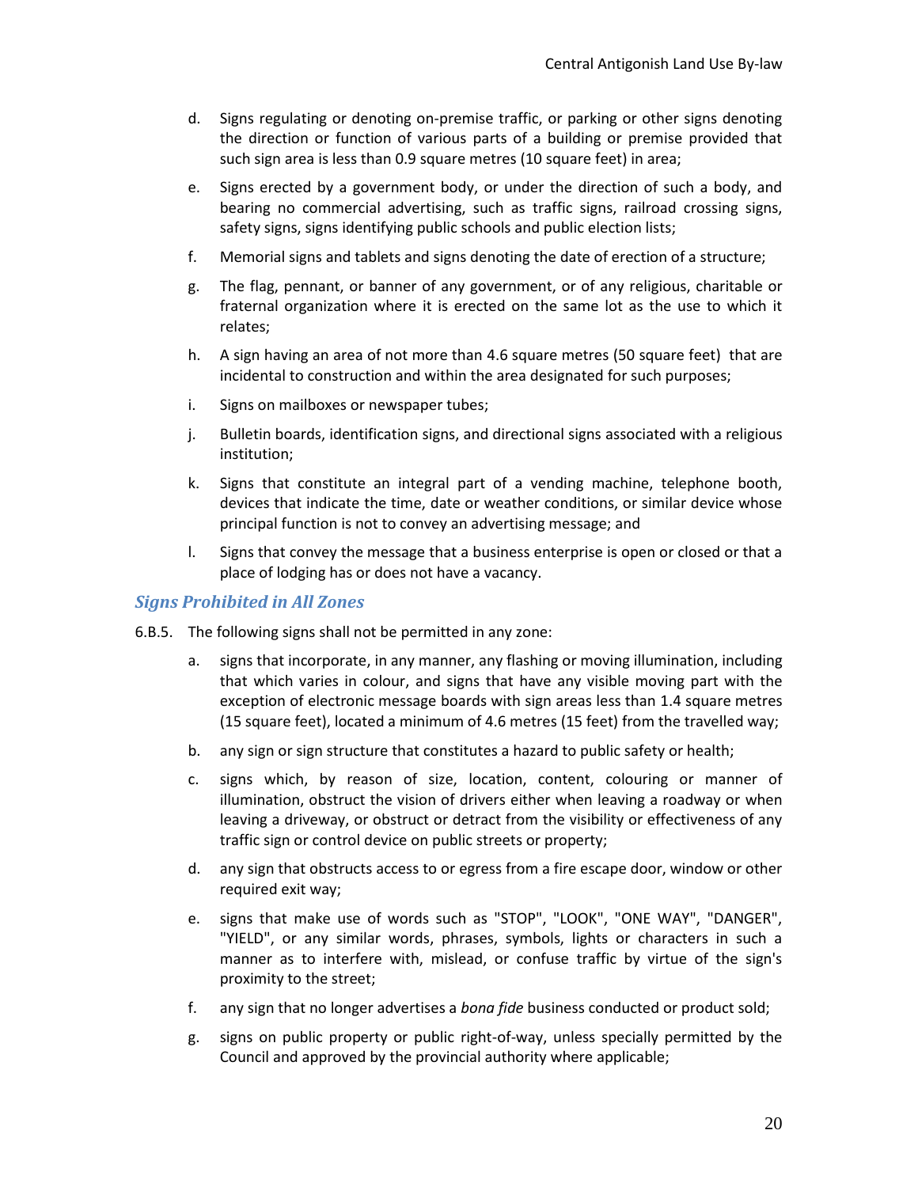d. Signs regulating or denoting on-premise traffic, or parking or other signs denoting the direction or function of various parts of a building or premise provided that such sign area is less than 0.9 square metres (10 square feet) in area;

e. Signs erected by a government body, or under the direction of such a body, and bearing no commercial advertising, such as traffic signs, railroad crossing signs, safety signs, signs identifying public schools and public election lists;

f. Memorial signs and tablets and signs denoting the date of erection of a structure;

g. The flag, pennant, or banner of any government, or of any religious, charitable or fraternal organization where it is erected on the same lot as the use to which it relates;

h. A sign having an area of not more than 4.6 square metres (50 square feet) that are incidental to construction and within the area designated for such purposes;

i. Signs on mailboxes or newspaper tubes;

j. Bulletin boards, identification signs, and directional signs associated with a religious institution;

k. Signs that constitute an integral part of a vending machine, telephone booth, devices that indicate the time, date or weather conditions, or similar device whose principal function is not to convey an advertising message; and

l. Signs that convey the message that a business enterprise is open or closed or that a place of lodging has or does not have a vacancy.

### *Signs Prohibited in All Zones*

6.B.5. The following signs shall not be permitted in any zone:

a. signs that incorporate, in any manner, any flashing or moving illumination, including that which varies in colour, and signs that have any visible moving part with the exception of electronic message boards with sign areas less than 1.4 square metres (15 square feet), located a minimum of 4.6 metres (15 feet) from the travelled way;

b. any sign or sign structure that constitutes a hazard to public safety or health;

c. signs which, by reason of size, location, content, colouring or manner of illumination, obstruct the vision of drivers either when leaving a roadway or when leaving a driveway, or obstruct or detract from the visibility or effectiveness of any traffic sign or control device on public streets or property;

d. any sign that obstructs access to or egress from a fire escape door, window or other required exit way;

e. signs that make use of words such as "STOP", "LOOK", "ONE WAY", "DANGER", "YIELD", or any similar words, phrases, symbols, lights or characters in such a manner as to interfere with, mislead, or confuse traffic by virtue of the sign's proximity to the street;

f. any sign that no longer advertises a *bona fide* business conducted or product sold;

g. signs on public property or public right-of-way, unless specially permitted by the Council and approved by the provincial authority where applicable;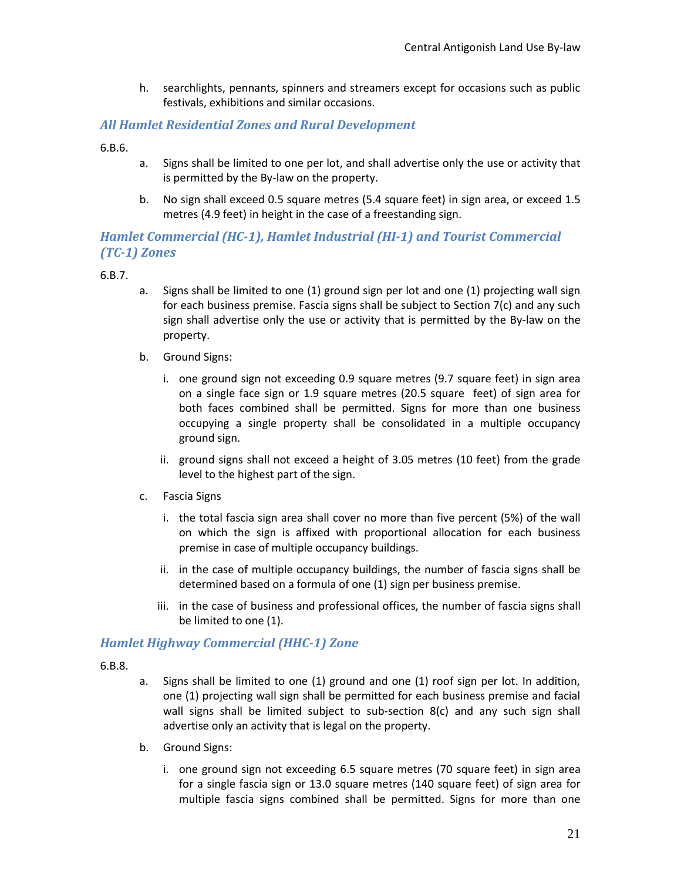h. searchlights, pennants, spinners and streamers except for occasions such as public festivals, exhibitions and similar occasions.

### *All Hamlet Residential Zones and Rural Development*

6.B.6.

a. Signs shall be limited to one per lot, and shall advertise only the use or activity that is permitted by the By-law on the property.

b. No sign shall exceed 0.5 square metres (5.4 square feet) in sign area, or exceed 1.5 metres (4.9 feet) in height in the case of a freestanding sign.

### *Hamlet Commercial (HC-1), Hamlet Industrial (HI-1) and Tourist Commercial (TC-1) Zones*

6.B.7.

a. Signs shall be limited to one (1) ground sign per lot and one (1) projecting wall sign for each business premise. Fascia signs shall be subject to Section 7(c) and any such sign shall advertise only the use or activity that is permitted by the By-law on the property.

b. Ground Signs:

   i. one ground sign not exceeding 0.9 square metres (9.7 square feet) in sign area on a single face sign or 1.9 square metres (20.5 square feet) of sign area for both faces combined shall be permitted. Signs for more than one business occupying a single property shall be consolidated in a multiple occupancy ground sign.

   ii. ground signs shall not exceed a height of 3.05 metres (10 feet) from the grade level to the highest part of the sign.

c. Fascia Signs

   i. the total fascia sign area shall cover no more than five percent (5%) of the wall on which the sign is affixed with proportional allocation for each business premise in case of multiple occupancy buildings.

   ii. in the case of multiple occupancy buildings, the number of fascia signs shall be determined based on a formula of one (1) sign per business premise.

   iii. in the case of business and professional offices, the number of fascia signs shall be limited to one (1).

### *Hamlet Highway Commercial (HHC-1) Zone*

6.B.8.

a. Signs shall be limited to one (1) ground and one (1) roof sign per lot. In addition, one (1) projecting wall sign shall be permitted for each business premise and facial wall signs shall be limited subject to sub-section 8(c) and any such sign shall advertise only an activity that is legal on the property.

b. Ground Signs:

   i. one ground sign not exceeding 6.5 square metres (70 square feet) in sign area for a single fascia sign or 13.0 square metres (140 square feet) of sign area for multiple fascia signs combined shall be permitted. Signs for more than one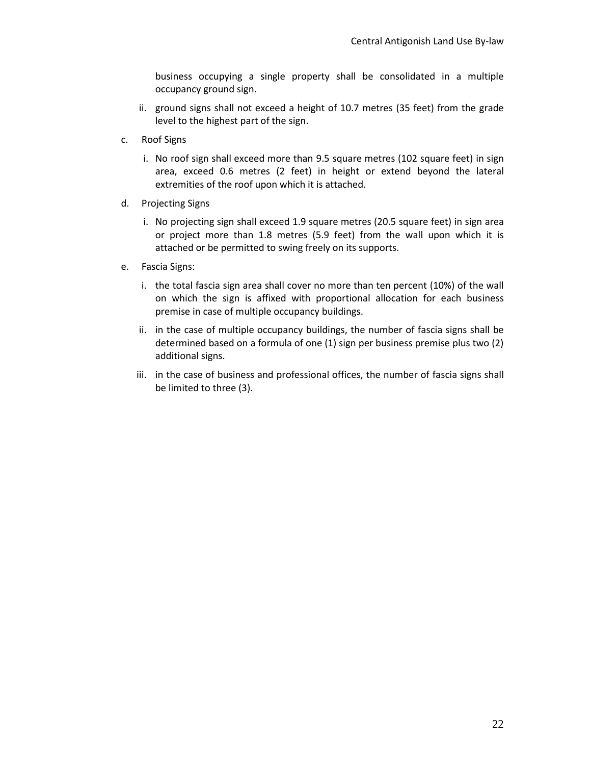business occupying a single property shall be consolidated in a multiple occupancy ground sign.

ii. ground signs shall not exceed a height of 10.7 metres (35 feet) from the grade level to the highest part of the sign.

c. Roof Signs

i. No roof sign shall exceed more than 9.5 square metres (102 square feet) in sign area, exceed 0.6 metres (2 feet) in height or extend beyond the lateral extremities of the roof upon which it is attached.

d. Projecting Signs

i. No projecting sign shall exceed 1.9 square metres (20.5 square feet) in sign area or project more than 1.8 metres (5.9 feet) from the wall upon which it is attached or be permitted to swing freely on its supports.

e. Fascia Signs:

i. the total fascia sign area shall cover no more than ten percent (10%) of the wall on which the sign is affixed with proportional allocation for each business premise in case of multiple occupancy buildings.

ii. in the case of multiple occupancy buildings, the number of fascia signs shall be determined based on a formula of one (1) sign per business premise plus two (2) additional signs.

iii. in the case of business and professional offices, the number of fascia signs shall be limited to three (3).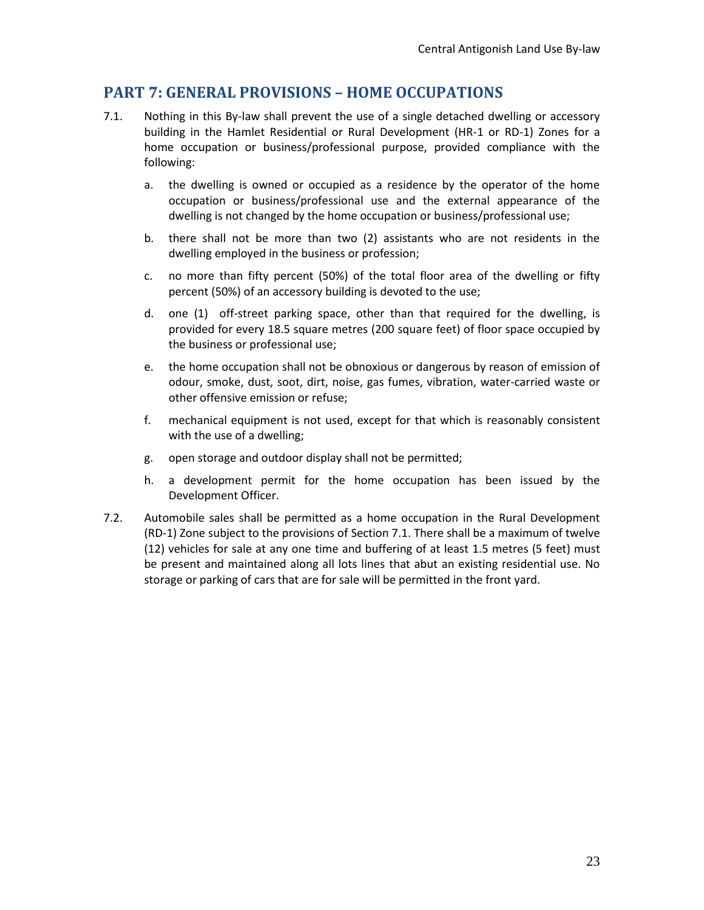## PART 7: GENERAL PROVISIONS – HOME OCCUPATIONS

7.1. Nothing in this By-law shall prevent the use of a single detached dwelling or accessory building in the Hamlet Residential or Rural Development (HR-1 or RD-1) Zones for a home occupation or business/professional purpose, provided compliance with the following:

a. the dwelling is owned or occupied as a residence by the operator of the home occupation or business/professional use and the external appearance of the dwelling is not changed by the home occupation or business/professional use;

b. there shall not be more than two (2) assistants who are not residents in the dwelling employed in the business or profession;

c. no more than fifty percent (50%) of the total floor area of the dwelling or fifty percent (50%) of an accessory building is devoted to the use;

d. one (1) off-street parking space, other than that required for the dwelling, is provided for every 18.5 square metres (200 square feet) of floor space occupied by the business or professional use;

e. the home occupation shall not be obnoxious or dangerous by reason of emission of odour, smoke, dust, soot, dirt, noise, gas fumes, vibration, water-carried waste or other offensive emission or refuse;

f. mechanical equipment is not used, except for that which is reasonably consistent with the use of a dwelling;

g. open storage and outdoor display shall not be permitted;

h. a development permit for the home occupation has been issued by the Development Officer.

7.2. Automobile sales shall be permitted as a home occupation in the Rural Development (RD-1) Zone subject to the provisions of Section 7.1. There shall be a maximum of twelve (12) vehicles for sale at any one time and buffering of at least 1.5 metres (5 feet) must be present and maintained along all lots lines that abut an existing residential use. No storage or parking of cars that are for sale will be permitted in the front yard.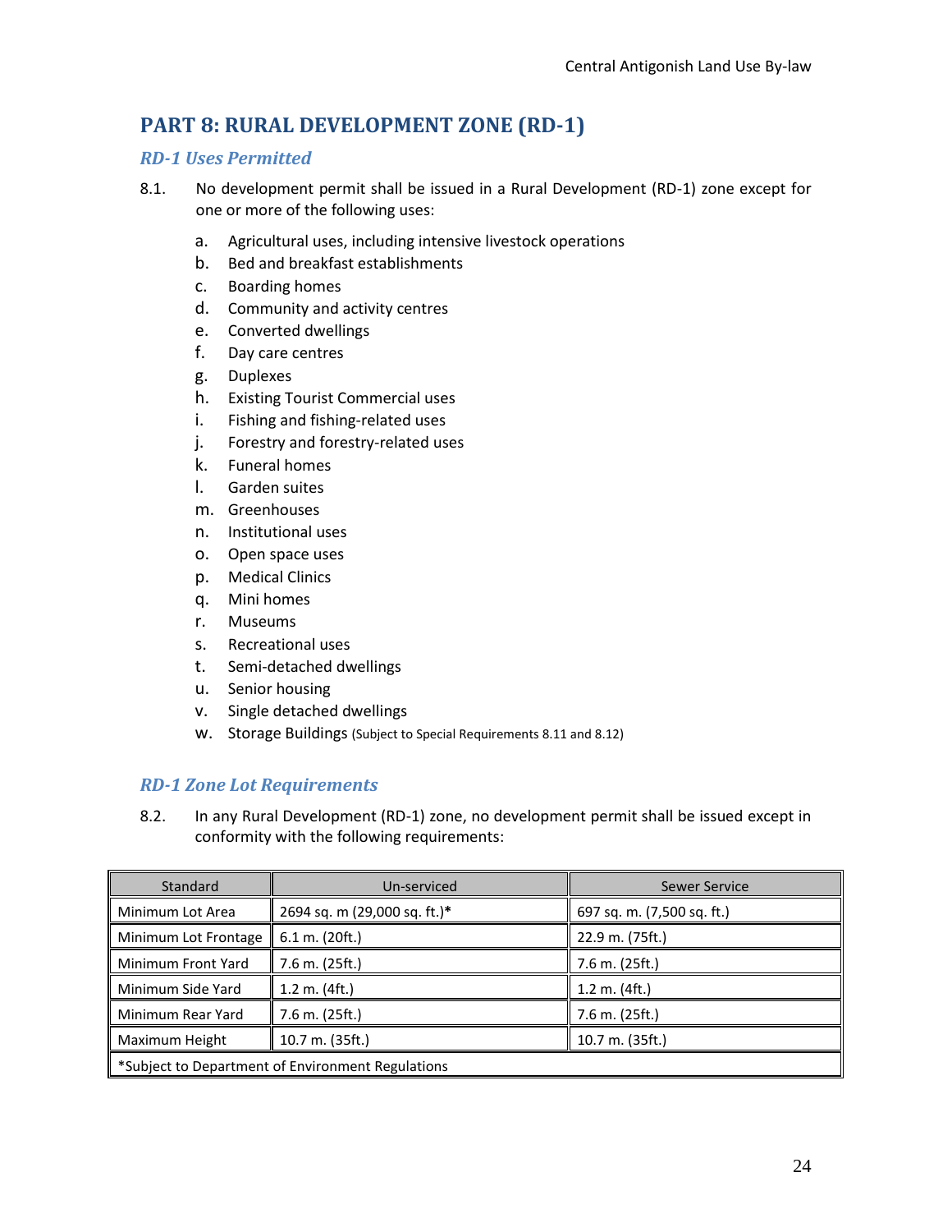# PART 8: RURAL DEVELOPMENT ZONE (RD-1)

## *RD-1 Uses Permitted*

8.1. No development permit shall be issued in a Rural Development (RD-1) zone except for one or more of the following uses:

a. Agricultural uses, including intensive livestock operations
b. Bed and breakfast establishments
c. Boarding homes
d. Community and activity centres
e. Converted dwellings
f. Day care centres
g. Duplexes
h. Existing Tourist Commercial uses
i. Fishing and fishing-related uses
j. Forestry and forestry-related uses
k. Funeral homes
l. Garden suites
m. Greenhouses
n. Institutional uses
o. Open space uses
p. Medical Clinics
q. Mini homes
r. Museums
s. Recreational uses
t. Semi-detached dwellings
u. Senior housing
v. Single detached dwellings
w. Storage Buildings (Subject to Special Requirements 8.11 and 8.12)

## *RD-1 Zone Lot Requirements*

8.2. In any Rural Development (RD-1) zone, no development permit shall be issued except in conformity with the following requirements:

| Standard | Un-serviced | Sewer Service |
|---|---|---|
| Minimum Lot Area | 2694 sq. m (29,000 sq. ft.)* | 697 sq. m. (7,500 sq. ft.) |
| Minimum Lot Frontage | 6.1 m. (20ft.) | 22.9 m. (75ft.) |
| Minimum Front Yard | 7.6 m. (25ft.) | 7.6 m. (25ft.) |
| Minimum Side Yard | 1.2 m. (4ft.) | 1.2 m. (4ft.) |
| Minimum Rear Yard | 7.6 m. (25ft.) | 7.6 m. (25ft.) |
| Maximum Height | 10.7 m. (35ft.) | 10.7 m. (35ft.) |
| *Subject to Department of Environment Regulations | | |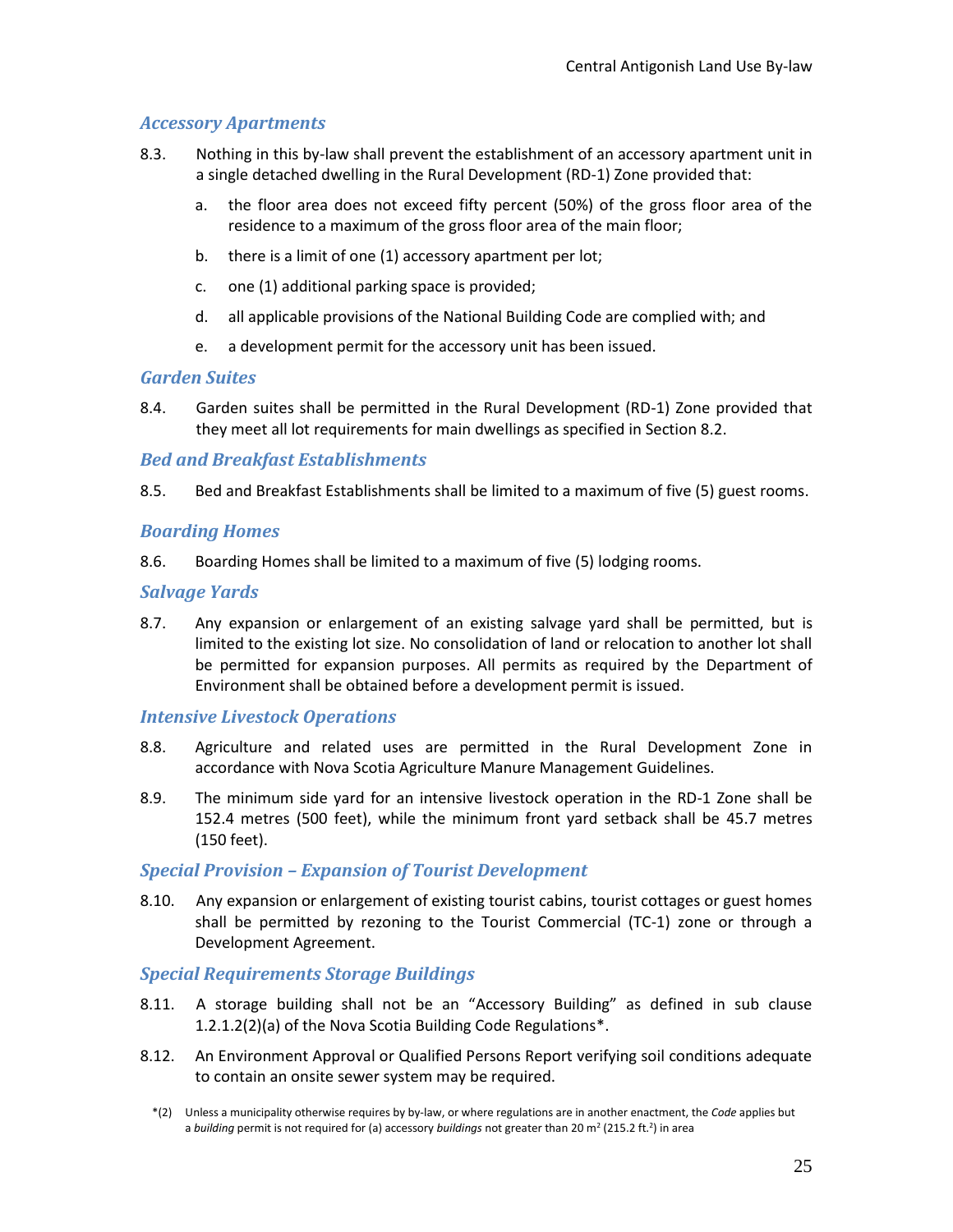### *Accessory Apartments*

8.3. Nothing in this by-law shall prevent the establishment of an accessory apartment unit in a single detached dwelling in the Rural Development (RD-1) Zone provided that:

   a. the floor area does not exceed fifty percent (50%) of the gross floor area of the residence to a maximum of the gross floor area of the main floor;

   b. there is a limit of one (1) accessory apartment per lot;

   c. one (1) additional parking space is provided;

   d. all applicable provisions of the National Building Code are complied with; and

   e. a development permit for the accessory unit has been issued.

### *Garden Suites*

8.4. Garden suites shall be permitted in the Rural Development (RD-1) Zone provided that they meet all lot requirements for main dwellings as specified in Section 8.2.

### *Bed and Breakfast Establishments*

8.5. Bed and Breakfast Establishments shall be limited to a maximum of five (5) guest rooms.

### *Boarding Homes*

8.6. Boarding Homes shall be limited to a maximum of five (5) lodging rooms.

### *Salvage Yards*

8.7. Any expansion or enlargement of an existing salvage yard shall be permitted, but is limited to the existing lot size. No consolidation of land or relocation to another lot shall be permitted for expansion purposes. All permits as required by the Department of Environment shall be obtained before a development permit is issued.

### *Intensive Livestock Operations*

8.8. Agriculture and related uses are permitted in the Rural Development Zone in accordance with Nova Scotia Agriculture Manure Management Guidelines.

8.9. The minimum side yard for an intensive livestock operation in the RD-1 Zone shall be 152.4 metres (500 feet), while the minimum front yard setback shall be 45.7 metres (150 feet).

### *Special Provision – Expansion of Tourist Development*

8.10. Any expansion or enlargement of existing tourist cabins, tourist cottages or guest homes shall be permitted by rezoning to the Tourist Commercial (TC-1) zone or through a Development Agreement.

### *Special Requirements Storage Buildings*

8.11. A storage building shall not be an "Accessory Building" as defined in sub clause 1.2.1.2(2)(a) of the Nova Scotia Building Code Regulations*.

8.12. An Environment Approval or Qualified Persons Report verifying soil conditions adequate to contain an onsite sewer system may be required.

*(2) Unless a municipality otherwise requires by by-law, or where regulations are in another enactment, the *Code* applies but a *building* permit is not required for (a) accessory *buildings* not greater than 20 $m^2$ (215.2 $ft.^2$) in area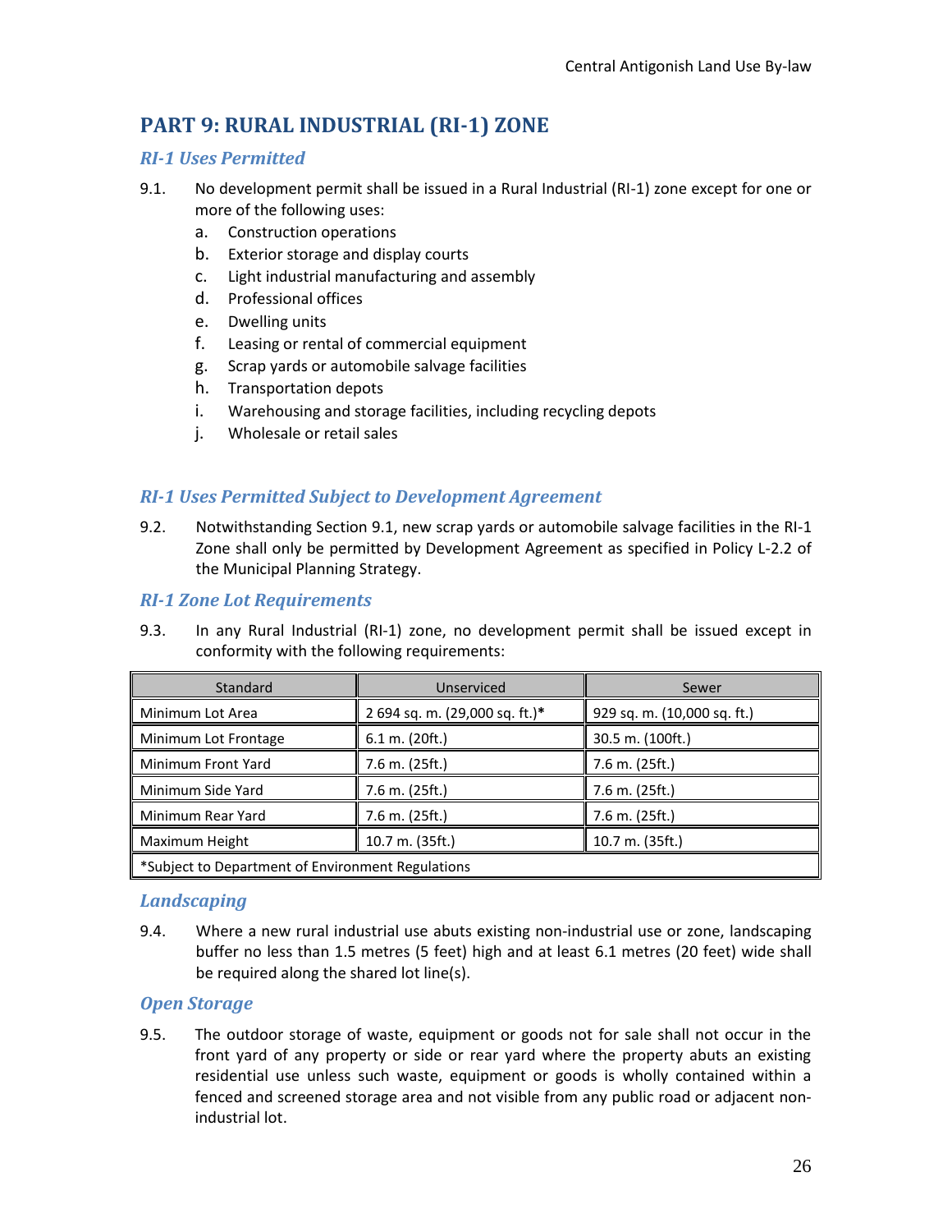# PART 9: RURAL INDUSTRIAL (RI-1) ZONE

### *RI-1 Uses Permitted*

9.1. No development permit shall be issued in a Rural Industrial (RI-1) zone except for one or more of the following uses:

a. Construction operations
b. Exterior storage and display courts
c. Light industrial manufacturing and assembly
d. Professional offices
e. Dwelling units
f. Leasing or rental of commercial equipment
g. Scrap yards or automobile salvage facilities
h. Transportation depots
i. Warehousing and storage facilities, including recycling depots
j. Wholesale or retail sales

### *RI-1 Uses Permitted Subject to Development Agreement*

9.2. Notwithstanding Section 9.1, new scrap yards or automobile salvage facilities in the RI-1 Zone shall only be permitted by Development Agreement as specified in Policy L-2.2 of the Municipal Planning Strategy.

### *RI-1 Zone Lot Requirements*

9.3. In any Rural Industrial (RI-1) zone, no development permit shall be issued except in conformity with the following requirements:

| Standard | Unserviced | Sewer |
|---|---|---|
| Minimum Lot Area | 2 694 sq. m. (29,000 sq. ft.)* | 929 sq. m. (10,000 sq. ft.) |
| Minimum Lot Frontage | 6.1 m. (20ft.) | 30.5 m. (100ft.) |
| Minimum Front Yard | 7.6 m. (25ft.) | 7.6 m. (25ft.) |
| Minimum Side Yard | 7.6 m. (25ft.) | 7.6 m. (25ft.) |
| Minimum Rear Yard | 7.6 m. (25ft.) | 7.6 m. (25ft.) |
| Maximum Height | 10.7 m. (35ft.) | 10.7 m. (35ft.) |
| *Subject to Department of Environment Regulations | | |

### *Landscaping*

9.4. Where a new rural industrial use abuts existing non-industrial use or zone, landscaping buffer no less than 1.5 metres (5 feet) high and at least 6.1 metres (20 feet) wide shall be required along the shared lot line(s).

### *Open Storage*

9.5. The outdoor storage of waste, equipment or goods not for sale shall not occur in the front yard of any property or side or rear yard where the property abuts an existing residential use unless such waste, equipment or goods is wholly contained within a fenced and screened storage area and not visible from any public road or adjacent non-industrial lot.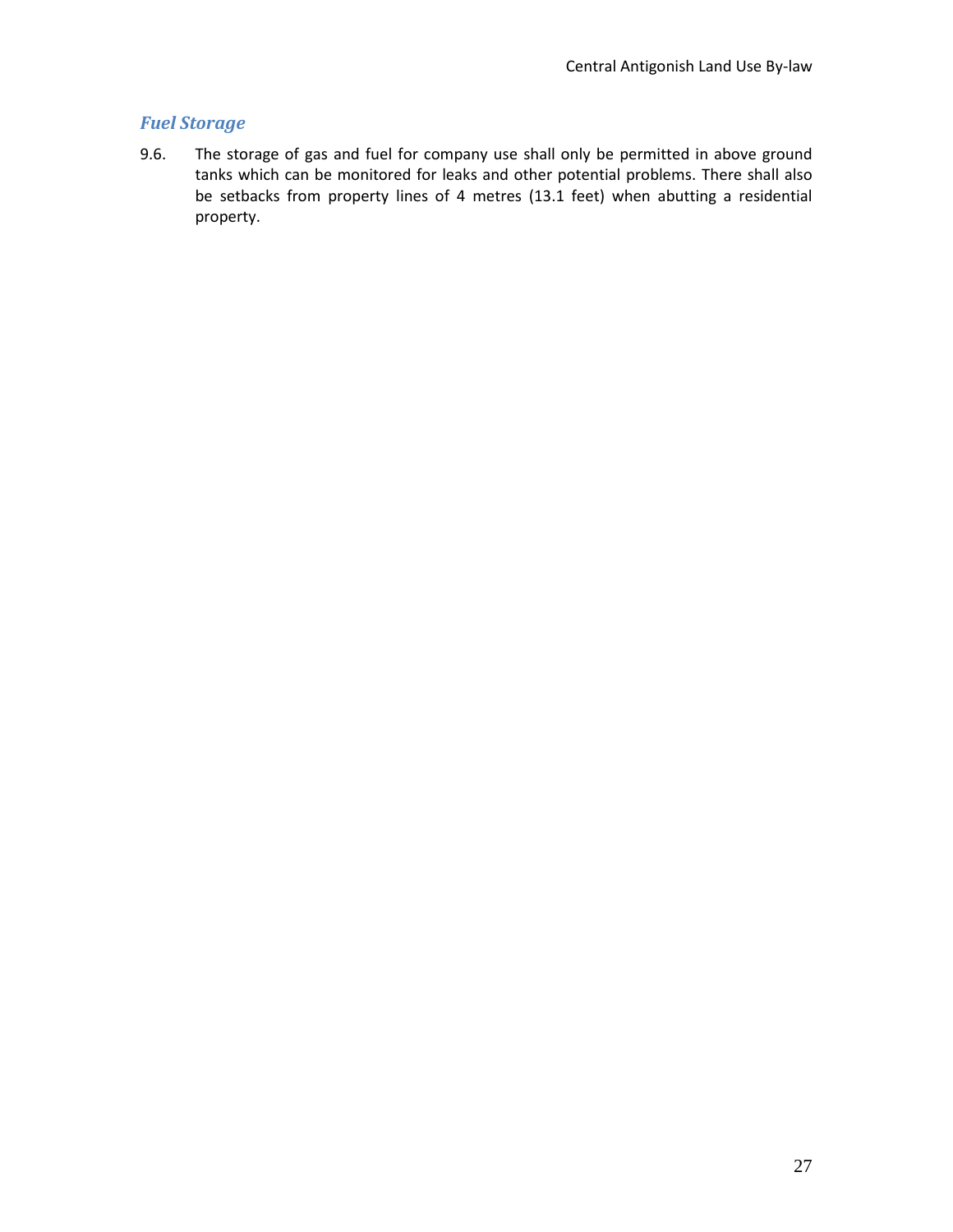### *Fuel Storage*

9.6. The storage of gas and fuel for company use shall only be permitted in above ground tanks which can be monitored for leaks and other potential problems. There shall also be setbacks from property lines of 4 metres (13.1 feet) when abutting a residential property.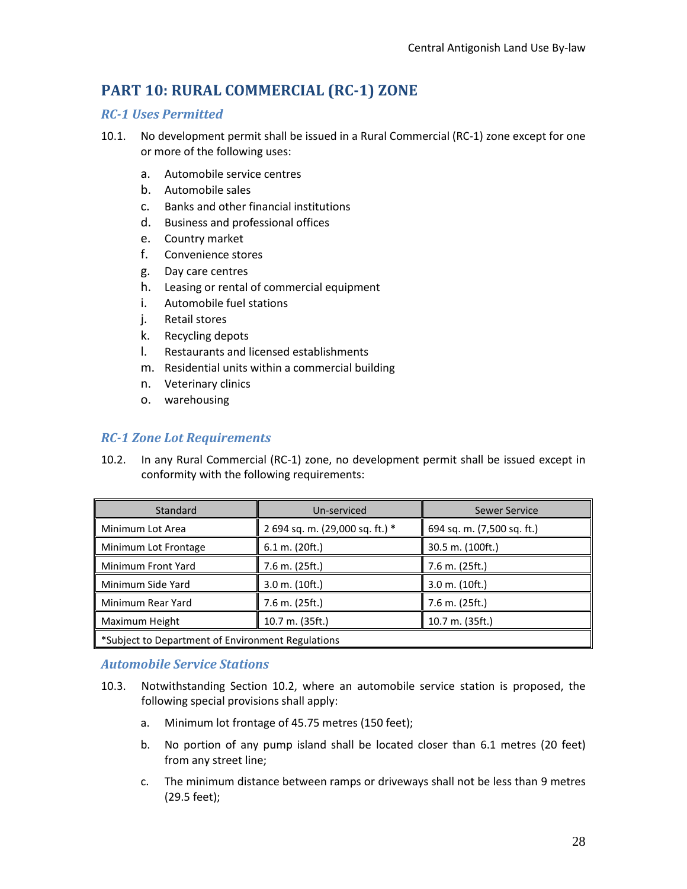# PART 10: RURAL COMMERCIAL (RC-1) ZONE

## *RC-1 Uses Permitted*

10.1. No development permit shall be issued in a Rural Commercial (RC-1) zone except for one or more of the following uses:

a. Automobile service centres
b. Automobile sales
c. Banks and other financial institutions
d. Business and professional offices
e. Country market
f. Convenience stores
g. Day care centres
h. Leasing or rental of commercial equipment
i. Automobile fuel stations
j. Retail stores
k. Recycling depots
l. Restaurants and licensed establishments
m. Residential units within a commercial building
n. Veterinary clinics
o. warehousing

## *RC-1 Zone Lot Requirements*

10.2. In any Rural Commercial (RC-1) zone, no development permit shall be issued except in conformity with the following requirements:

| Standard | Un-serviced | Sewer Service |
|---|---|---|
| Minimum Lot Area | 2 694 sq. m. (29,000 sq. ft.) * | 694 sq. m. (7,500 sq. ft.) |
| Minimum Lot Frontage | 6.1 m. (20ft.) | 30.5 m. (100ft.) |
| Minimum Front Yard | 7.6 m. (25ft.) | 7.6 m. (25ft.) |
| Minimum Side Yard | 3.0 m. (10ft.) | 3.0 m. (10ft.) |
| Minimum Rear Yard | 7.6 m. (25ft.) | 7.6 m. (25ft.) |
| Maximum Height | 10.7 m. (35ft.) | 10.7 m. (35ft.) |
| *Subject to Department of Environment Regulations | | |

## *Automobile Service Stations*

10.3. Notwithstanding Section 10.2, where an automobile service station is proposed, the following special provisions shall apply:

a. Minimum lot frontage of 45.75 metres (150 feet);

b. No portion of any pump island shall be located closer than 6.1 metres (20 feet) from any street line;

c. The minimum distance between ramps or driveways shall not be less than 9 metres (29.5 feet);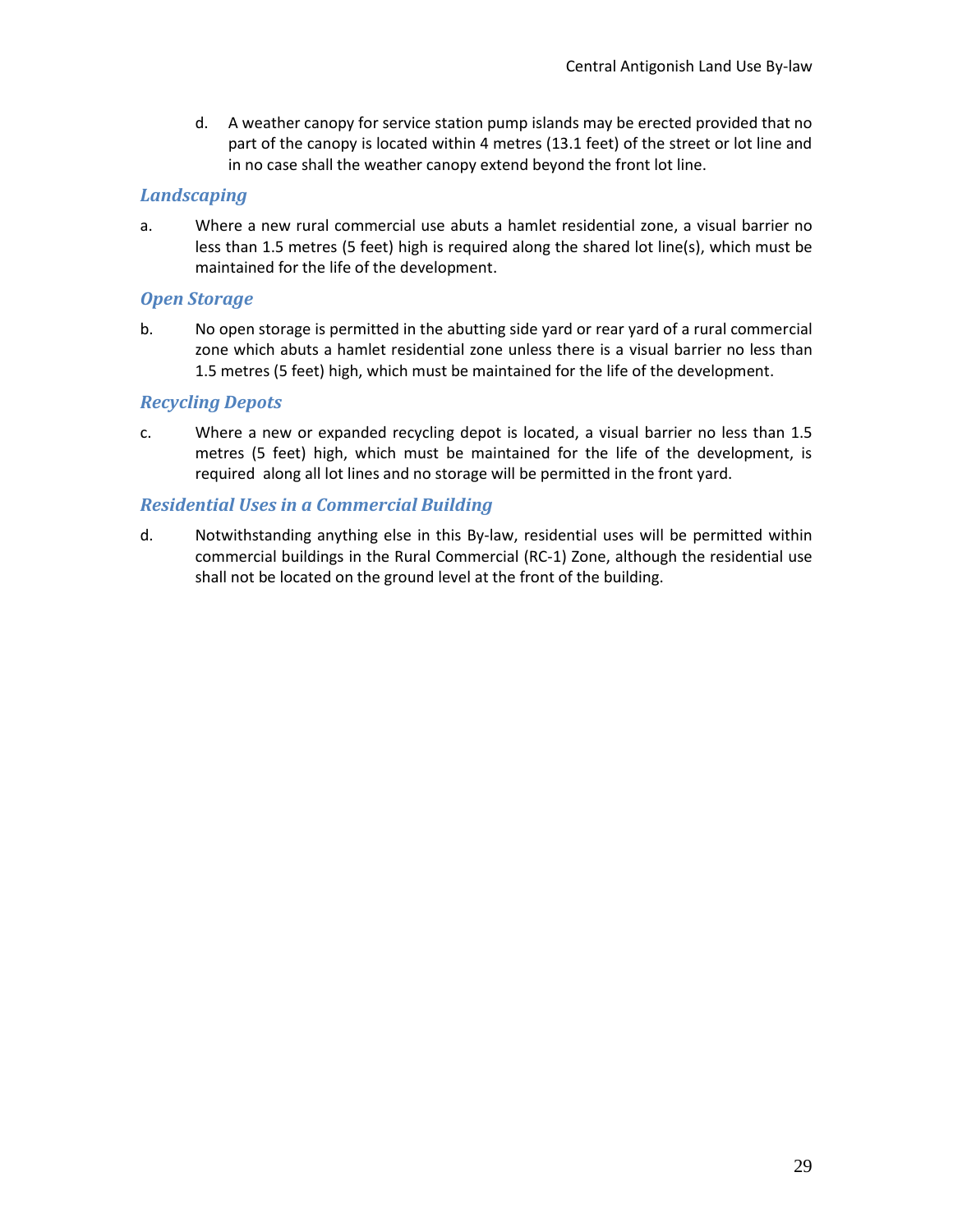d. A weather canopy for service station pump islands may be erected provided that no part of the canopy is located within 4 metres (13.1 feet) of the street or lot line and in no case shall the weather canopy extend beyond the front lot line.

### *Landscaping*

a. Where a new rural commercial use abuts a hamlet residential zone, a visual barrier no less than 1.5 metres (5 feet) high is required along the shared lot line(s), which must be maintained for the life of the development.

### *Open Storage*

b. No open storage is permitted in the abutting side yard or rear yard of a rural commercial zone which abuts a hamlet residential zone unless there is a visual barrier no less than 1.5 metres (5 feet) high, which must be maintained for the life of the development.

### *Recycling Depots*

c. Where a new or expanded recycling depot is located, a visual barrier no less than 1.5 metres (5 feet) high, which must be maintained for the life of the development, is required along all lot lines and no storage will be permitted in the front yard.

### *Residential Uses in a Commercial Building*

d. Notwithstanding anything else in this By-law, residential uses will be permitted within commercial buildings in the Rural Commercial (RC-1) Zone, although the residential use shall not be located on the ground level at the front of the building.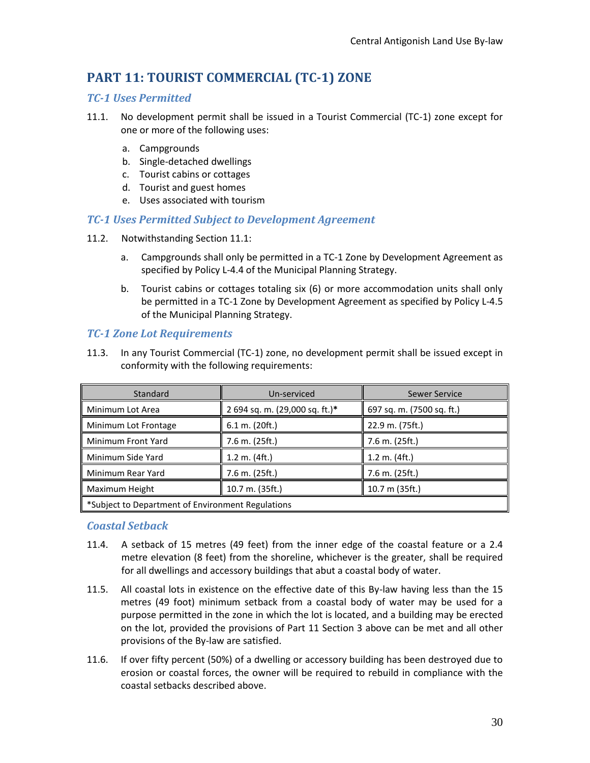# PART 11: TOURIST COMMERCIAL (TC-1) ZONE

### *TC-1 Uses Permitted*

11.1. No development permit shall be issued in a Tourist Commercial (TC-1) zone except for one or more of the following uses:

a. Campgrounds
b. Single-detached dwellings
c. Tourist cabins or cottages
d. Tourist and guest homes
e. Uses associated with tourism

### *TC-1 Uses Permitted Subject to Development Agreement*

11.2. Notwithstanding Section 11.1:

a. Campgrounds shall only be permitted in a TC-1 Zone by Development Agreement as specified by Policy L-4.4 of the Municipal Planning Strategy.

b. Tourist cabins or cottages totaling six (6) or more accommodation units shall only be permitted in a TC-1 Zone by Development Agreement as specified by Policy L-4.5 of the Municipal Planning Strategy.

### *TC-1 Zone Lot Requirements*

11.3. In any Tourist Commercial (TC-1) zone, no development permit shall be issued except in conformity with the following requirements:

| Standard | Un-serviced | Sewer Service |
|---|---|---|
| Minimum Lot Area | 2 694 sq. m. (29,000 sq. ft.)* | 697 sq. m. (7500 sq. ft.) |
| Minimum Lot Frontage | 6.1 m. (20ft.) | 22.9 m. (75ft.) |
| Minimum Front Yard | 7.6 m. (25ft.) | 7.6 m. (25ft.) |
| Minimum Side Yard | 1.2 m. (4ft.) | 1.2 m. (4ft.) |
| Minimum Rear Yard | 7.6 m. (25ft.) | 7.6 m. (25ft.) |
| Maximum Height | 10.7 m. (35ft.) | 10.7 m (35ft.) |
| *Subject to Department of Environment Regulations | | |

### *Coastal Setback*

11.4. A setback of 15 metres (49 feet) from the inner edge of the coastal feature or a 2.4 metre elevation (8 feet) from the shoreline, whichever is the greater, shall be required for all dwellings and accessory buildings that abut a coastal body of water.

11.5. All coastal lots in existence on the effective date of this By-law having less than the 15 metres (49 foot) minimum setback from a coastal body of water may be used for a purpose permitted in the zone in which the lot is located, and a building may be erected on the lot, provided the provisions of Part 11 Section 3 above can be met and all other provisions of the By-law are satisfied.

11.6. If over fifty percent (50%) of a dwelling or accessory building has been destroyed due to erosion or coastal forces, the owner will be required to rebuild in compliance with the coastal setbacks described above.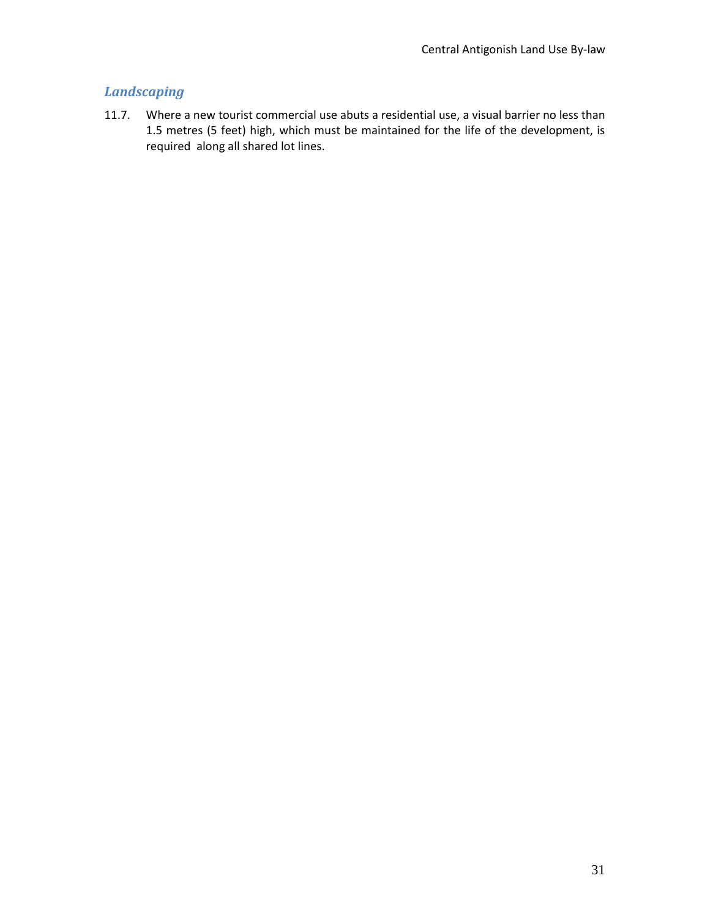### *Landscaping*

11.7. Where a new tourist commercial use abuts a residential use, a visual barrier no less than 1.5 metres (5 feet) high, which must be maintained for the life of the development, is required along all shared lot lines.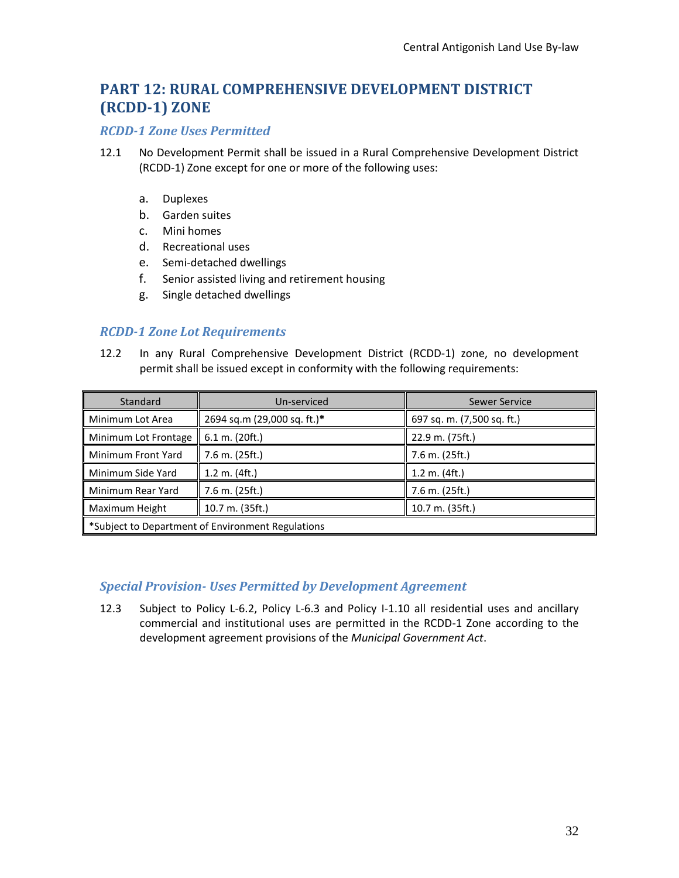# PART 12: RURAL COMPREHENSIVE DEVELOPMENT DISTRICT (RCDD-1) ZONE

### *RCDD-1 Zone Uses Permitted*

12.1 No Development Permit shall be issued in a Rural Comprehensive Development District (RCDD-1) Zone except for one or more of the following uses:

a. Duplexes
b. Garden suites
c. Mini homes
d. Recreational uses
e. Semi-detached dwellings
f. Senior assisted living and retirement housing
g. Single detached dwellings

### *RCDD-1 Zone Lot Requirements*

12.2 In any Rural Comprehensive Development District (RCDD-1) zone, no development permit shall be issued except in conformity with the following requirements:

| Standard | Un-serviced | Sewer Service |
|---|---|---|
| Minimum Lot Area | 2694 sq.m (29,000 sq. ft.)* | 697 sq. m. (7,500 sq. ft.) |
| Minimum Lot Frontage | 6.1 m. (20ft.) | 22.9 m. (75ft.) |
| Minimum Front Yard | 7.6 m. (25ft.) | 7.6 m. (25ft.) |
| Minimum Side Yard | 1.2 m. (4ft.) | 1.2 m. (4ft.) |
| Minimum Rear Yard | 7.6 m. (25ft.) | 7.6 m. (25ft.) |
| Maximum Height | 10.7 m. (35ft.) | 10.7 m. (35ft.) |
| *Subject to Department of Environment Regulations | | |

### *Special Provision- Uses Permitted by Development Agreement*

12.3 Subject to Policy L-6.2, Policy L-6.3 and Policy I-1.10 all residential uses and ancillary commercial and institutional uses are permitted in the RCDD-1 Zone according to the development agreement provisions of the *Municipal Government Act*.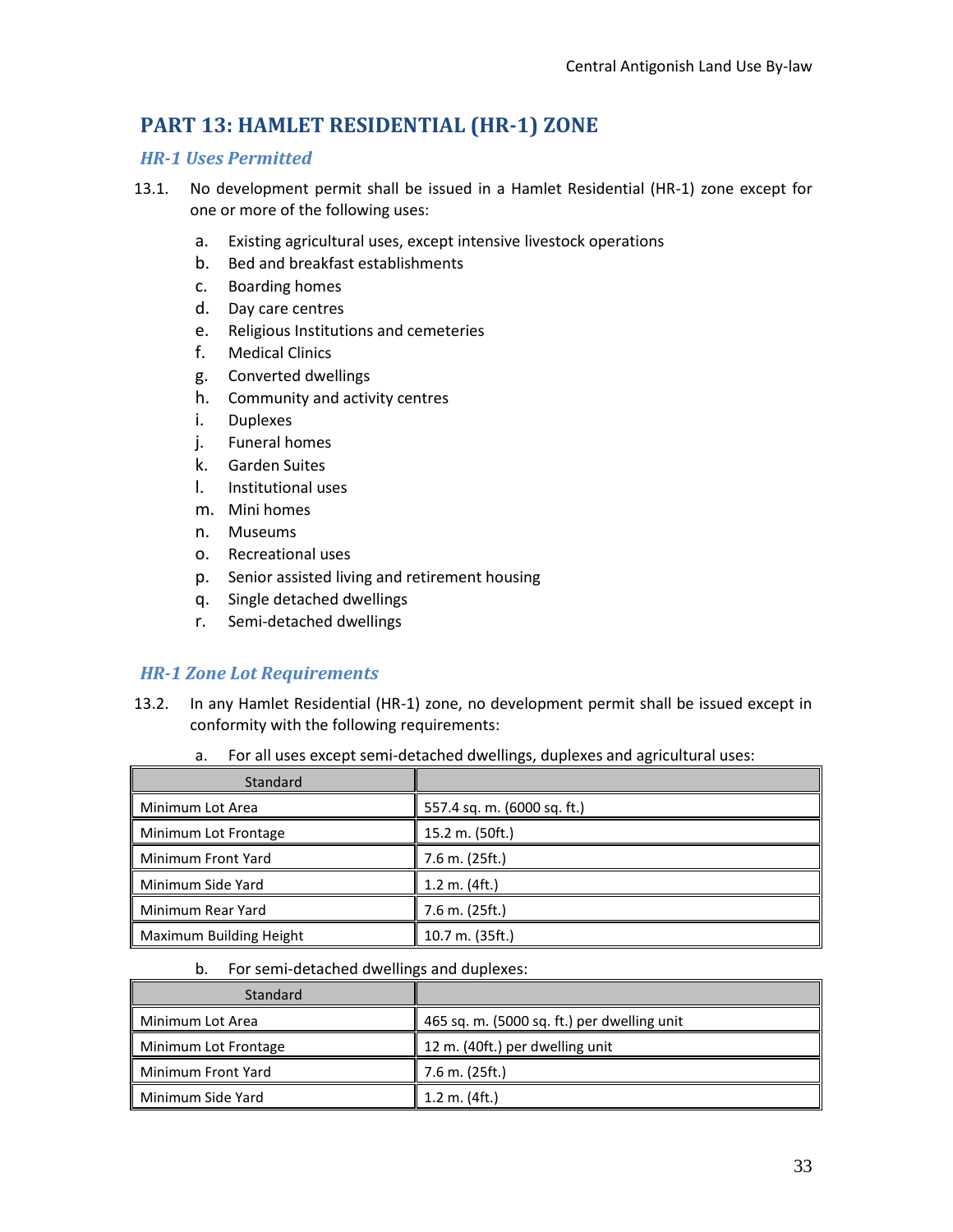# PART 13: HAMLET RESIDENTIAL (HR-1) ZONE

## *HR-1 Uses Permitted*

13.1. No development permit shall be issued in a Hamlet Residential (HR-1) zone except for one or more of the following uses:

a. Existing agricultural uses, except intensive livestock operations
b. Bed and breakfast establishments
c. Boarding homes
d. Day care centres
e. Religious Institutions and cemeteries
f. Medical Clinics
g. Converted dwellings
h. Community and activity centres
i. Duplexes
j. Funeral homes
k. Garden Suites
l. Institutional uses
m. Mini homes
n. Museums
o. Recreational uses
p. Senior assisted living and retirement housing
q. Single detached dwellings
r. Semi-detached dwellings

## *HR-1 Zone Lot Requirements*

13.2. In any Hamlet Residential (HR-1) zone, no development permit shall be issued except in conformity with the following requirements:

a. For all uses except semi-detached dwellings, duplexes and agricultural uses:

| Standard | |
|---|---|
| Minimum Lot Area | 557.4 sq. m. (6000 sq. ft.) |
| Minimum Lot Frontage | 15.2 m. (50ft.) |
| Minimum Front Yard | 7.6 m. (25ft.) |
| Minimum Side Yard | 1.2 m. (4ft.) |
| Minimum Rear Yard | 7.6 m. (25ft.) |
| Maximum Building Height | 10.7 m. (35ft.) |

b. For semi-detached dwellings and duplexes:

| Standard | |
|---|---|
| Minimum Lot Area | 465 sq. m. (5000 sq. ft.) per dwelling unit |
| Minimum Lot Frontage | 12 m. (40ft.) per dwelling unit |
| Minimum Front Yard | 7.6 m. (25ft.) |
| Minimum Side Yard | 1.2 m. (4ft.) |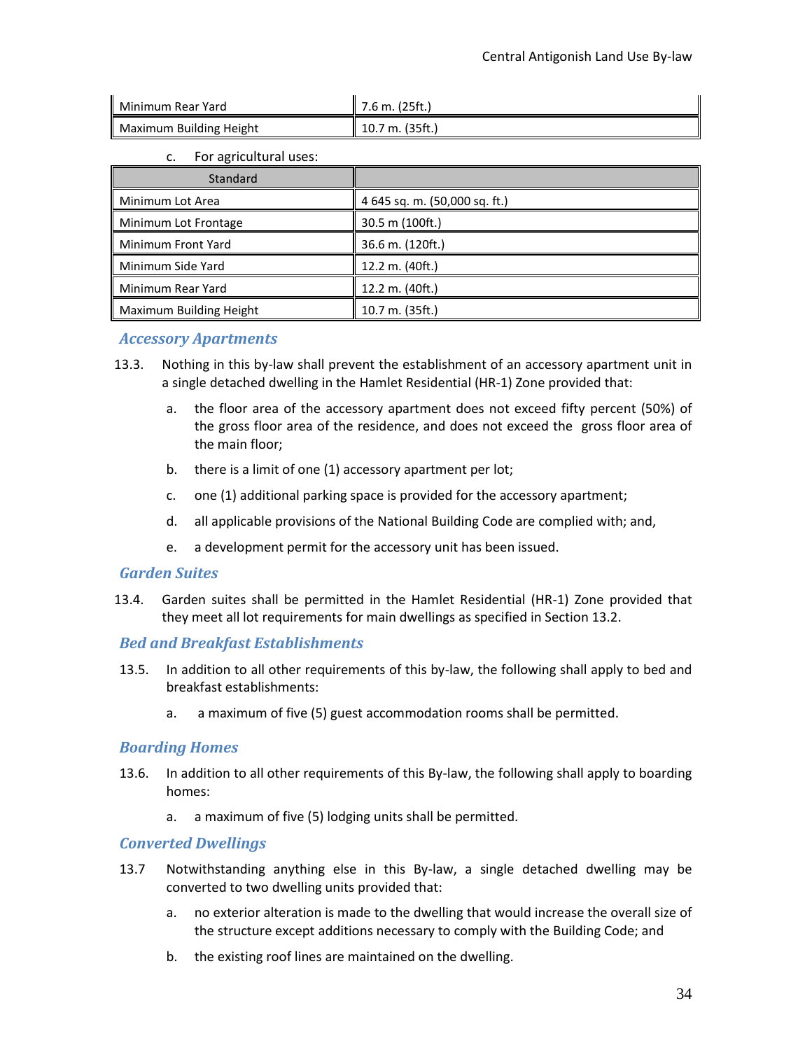| | |
|---|---|
| Minimum Rear Yard | 7.6 m. (25ft.) |
| Maximum Building Height | 10.7 m. (35ft.) |

c. For agricultural uses:

| Standard | |
|---|---|
| Minimum Lot Area | 4 645 sq. m. (50,000 sq. ft.) |
| Minimum Lot Frontage | 30.5 m (100ft.) |
| Minimum Front Yard | 36.6 m. (120ft.) |
| Minimum Side Yard | 12.2 m. (40ft.) |
| Minimum Rear Yard | 12.2 m. (40ft.) |
| Maximum Building Height | 10.7 m. (35ft.) |

### *Accessory Apartments*

13.3. Nothing in this by-law shall prevent the establishment of an accessory apartment unit in a single detached dwelling in the Hamlet Residential (HR-1) Zone provided that:

a. the floor area of the accessory apartment does not exceed fifty percent (50%) of the gross floor area of the residence, and does not exceed the gross floor area of the main floor;

b. there is a limit of one (1) accessory apartment per lot;

c. one (1) additional parking space is provided for the accessory apartment;

d. all applicable provisions of the National Building Code are complied with; and,

e. a development permit for the accessory unit has been issued.

### *Garden Suites*

13.4. Garden suites shall be permitted in the Hamlet Residential (HR-1) Zone provided that they meet all lot requirements for main dwellings as specified in Section 13.2.

### *Bed and Breakfast Establishments*

13.5. In addition to all other requirements of this by-law, the following shall apply to bed and breakfast establishments:

a. a maximum of five (5) guest accommodation rooms shall be permitted.

### *Boarding Homes*

13.6. In addition to all other requirements of this By-law, the following shall apply to boarding homes:

a. a maximum of five (5) lodging units shall be permitted.

### *Converted Dwellings*

13.7 Notwithstanding anything else in this By-law, a single detached dwelling may be converted to two dwelling units provided that:

a. no exterior alteration is made to the dwelling that would increase the overall size of the structure except additions necessary to comply with the Building Code; and

b. the existing roof lines are maintained on the dwelling.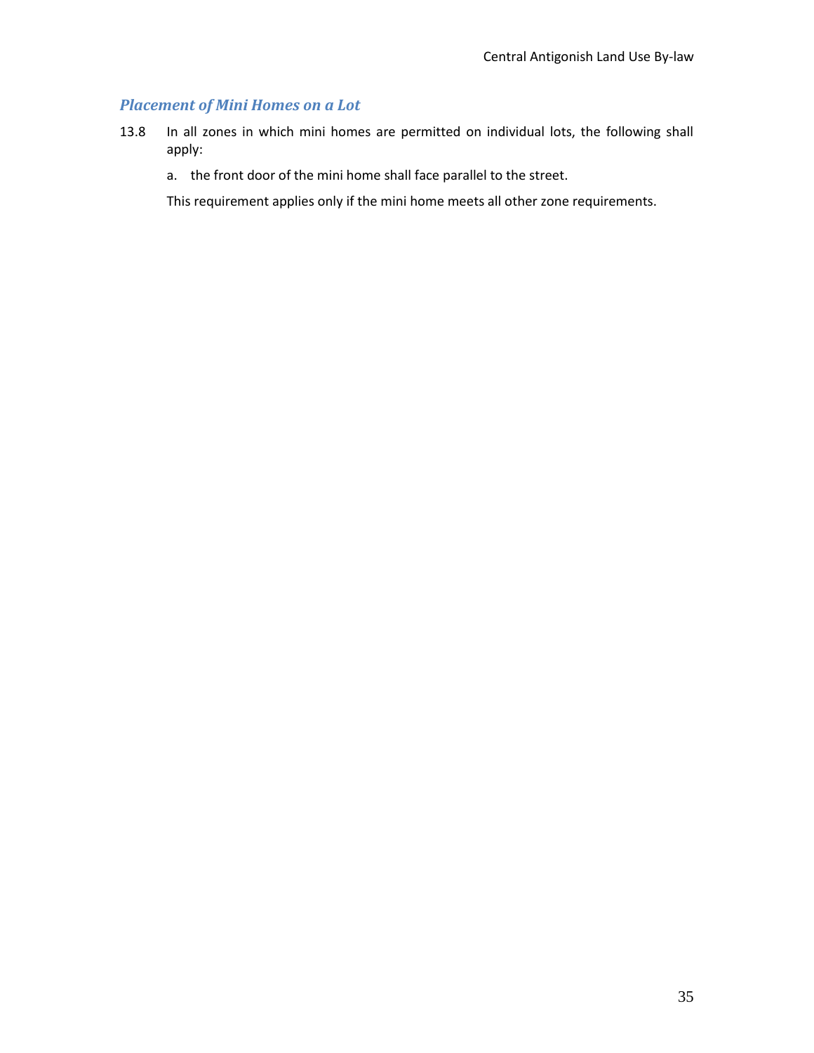### *Placement of Mini Homes on a Lot*

13.8 In all zones in which mini homes are permitted on individual lots, the following shall apply:

a. the front door of the mini home shall face parallel to the street.

This requirement applies only if the mini home meets all other zone requirements.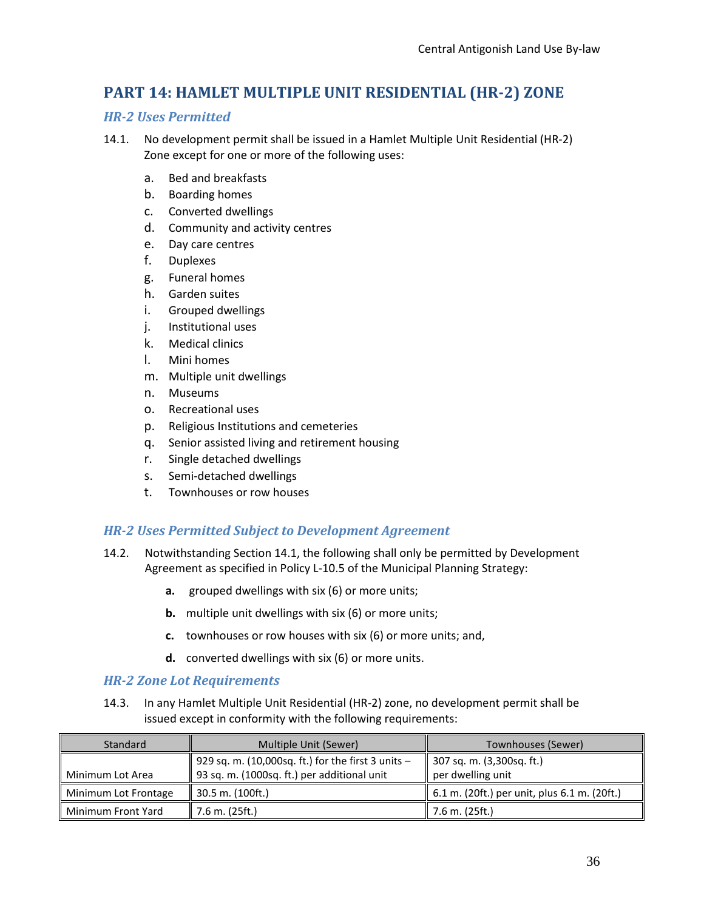## PART 14: HAMLET MULTIPLE UNIT RESIDENTIAL (HR-2) ZONE

### *HR-2 Uses Permitted*

14.1. No development permit shall be issued in a Hamlet Multiple Unit Residential (HR-2) Zone except for one or more of the following uses:

a. Bed and breakfasts
b. Boarding homes
c. Converted dwellings
d. Community and activity centres
e. Day care centres
f. Duplexes
g. Funeral homes
h. Garden suites
i. Grouped dwellings
j. Institutional uses
k. Medical clinics
l. Mini homes
m. Multiple unit dwellings
n. Museums
o. Recreational uses
p. Religious Institutions and cemeteries
q. Senior assisted living and retirement housing
r. Single detached dwellings
s. Semi-detached dwellings
t. Townhouses or row houses

### *HR-2 Uses Permitted Subject to Development Agreement*

14.2. Notwithstanding Section 14.1, the following shall only be permitted by Development Agreement as specified in Policy L-10.5 of the Municipal Planning Strategy:

**a.** grouped dwellings with six (6) or more units;

**b.** multiple unit dwellings with six (6) or more units;

**c.** townhouses or row houses with six (6) or more units; and,

**d.** converted dwellings with six (6) or more units.

### *HR-2 Zone Lot Requirements*

14.3. In any Hamlet Multiple Unit Residential (HR-2) zone, no development permit shall be issued except in conformity with the following requirements:

| Standard | Multiple Unit (Sewer) | Townhouses (Sewer) |
|---|---|---|
| Minimum Lot Area | 929 sq. m. (10,000sq. ft.) for the first 3 units – 93 sq. m. (1000sq. ft.) per additional unit | 307 sq. m. (3,300sq. ft.) per dwelling unit |
| Minimum Lot Frontage | 30.5 m. (100ft.) | 6.1 m. (20ft.) per unit, plus 6.1 m. (20ft.) |
| Minimum Front Yard | 7.6 m. (25ft.) | 7.6 m. (25ft.) |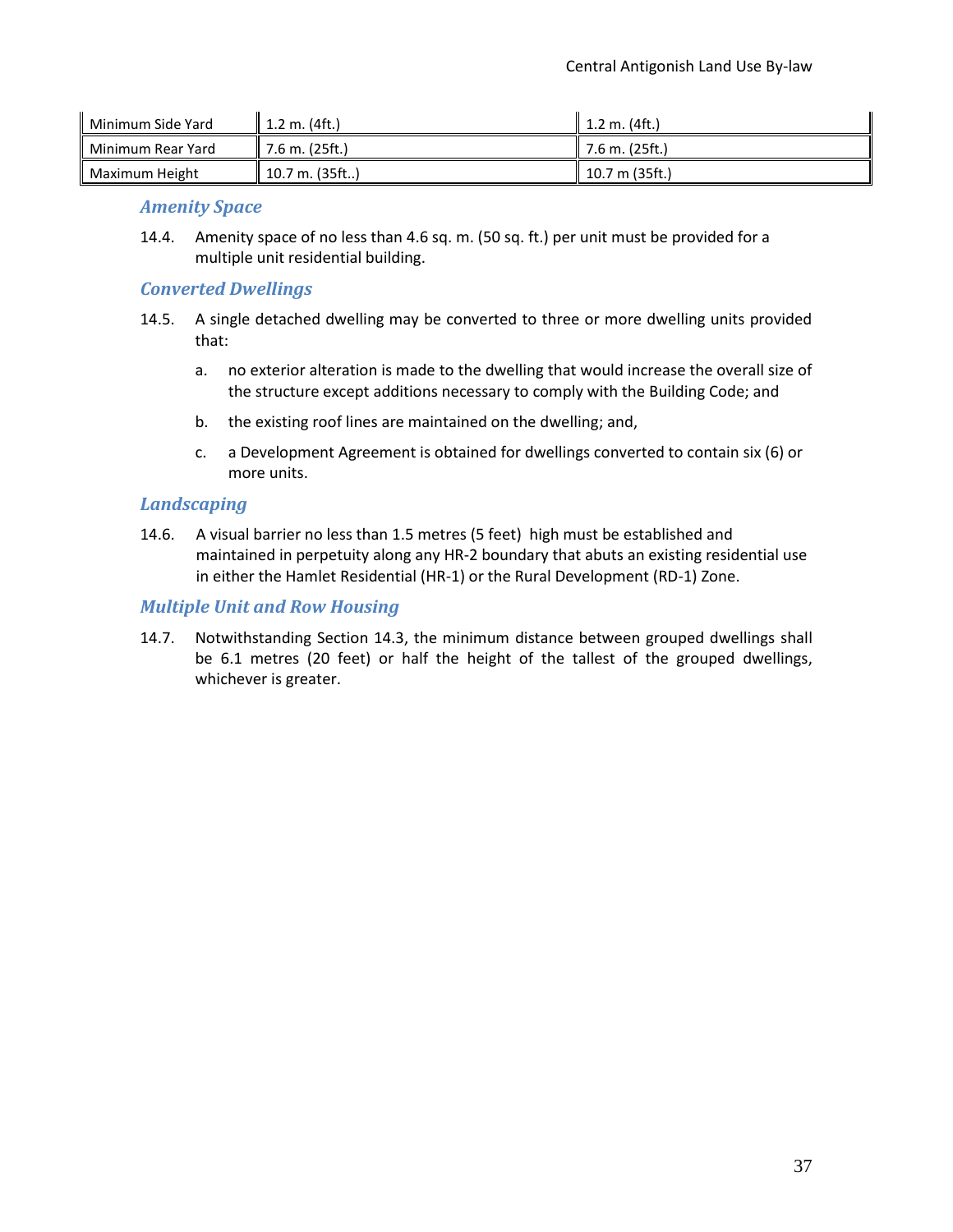| Minimum Side Yard | 1.2 m. (4ft.) | 1.2 m. (4ft.) |
|---|---|---|
| Minimum Rear Yard | 7.6 m. (25ft.) | 7.6 m. (25ft.) |
| Maximum Height | 10.7 m. (35ft..) | 10.7 m (35ft.) |

### *Amenity Space*

14.4. Amenity space of no less than 4.6 sq. m. (50 sq. ft.) per unit must be provided for a multiple unit residential building.

### *Converted Dwellings*

14.5. A single detached dwelling may be converted to three or more dwelling units provided that:

a. no exterior alteration is made to the dwelling that would increase the overall size of the structure except additions necessary to comply with the Building Code; and

b. the existing roof lines are maintained on the dwelling; and,

c. a Development Agreement is obtained for dwellings converted to contain six (6) or more units.

### *Landscaping*

14.6. A visual barrier no less than 1.5 metres (5 feet) high must be established and maintained in perpetuity along any HR-2 boundary that abuts an existing residential use in either the Hamlet Residential (HR-1) or the Rural Development (RD-1) Zone.

### *Multiple Unit and Row Housing*

14.7. Notwithstanding Section 14.3, the minimum distance between grouped dwellings shall be 6.1 metres (20 feet) or half the height of the tallest of the grouped dwellings, whichever is greater.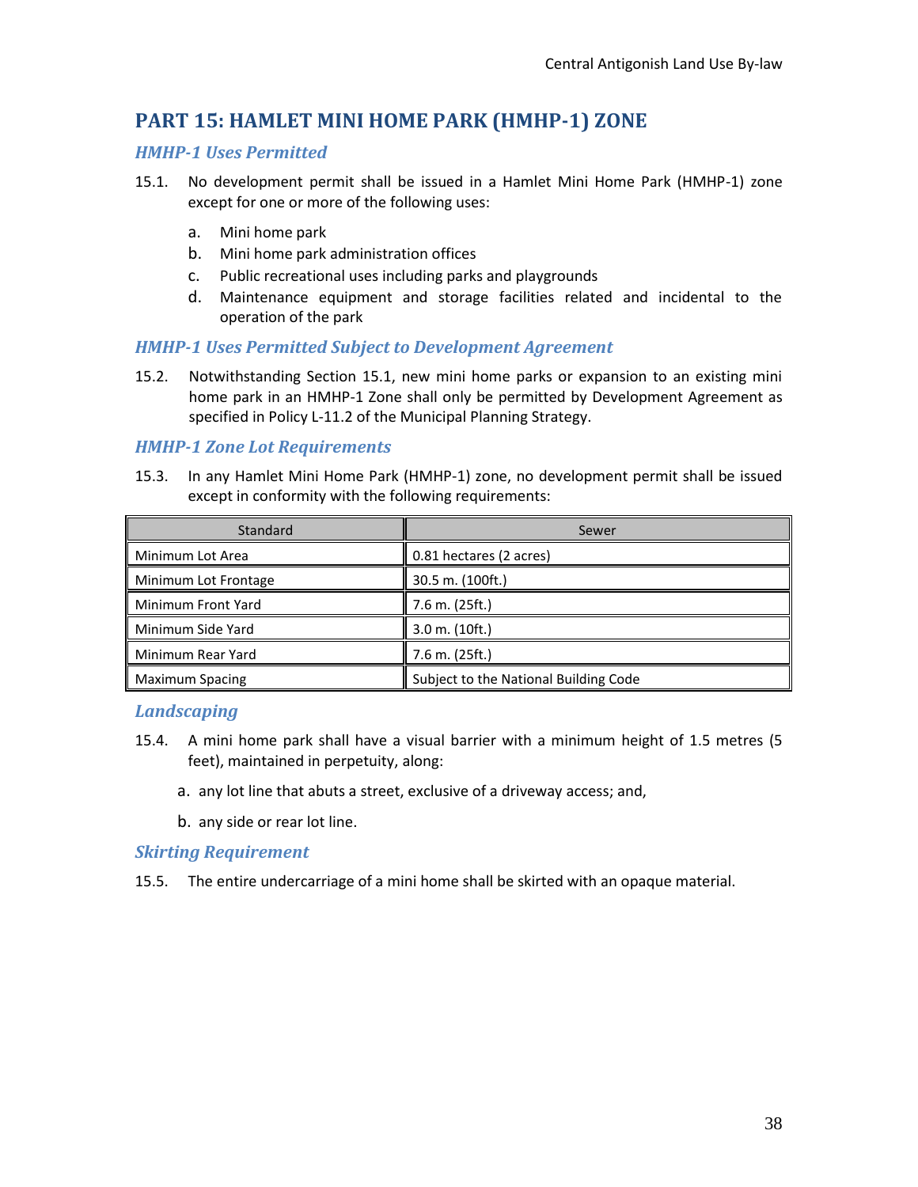# PART 15: HAMLET MINI HOME PARK (HMHP-1) ZONE

### *HMHP-1 Uses Permitted*

15.1. No development permit shall be issued in a Hamlet Mini Home Park (HMHP-1) zone except for one or more of the following uses:

a. Mini home park
b. Mini home park administration offices
c. Public recreational uses including parks and playgrounds
d. Maintenance equipment and storage facilities related and incidental to the operation of the park

### *HMHP-1 Uses Permitted Subject to Development Agreement*

15.2. Notwithstanding Section 15.1, new mini home parks or expansion to an existing mini home park in an HMHP-1 Zone shall only be permitted by Development Agreement as specified in Policy L-11.2 of the Municipal Planning Strategy.

### *HMHP-1 Zone Lot Requirements*

15.3. In any Hamlet Mini Home Park (HMHP-1) zone, no development permit shall be issued except in conformity with the following requirements:

| Standard | Sewer |
|---|---|
| Minimum Lot Area | 0.81 hectares (2 acres) |
| Minimum Lot Frontage | 30.5 m. (100ft.) |
| Minimum Front Yard | 7.6 m. (25ft.) |
| Minimum Side Yard | 3.0 m. (10ft.) |
| Minimum Rear Yard | 7.6 m. (25ft.) |
| Maximum Spacing | Subject to the National Building Code |

### *Landscaping*

15.4. A mini home park shall have a visual barrier with a minimum height of 1.5 metres (5 feet), maintained in perpetuity, along:

a. any lot line that abuts a street, exclusive of a driveway access; and,

b. any side or rear lot line.

### *Skirting Requirement*

15.5. The entire undercarriage of a mini home shall be skirted with an opaque material.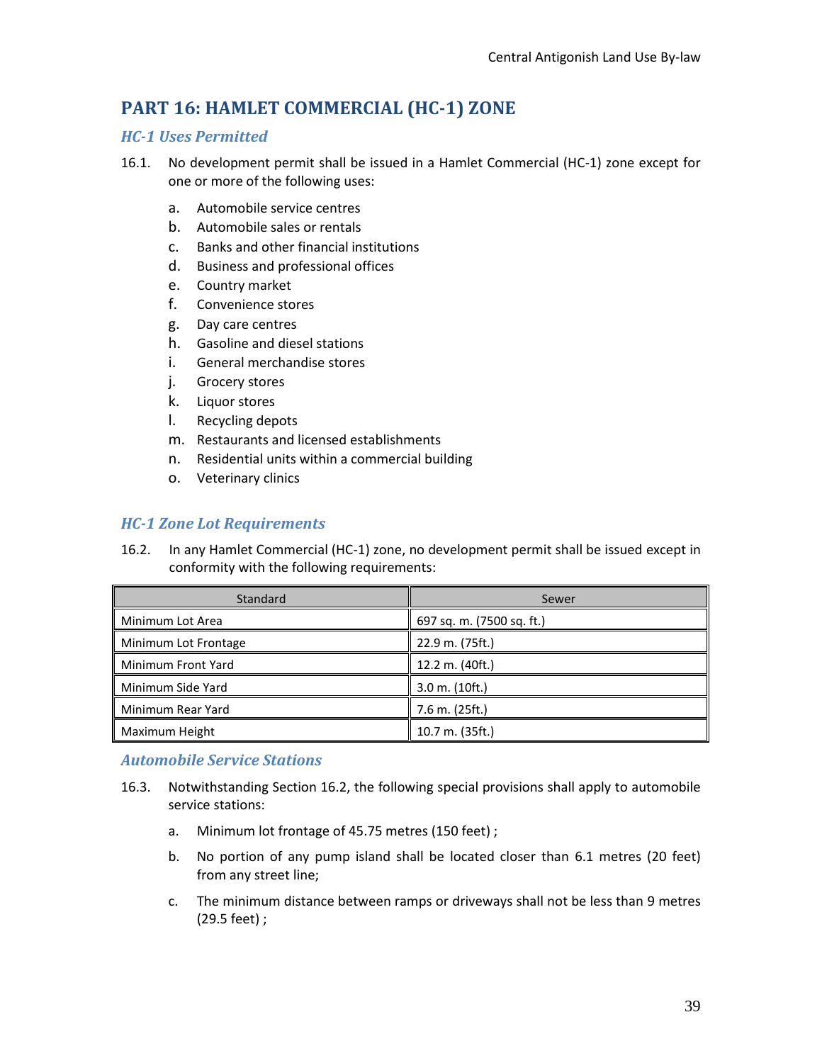# PART 16: HAMLET COMMERCIAL (HC-1) ZONE

## *HC-1 Uses Permitted*

16.1. No development permit shall be issued in a Hamlet Commercial (HC-1) zone except for one or more of the following uses:

a. Automobile service centres
b. Automobile sales or rentals
c. Banks and other financial institutions
d. Business and professional offices
e. Country market
f. Convenience stores
g. Day care centres
h. Gasoline and diesel stations
i. General merchandise stores
j. Grocery stores
k. Liquor stores
l. Recycling depots
m. Restaurants and licensed establishments
n. Residential units within a commercial building
o. Veterinary clinics

## *HC-1 Zone Lot Requirements*

16.2. In any Hamlet Commercial (HC-1) zone, no development permit shall be issued except in conformity with the following requirements:

| Standard | Sewer |
| --- | --- |
| Minimum Lot Area | 697 sq. m. (7500 sq. ft.) |
| Minimum Lot Frontage | 22.9 m. (75ft.) |
| Minimum Front Yard | 12.2 m. (40ft.) |
| Minimum Side Yard | 3.0 m. (10ft.) |
| Minimum Rear Yard | 7.6 m. (25ft.) |
| Maximum Height | 10.7 m. (35ft.) |

## *Automobile Service Stations*

16.3. Notwithstanding Section 16.2, the following special provisions shall apply to automobile service stations:

a. Minimum lot frontage of 45.75 metres (150 feet) ;

b. No portion of any pump island shall be located closer than 6.1 metres (20 feet) from any street line;

c. The minimum distance between ramps or driveways shall not be less than 9 metres (29.5 feet) ;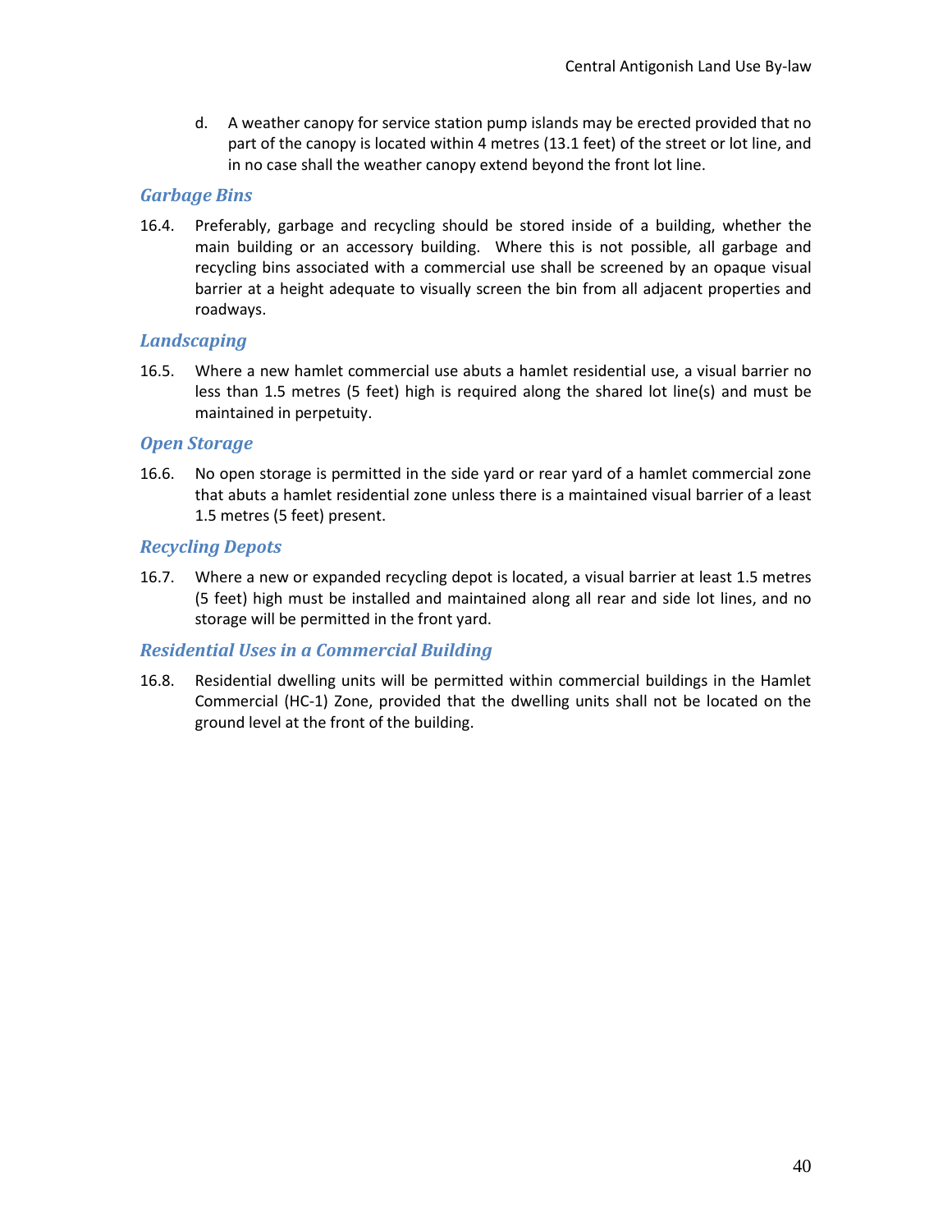d. A weather canopy for service station pump islands may be erected provided that no part of the canopy is located within 4 metres (13.1 feet) of the street or lot line, and in no case shall the weather canopy extend beyond the front lot line.

### *Garbage Bins*

16.4. Preferably, garbage and recycling should be stored inside of a building, whether the main building or an accessory building. Where this is not possible, all garbage and recycling bins associated with a commercial use shall be screened by an opaque visual barrier at a height adequate to visually screen the bin from all adjacent properties and roadways.

### *Landscaping*

16.5. Where a new hamlet commercial use abuts a hamlet residential use, a visual barrier no less than 1.5 metres (5 feet) high is required along the shared lot line(s) and must be maintained in perpetuity.

### *Open Storage*

16.6. No open storage is permitted in the side yard or rear yard of a hamlet commercial zone that abuts a hamlet residential zone unless there is a maintained visual barrier of a least 1.5 metres (5 feet) present.

### *Recycling Depots*

16.7. Where a new or expanded recycling depot is located, a visual barrier at least 1.5 metres (5 feet) high must be installed and maintained along all rear and side lot lines, and no storage will be permitted in the front yard.

### *Residential Uses in a Commercial Building*

16.8. Residential dwelling units will be permitted within commercial buildings in the Hamlet Commercial (HC-1) Zone, provided that the dwelling units shall not be located on the ground level at the front of the building.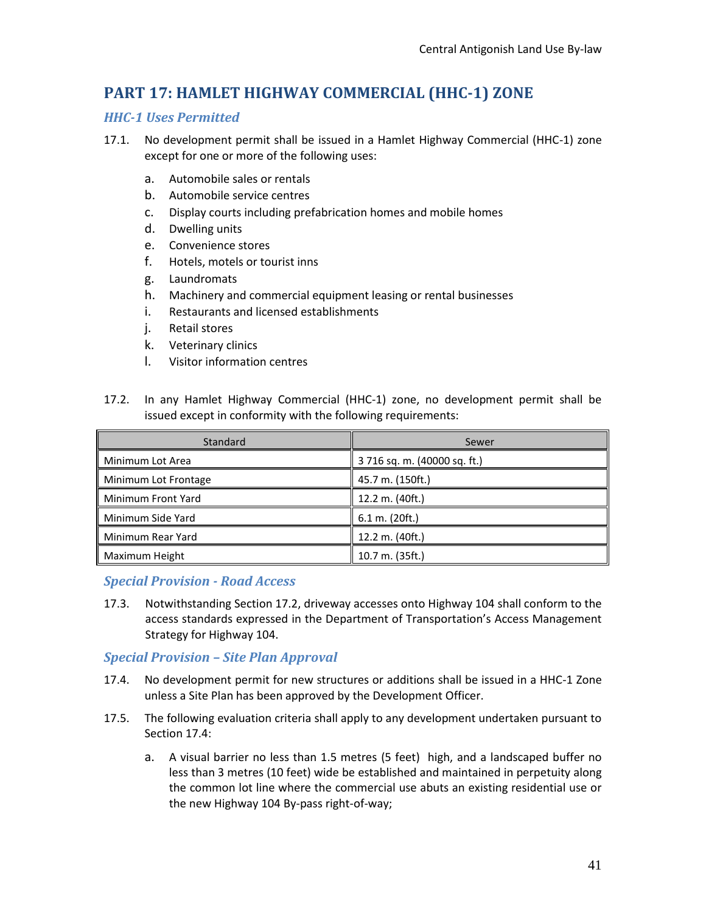# PART 17: HAMLET HIGHWAY COMMERCIAL (HHC-1) ZONE

### HHC-1 Uses Permitted

17.1. No development permit shall be issued in a Hamlet Highway Commercial (HHC-1) zone except for one or more of the following uses:

a. Automobile sales or rentals
b. Automobile service centres
c. Display courts including prefabrication homes and mobile homes
d. Dwelling units
e. Convenience stores
f. Hotels, motels or tourist inns
g. Laundromats
h. Machinery and commercial equipment leasing or rental businesses
i. Restaurants and licensed establishments
j. Retail stores
k. Veterinary clinics
l. Visitor information centres

17.2. In any Hamlet Highway Commercial (HHC-1) zone, no development permit shall be issued except in conformity with the following requirements:

| Standard | Sewer |
|---|---|
| Minimum Lot Area | 3 716 sq. m. (40000 sq. ft.) |
| Minimum Lot Frontage | 45.7 m. (150ft.) |
| Minimum Front Yard | 12.2 m. (40ft.) |
| Minimum Side Yard | 6.1 m. (20ft.) |
| Minimum Rear Yard | 12.2 m. (40ft.) |
| Maximum Height | 10.7 m. (35ft.) |

### Special Provision - Road Access

17.3. Notwithstanding Section 17.2, driveway accesses onto Highway 104 shall conform to the access standards expressed in the Department of Transportation's Access Management Strategy for Highway 104.

### Special Provision – Site Plan Approval

17.4. No development permit for new structures or additions shall be issued in a HHC-1 Zone unless a Site Plan has been approved by the Development Officer.

17.5. The following evaluation criteria shall apply to any development undertaken pursuant to Section 17.4:

a. A visual barrier no less than 1.5 metres (5 feet) high, and a landscaped buffer no less than 3 metres (10 feet) wide be established and maintained in perpetuity along the common lot line where the commercial use abuts an existing residential use or the new Highway 104 By-pass right-of-way;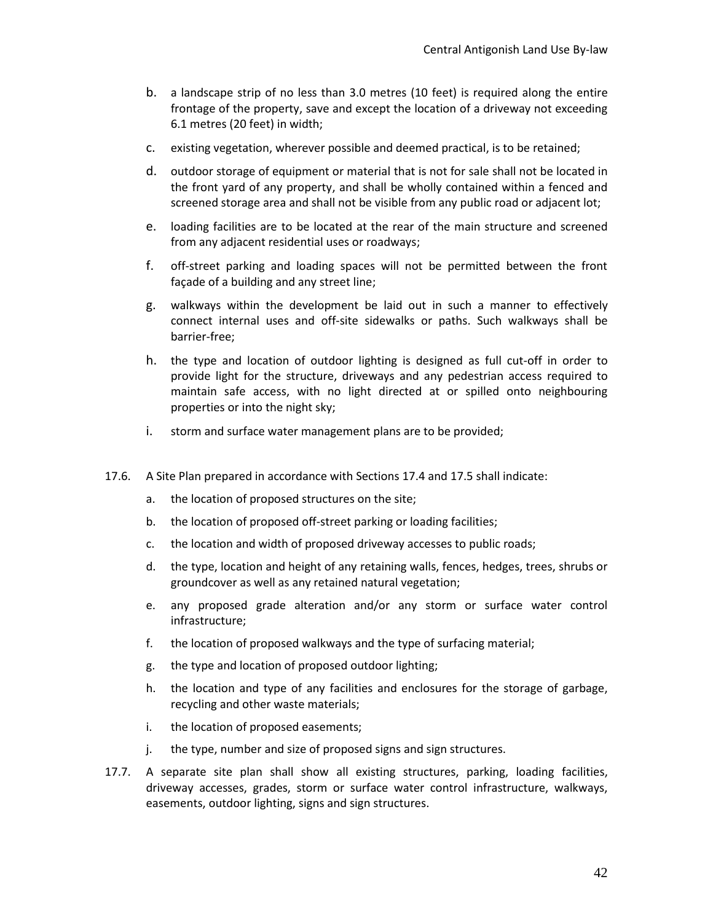b. a landscape strip of no less than 3.0 metres (10 feet) is required along the entire frontage of the property, save and except the location of a driveway not exceeding 6.1 metres (20 feet) in width;

c. existing vegetation, wherever possible and deemed practical, is to be retained;

d. outdoor storage of equipment or material that is not for sale shall not be located in the front yard of any property, and shall be wholly contained within a fenced and screened storage area and shall not be visible from any public road or adjacent lot;

e. loading facilities are to be located at the rear of the main structure and screened from any adjacent residential uses or roadways;

f. off-street parking and loading spaces will not be permitted between the front façade of a building and any street line;

g. walkways within the development be laid out in such a manner to effectively connect internal uses and off-site sidewalks or paths. Such walkways shall be barrier-free;

h. the type and location of outdoor lighting is designed as full cut-off in order to provide light for the structure, driveways and any pedestrian access required to maintain safe access, with no light directed at or spilled onto neighbouring properties or into the night sky;

i. storm and surface water management plans are to be provided;

17.6. A Site Plan prepared in accordance with Sections 17.4 and 17.5 shall indicate:

a. the location of proposed structures on the site;

b. the location of proposed off-street parking or loading facilities;

c. the location and width of proposed driveway accesses to public roads;

d. the type, location and height of any retaining walls, fences, hedges, trees, shrubs or groundcover as well as any retained natural vegetation;

e. any proposed grade alteration and/or any storm or surface water control infrastructure;

f. the location of proposed walkways and the type of surfacing material;

g. the type and location of proposed outdoor lighting;

h. the location and type of any facilities and enclosures for the storage of garbage, recycling and other waste materials;

i. the location of proposed easements;

j. the type, number and size of proposed signs and sign structures.

17.7. A separate site plan shall show all existing structures, parking, loading facilities, driveway accesses, grades, storm or surface water control infrastructure, walkways, easements, outdoor lighting, signs and sign structures.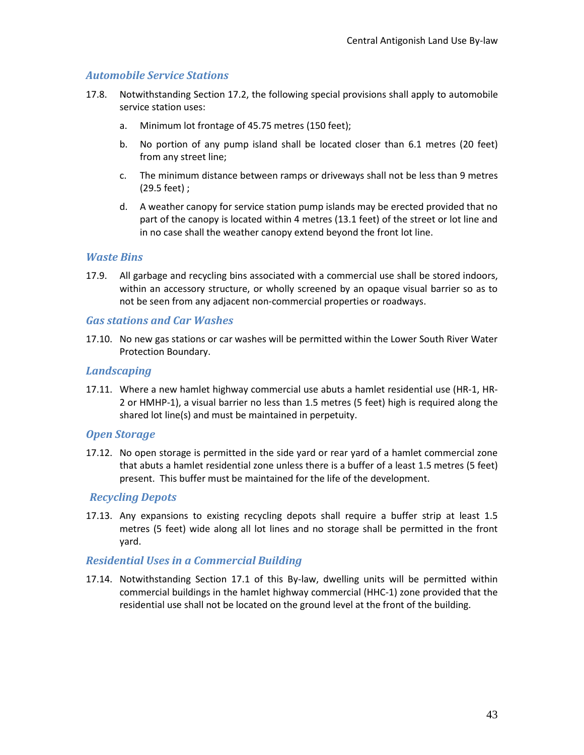### *Automobile Service Stations*

17.8. Notwithstanding Section 17.2, the following special provisions shall apply to automobile service station uses:

a. Minimum lot frontage of 45.75 metres (150 feet);

b. No portion of any pump island shall be located closer than 6.1 metres (20 feet) from any street line;

c. The minimum distance between ramps or driveways shall not be less than 9 metres (29.5 feet) ;

d. A weather canopy for service station pump islands may be erected provided that no part of the canopy is located within 4 metres (13.1 feet) of the street or lot line and in no case shall the weather canopy extend beyond the front lot line.

### *Waste Bins*

17.9. All garbage and recycling bins associated with a commercial use shall be stored indoors, within an accessory structure, or wholly screened by an opaque visual barrier so as to not be seen from any adjacent non-commercial properties or roadways.

### *Gas stations and Car Washes*

17.10. No new gas stations or car washes will be permitted within the Lower South River Water Protection Boundary.

### *Landscaping*

17.11. Where a new hamlet highway commercial use abuts a hamlet residential use (HR-1, HR-2 or HMHP-1), a visual barrier no less than 1.5 metres (5 feet) high is required along the shared lot line(s) and must be maintained in perpetuity.

### *Open Storage*

17.12. No open storage is permitted in the side yard or rear yard of a hamlet commercial zone that abuts a hamlet residential zone unless there is a buffer of a least 1.5 metres (5 feet) present. This buffer must be maintained for the life of the development.

### *Recycling Depots*

17.13. Any expansions to existing recycling depots shall require a buffer strip at least 1.5 metres (5 feet) wide along all lot lines and no storage shall be permitted in the front yard.

### *Residential Uses in a Commercial Building*

17.14. Notwithstanding Section 17.1 of this By-law, dwelling units will be permitted within commercial buildings in the hamlet highway commercial (HHC-1) zone provided that the residential use shall not be located on the ground level at the front of the building.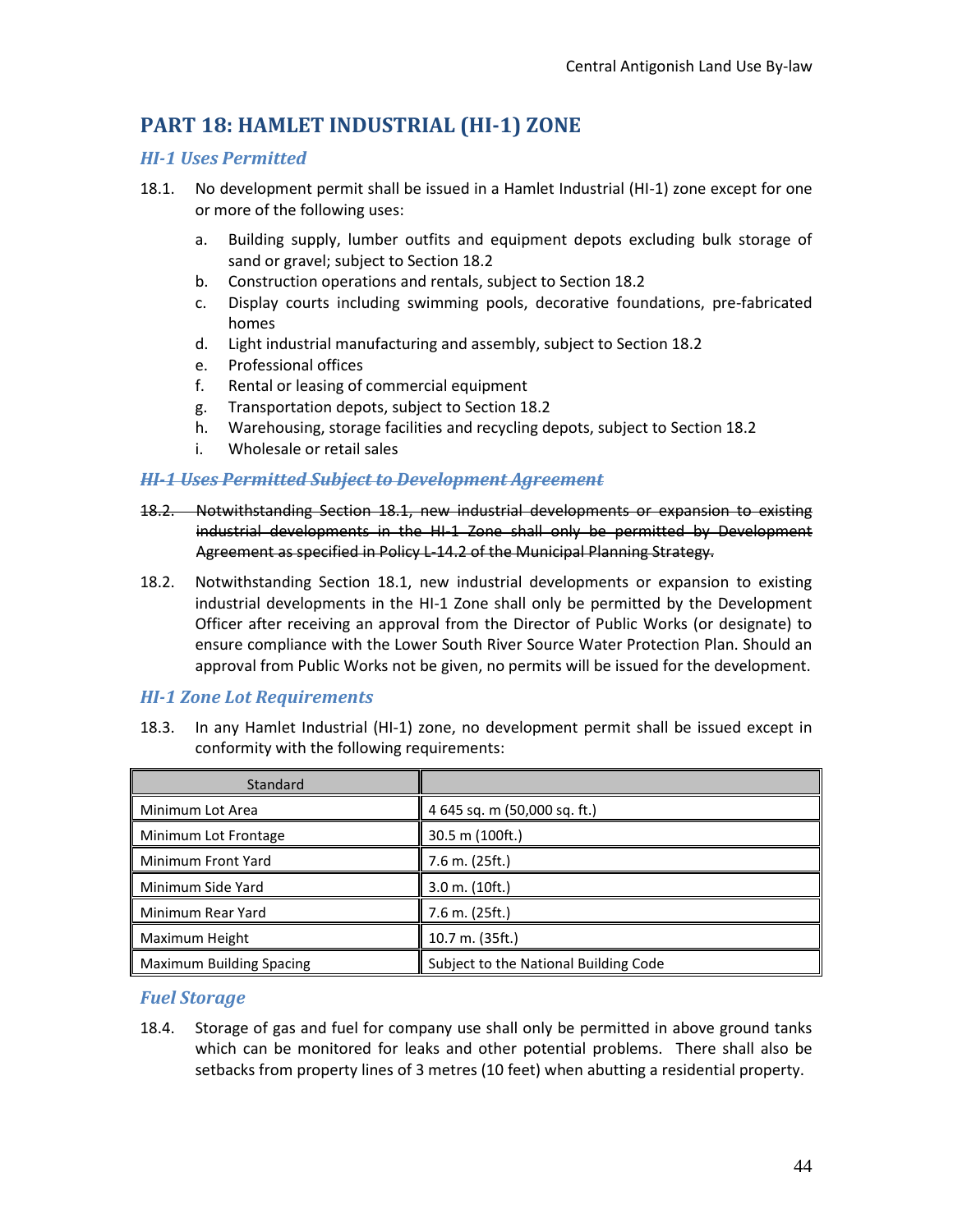# PART 18: HAMLET INDUSTRIAL (HI-1) ZONE

### *HI-1 Uses Permitted*

18.1. No development permit shall be issued in a Hamlet Industrial (HI-1) zone except for one or more of the following uses:

a. Building supply, lumber outfits and equipment depots excluding bulk storage of sand or gravel; subject to Section 18.2
b. Construction operations and rentals, subject to Section 18.2
c. Display courts including swimming pools, decorative foundations, pre-fabricated homes
d. Light industrial manufacturing and assembly, subject to Section 18.2
e. Professional offices
f. Rental or leasing of commercial equipment
g. Transportation depots, subject to Section 18.2
h. Warehousing, storage facilities and recycling depots, subject to Section 18.2
i. Wholesale or retail sales

### ~~*HI-1 Uses Permitted Subject to Development Agreement*~~

~~18.2. Notwithstanding Section 18.1, new industrial developments or expansion to existing industrial developments in the HI-1 Zone shall only be permitted by Development Agreement as specified in Policy L-14.2 of the Municipal Planning Strategy.~~

18.2. Notwithstanding Section 18.1, new industrial developments or expansion to existing industrial developments in the HI-1 Zone shall only be permitted by the Development Officer after receiving an approval from the Director of Public Works (or designate) to ensure compliance with the Lower South River Source Water Protection Plan. Should an approval from Public Works not be given, no permits will be issued for the development.

### *HI-1 Zone Lot Requirements*

18.3. In any Hamlet Industrial (HI-1) zone, no development permit shall be issued except in conformity with the following requirements:

| Standard | |
|---|---|
| Minimum Lot Area | 4 645 sq. m (50,000 sq. ft.) |
| Minimum Lot Frontage | 30.5 m (100ft.) |
| Minimum Front Yard | 7.6 m. (25ft.) |
| Minimum Side Yard | 3.0 m. (10ft.) |
| Minimum Rear Yard | 7.6 m. (25ft.) |
| Maximum Height | 10.7 m. (35ft.) |
| Maximum Building Spacing | Subject to the National Building Code |

### *Fuel Storage*

18.4. Storage of gas and fuel for company use shall only be permitted in above ground tanks which can be monitored for leaks and other potential problems. There shall also be setbacks from property lines of 3 metres (10 feet) when abutting a residential property.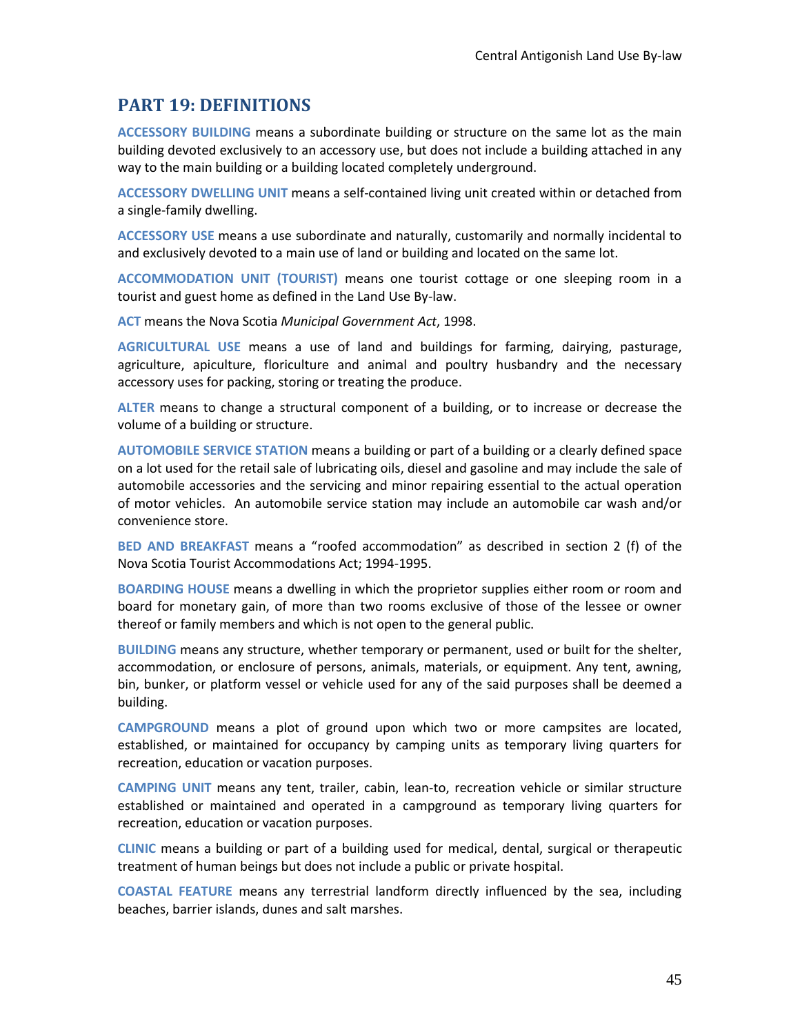## PART 19: DEFINITIONS

**ACCESSORY BUILDING** means a subordinate building or structure on the same lot as the main building devoted exclusively to an accessory use, but does not include a building attached in any way to the main building or a building located completely underground.

**ACCESSORY DWELLING UNIT** means a self-contained living unit created within or detached from a single-family dwelling.

**ACCESSORY USE** means a use subordinate and naturally, customarily and normally incidental to and exclusively devoted to a main use of land or building and located on the same lot.

**ACCOMMODATION UNIT (TOURIST)** means one tourist cottage or one sleeping room in a tourist and guest home as defined in the Land Use By-law.

**ACT** means the Nova Scotia *Municipal Government Act*, 1998.

**AGRICULTURAL USE** means a use of land and buildings for farming, dairying, pasturage, agriculture, apiculture, floriculture and animal and poultry husbandry and the necessary accessory uses for packing, storing or treating the produce.

**ALTER** means to change a structural component of a building, or to increase or decrease the volume of a building or structure.

**AUTOMOBILE SERVICE STATION** means a building or part of a building or a clearly defined space on a lot used for the retail sale of lubricating oils, diesel and gasoline and may include the sale of automobile accessories and the servicing and minor repairing essential to the actual operation of motor vehicles. An automobile service station may include an automobile car wash and/or convenience store.

**BED AND BREAKFAST** means a "roofed accommodation" as described in section 2 (f) of the Nova Scotia Tourist Accommodations Act; 1994-1995.

**BOARDING HOUSE** means a dwelling in which the proprietor supplies either room or room and board for monetary gain, of more than two rooms exclusive of those of the lessee or owner thereof or family members and which is not open to the general public.

**BUILDING** means any structure, whether temporary or permanent, used or built for the shelter, accommodation, or enclosure of persons, animals, materials, or equipment. Any tent, awning, bin, bunker, or platform vessel or vehicle used for any of the said purposes shall be deemed a building.

**CAMPGROUND** means a plot of ground upon which two or more campsites are located, established, or maintained for occupancy by camping units as temporary living quarters for recreation, education or vacation purposes.

**CAMPING UNIT** means any tent, trailer, cabin, lean-to, recreation vehicle or similar structure established or maintained and operated in a campground as temporary living quarters for recreation, education or vacation purposes.

**CLINIC** means a building or part of a building used for medical, dental, surgical or therapeutic treatment of human beings but does not include a public or private hospital.

**COASTAL FEATURE** means any terrestrial landform directly influenced by the sea, including beaches, barrier islands, dunes and salt marshes.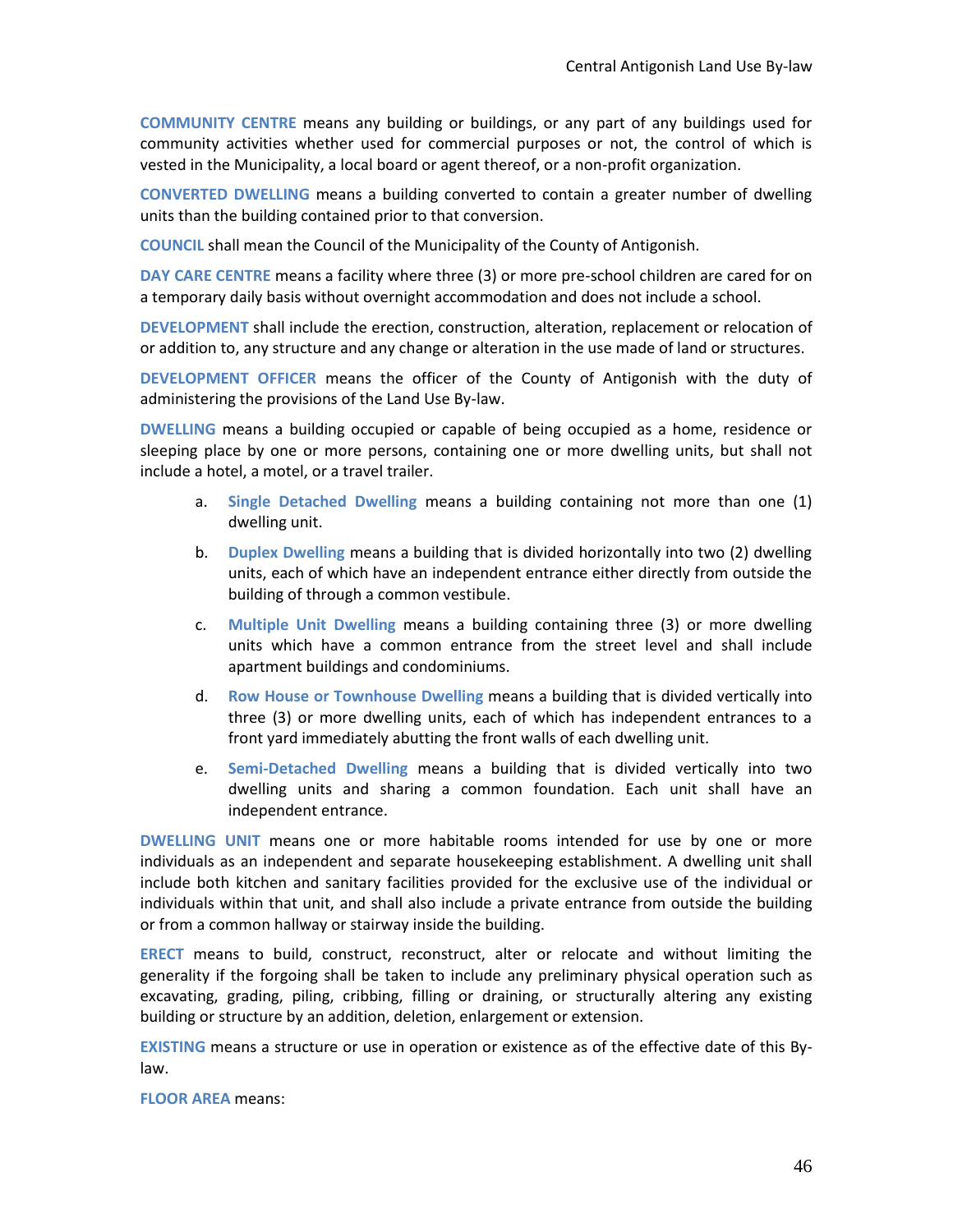**COMMUNITY CENTRE** means any building or buildings, or any part of any buildings used for community activities whether used for commercial purposes or not, the control of which is vested in the Municipality, a local board or agent thereof, or a non-profit organization.

**CONVERTED DWELLING** means a building converted to contain a greater number of dwelling units than the building contained prior to that conversion.

**COUNCIL** shall mean the Council of the Municipality of the County of Antigonish.

**DAY CARE CENTRE** means a facility where three (3) or more pre-school children are cared for on a temporary daily basis without overnight accommodation and does not include a school.

**DEVELOPMENT** shall include the erection, construction, alteration, replacement or relocation of or addition to, any structure and any change or alteration in the use made of land or structures.

**DEVELOPMENT OFFICER** means the officer of the County of Antigonish with the duty of administering the provisions of the Land Use By-law.

**DWELLING** means a building occupied or capable of being occupied as a home, residence or sleeping place by one or more persons, containing one or more dwelling units, but shall not include a hotel, a motel, or a travel trailer.

a. **Single Detached Dwelling** means a building containing not more than one (1) dwelling unit.

b. **Duplex Dwelling** means a building that is divided horizontally into two (2) dwelling units, each of which have an independent entrance either directly from outside the building of through a common vestibule.

c. **Multiple Unit Dwelling** means a building containing three (3) or more dwelling units which have a common entrance from the street level and shall include apartment buildings and condominiums.

d. **Row House or Townhouse Dwelling** means a building that is divided vertically into three (3) or more dwelling units, each of which has independent entrances to a front yard immediately abutting the front walls of each dwelling unit.

e. **Semi-Detached Dwelling** means a building that is divided vertically into two dwelling units and sharing a common foundation. Each unit shall have an independent entrance.

**DWELLING UNIT** means one or more habitable rooms intended for use by one or more individuals as an independent and separate housekeeping establishment. A dwelling unit shall include both kitchen and sanitary facilities provided for the exclusive use of the individual or individuals within that unit, and shall also include a private entrance from outside the building or from a common hallway or stairway inside the building.

**ERECT** means to build, construct, reconstruct, alter or relocate and without limiting the generality if the forgoing shall be taken to include any preliminary physical operation such as excavating, grading, piling, cribbing, filling or draining, or structurally altering any existing building or structure by an addition, deletion, enlargement or extension.

**EXISTING** means a structure or use in operation or existence as of the effective date of this By-law.

**FLOOR AREA** means: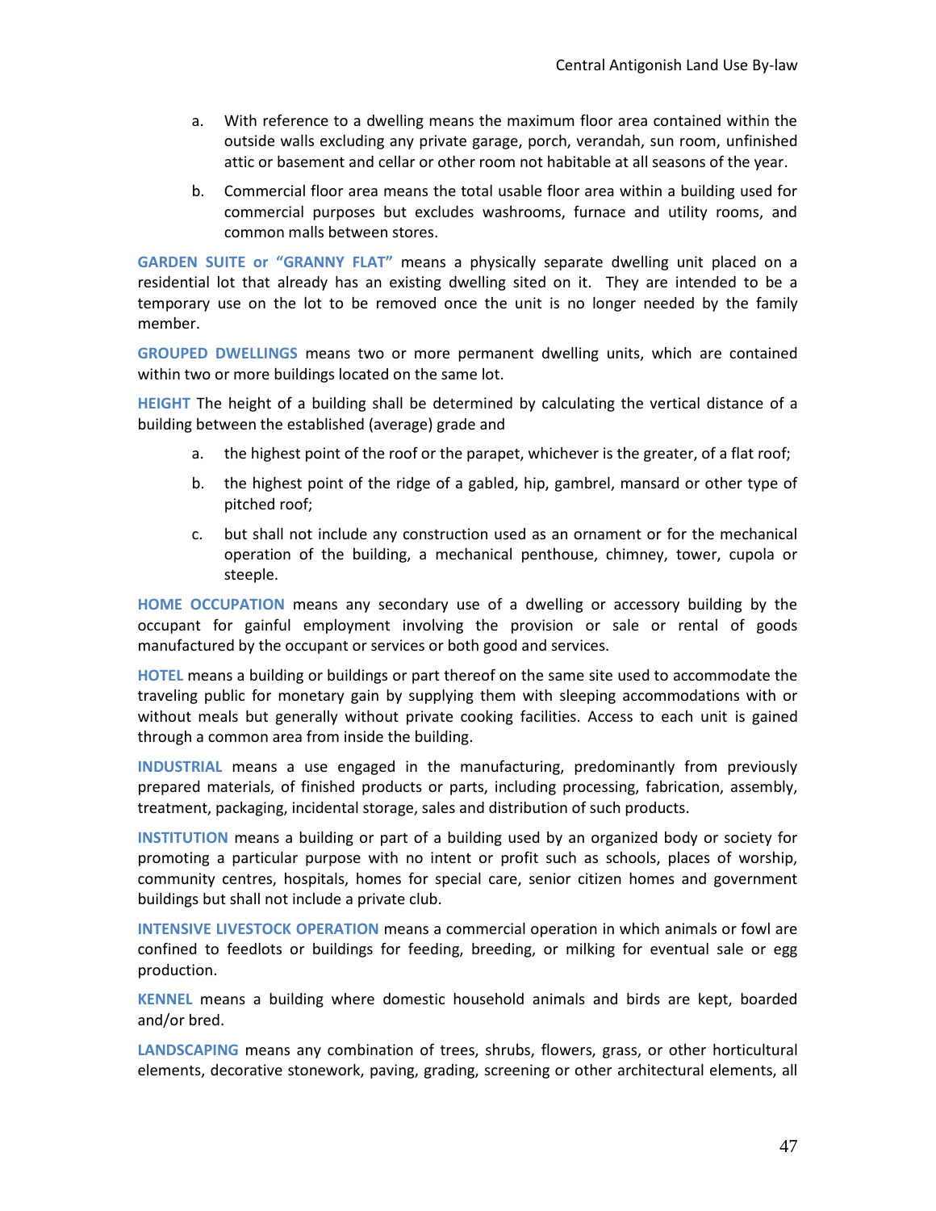a. With reference to a dwelling means the maximum floor area contained within the outside walls excluding any private garage, porch, verandah, sun room, unfinished attic or basement and cellar or other room not habitable at all seasons of the year.

b. Commercial floor area means the total usable floor area within a building used for commercial purposes but excludes washrooms, furnace and utility rooms, and common malls between stores.

**GARDEN SUITE or "GRANNY FLAT"** means a physically separate dwelling unit placed on a residential lot that already has an existing dwelling sited on it. They are intended to be a temporary use on the lot to be removed once the unit is no longer needed by the family member.

**GROUPED DWELLINGS** means two or more permanent dwelling units, which are contained within two or more buildings located on the same lot.

**HEIGHT** The height of a building shall be determined by calculating the vertical distance of a building between the established (average) grade and

a. the highest point of the roof or the parapet, whichever is the greater, of a flat roof;

b. the highest point of the ridge of a gabled, hip, gambrel, mansard or other type of pitched roof;

c. but shall not include any construction used as an ornament or for the mechanical operation of the building, a mechanical penthouse, chimney, tower, cupola or steeple.

**HOME OCCUPATION** means any secondary use of a dwelling or accessory building by the occupant for gainful employment involving the provision or sale or rental of goods manufactured by the occupant or services or both good and services.

**HOTEL** means a building or buildings or part thereof on the same site used to accommodate the traveling public for monetary gain by supplying them with sleeping accommodations with or without meals but generally without private cooking facilities. Access to each unit is gained through a common area from inside the building.

**INDUSTRIAL** means a use engaged in the manufacturing, predominantly from previously prepared materials, of finished products or parts, including processing, fabrication, assembly, treatment, packaging, incidental storage, sales and distribution of such products.

**INSTITUTION** means a building or part of a building used by an organized body or society for promoting a particular purpose with no intent or profit such as schools, places of worship, community centres, hospitals, homes for special care, senior citizen homes and government buildings but shall not include a private club.

**INTENSIVE LIVESTOCK OPERATION** means a commercial operation in which animals or fowl are confined to feedlots or buildings for feeding, breeding, or milking for eventual sale or egg production.

**KENNEL** means a building where domestic household animals and birds are kept, boarded and/or bred.

**LANDSCAPING** means any combination of trees, shrubs, flowers, grass, or other horticultural elements, decorative stonework, paving, grading, screening or other architectural elements, all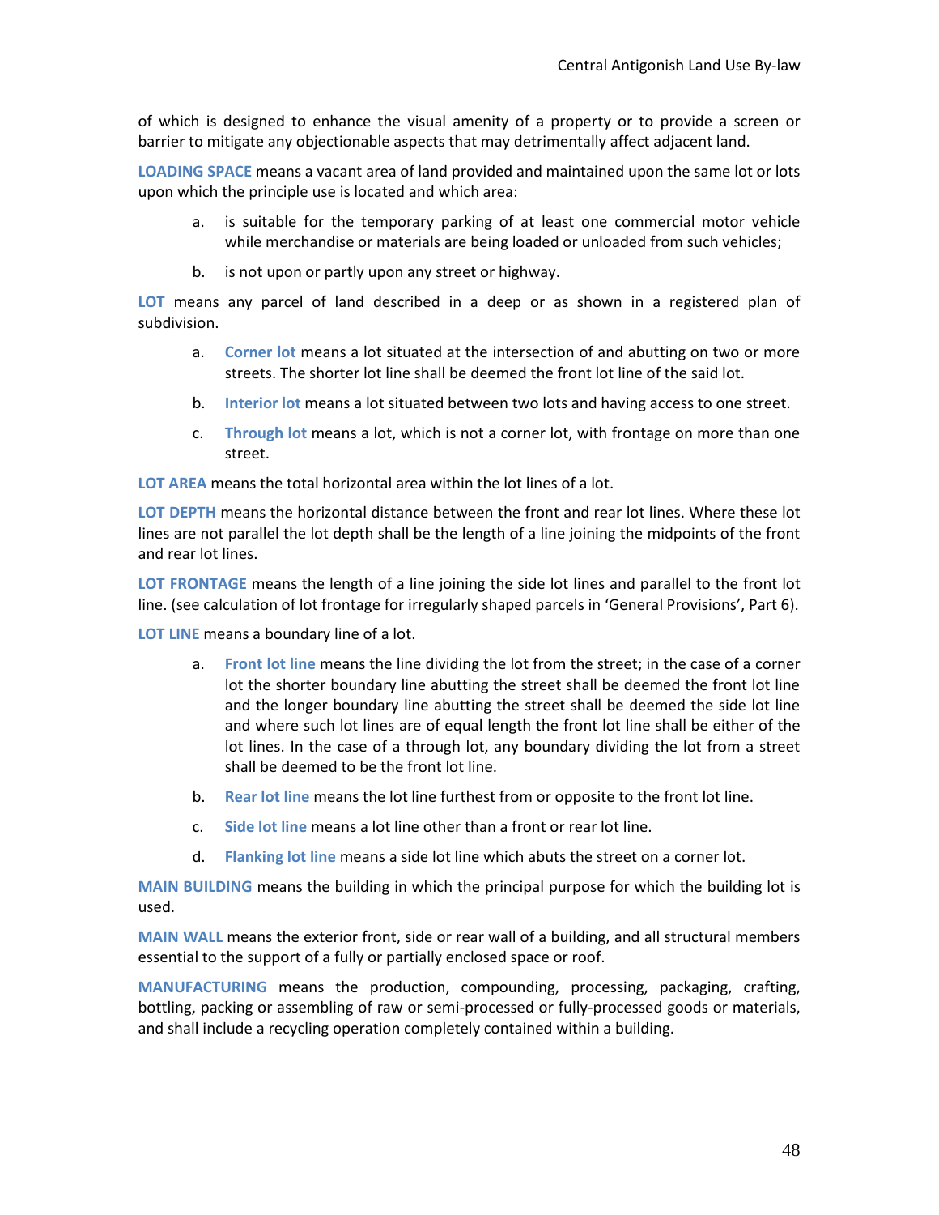of which is designed to enhance the visual amenity of a property or to provide a screen or barrier to mitigate any objectionable aspects that may detrimentally affect adjacent land.

**LOADING SPACE** means a vacant area of land provided and maintained upon the same lot or lots upon which the principle use is located and which area:

a. is suitable for the temporary parking of at least one commercial motor vehicle while merchandise or materials are being loaded or unloaded from such vehicles;

b. is not upon or partly upon any street or highway.

**LOT** means any parcel of land described in a deep or as shown in a registered plan of subdivision.

a. **Corner lot** means a lot situated at the intersection of and abutting on two or more streets. The shorter lot line shall be deemed the front lot line of the said lot.

b. **Interior lot** means a lot situated between two lots and having access to one street.

c. **Through lot** means a lot, which is not a corner lot, with frontage on more than one street.

**LOT AREA** means the total horizontal area within the lot lines of a lot.

**LOT DEPTH** means the horizontal distance between the front and rear lot lines. Where these lot lines are not parallel the lot depth shall be the length of a line joining the midpoints of the front and rear lot lines.

**LOT FRONTAGE** means the length of a line joining the side lot lines and parallel to the front lot line. (see calculation of lot frontage for irregularly shaped parcels in 'General Provisions', Part 6).

**LOT LINE** means a boundary line of a lot.

a. **Front lot line** means the line dividing the lot from the street; in the case of a corner lot the shorter boundary line abutting the street shall be deemed the front lot line and the longer boundary line abutting the street shall be deemed the side lot line and where such lot lines are of equal length the front lot line shall be either of the lot lines. In the case of a through lot, any boundary dividing the lot from a street shall be deemed to be the front lot line.

b. **Rear lot line** means the lot line furthest from or opposite to the front lot line.

c. **Side lot line** means a lot line other than a front or rear lot line.

d. **Flanking lot line** means a side lot line which abuts the street on a corner lot.

**MAIN BUILDING** means the building in which the principal purpose for which the building lot is used.

**MAIN WALL** means the exterior front, side or rear wall of a building, and all structural members essential to the support of a fully or partially enclosed space or roof.

**MANUFACTURING** means the production, compounding, processing, packaging, crafting, bottling, packing or assembling of raw or semi-processed or fully-processed goods or materials, and shall include a recycling operation completely contained within a building.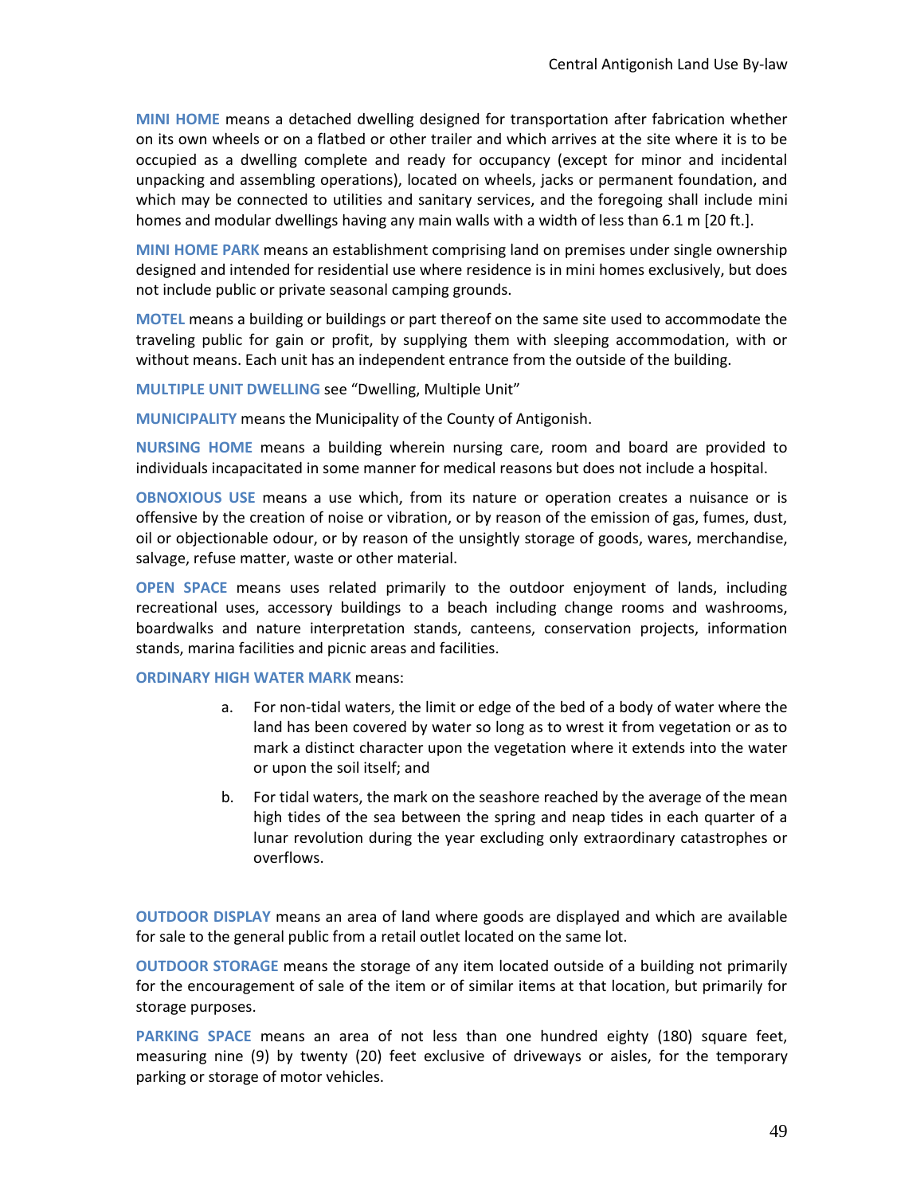**MINI HOME** means a detached dwelling designed for transportation after fabrication whether on its own wheels or on a flatbed or other trailer and which arrives at the site where it is to be occupied as a dwelling complete and ready for occupancy (except for minor and incidental unpacking and assembling operations), located on wheels, jacks or permanent foundation, and which may be connected to utilities and sanitary services, and the foregoing shall include mini homes and modular dwellings having any main walls with a width of less than 6.1 m [20 ft.].

**MINI HOME PARK** means an establishment comprising land on premises under single ownership designed and intended for residential use where residence is in mini homes exclusively, but does not include public or private seasonal camping grounds.

**MOTEL** means a building or buildings or part thereof on the same site used to accommodate the traveling public for gain or profit, by supplying them with sleeping accommodation, with or without means. Each unit has an independent entrance from the outside of the building.

**MULTIPLE UNIT DWELLING** see "Dwelling, Multiple Unit"

**MUNICIPALITY** means the Municipality of the County of Antigonish.

**NURSING HOME** means a building wherein nursing care, room and board are provided to individuals incapacitated in some manner for medical reasons but does not include a hospital.

**OBNOXIOUS USE** means a use which, from its nature or operation creates a nuisance or is offensive by the creation of noise or vibration, or by reason of the emission of gas, fumes, dust, oil or objectionable odour, or by reason of the unsightly storage of goods, wares, merchandise, salvage, refuse matter, waste or other material.

**OPEN SPACE** means uses related primarily to the outdoor enjoyment of lands, including recreational uses, accessory buildings to a beach including change rooms and washrooms, boardwalks and nature interpretation stands, canteens, conservation projects, information stands, marina facilities and picnic areas and facilities.

**ORDINARY HIGH WATER MARK** means:

a. For non-tidal waters, the limit or edge of the bed of a body of water where the land has been covered by water so long as to wrest it from vegetation or as to mark a distinct character upon the vegetation where it extends into the water or upon the soil itself; and

b. For tidal waters, the mark on the seashore reached by the average of the mean high tides of the sea between the spring and neap tides in each quarter of a lunar revolution during the year excluding only extraordinary catastrophes or overflows.

**OUTDOOR DISPLAY** means an area of land where goods are displayed and which are available for sale to the general public from a retail outlet located on the same lot.

**OUTDOOR STORAGE** means the storage of any item located outside of a building not primarily for the encouragement of sale of the item or of similar items at that location, but primarily for storage purposes.

**PARKING SPACE** means an area of not less than one hundred eighty (180) square feet, measuring nine (9) by twenty (20) feet exclusive of driveways or aisles, for the temporary parking or storage of motor vehicles.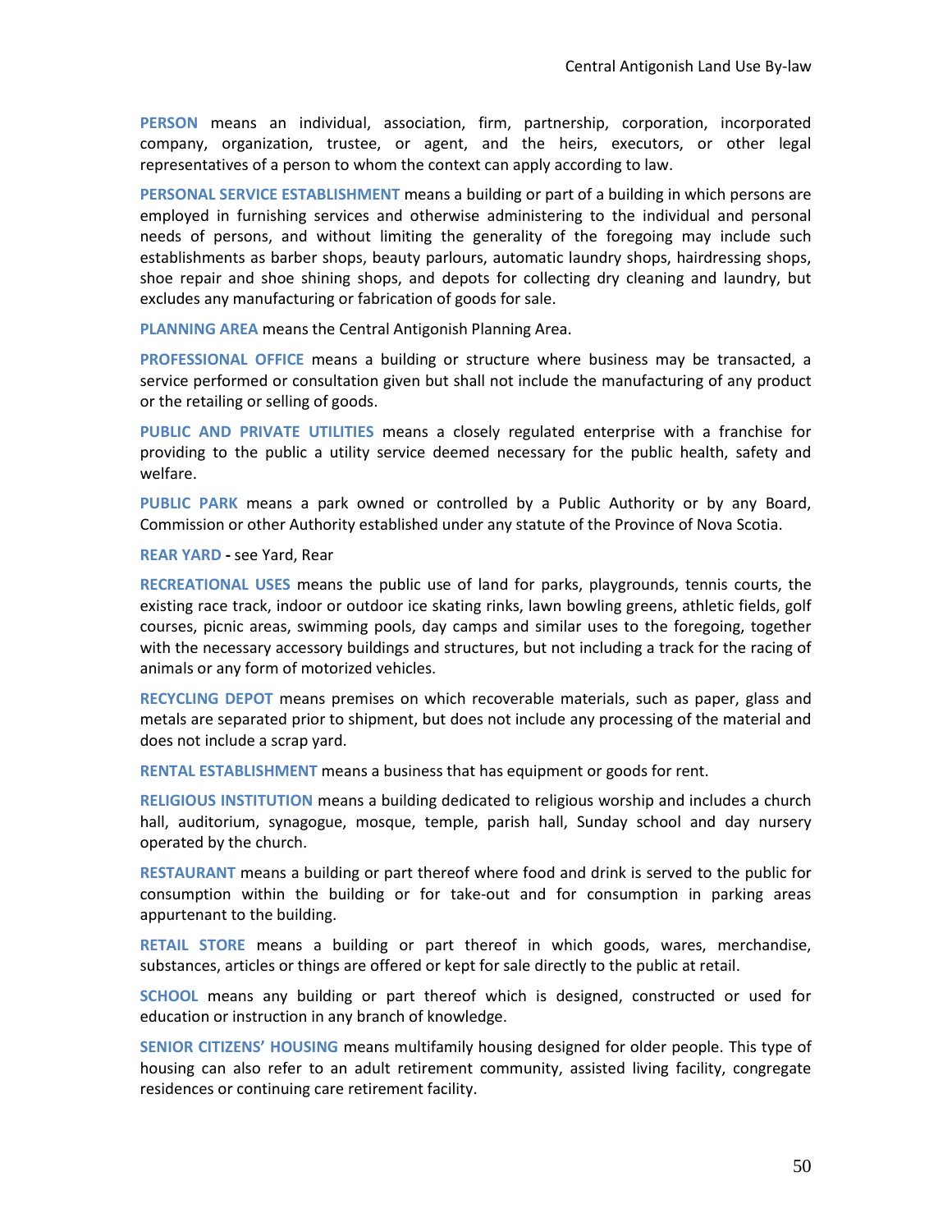**PERSON** means an individual, association, firm, partnership, corporation, incorporated company, organization, trustee, or agent, and the heirs, executors, or other legal representatives of a person to whom the context can apply according to law.

**PERSONAL SERVICE ESTABLISHMENT** means a building or part of a building in which persons are employed in furnishing services and otherwise administering to the individual and personal needs of persons, and without limiting the generality of the foregoing may include such establishments as barber shops, beauty parlours, automatic laundry shops, hairdressing shops, shoe repair and shoe shining shops, and depots for collecting dry cleaning and laundry, but excludes any manufacturing or fabrication of goods for sale.

**PLANNING AREA** means the Central Antigonish Planning Area.

**PROFESSIONAL OFFICE** means a building or structure where business may be transacted, a service performed or consultation given but shall not include the manufacturing of any product or the retailing or selling of goods.

**PUBLIC AND PRIVATE UTILITIES** means a closely regulated enterprise with a franchise for providing to the public a utility service deemed necessary for the public health, safety and welfare.

**PUBLIC PARK** means a park owned or controlled by a Public Authority or by any Board, Commission or other Authority established under any statute of the Province of Nova Scotia.

**REAR YARD -** see Yard, Rear

**RECREATIONAL USES** means the public use of land for parks, playgrounds, tennis courts, the existing race track, indoor or outdoor ice skating rinks, lawn bowling greens, athletic fields, golf courses, picnic areas, swimming pools, day camps and similar uses to the foregoing, together with the necessary accessory buildings and structures, but not including a track for the racing of animals or any form of motorized vehicles.

**RECYCLING DEPOT** means premises on which recoverable materials, such as paper, glass and metals are separated prior to shipment, but does not include any processing of the material and does not include a scrap yard.

**RENTAL ESTABLISHMENT** means a business that has equipment or goods for rent.

**RELIGIOUS INSTITUTION** means a building dedicated to religious worship and includes a church hall, auditorium, synagogue, mosque, temple, parish hall, Sunday school and day nursery operated by the church.

**RESTAURANT** means a building or part thereof where food and drink is served to the public for consumption within the building or for take-out and for consumption in parking areas appurtenant to the building.

**RETAIL STORE** means a building or part thereof in which goods, wares, merchandise, substances, articles or things are offered or kept for sale directly to the public at retail.

**SCHOOL** means any building or part thereof which is designed, constructed or used for education or instruction in any branch of knowledge.

**SENIOR CITIZENS' HOUSING** means multifamily housing designed for older people. This type of housing can also refer to an adult retirement community, assisted living facility, congregate residences or continuing care retirement facility.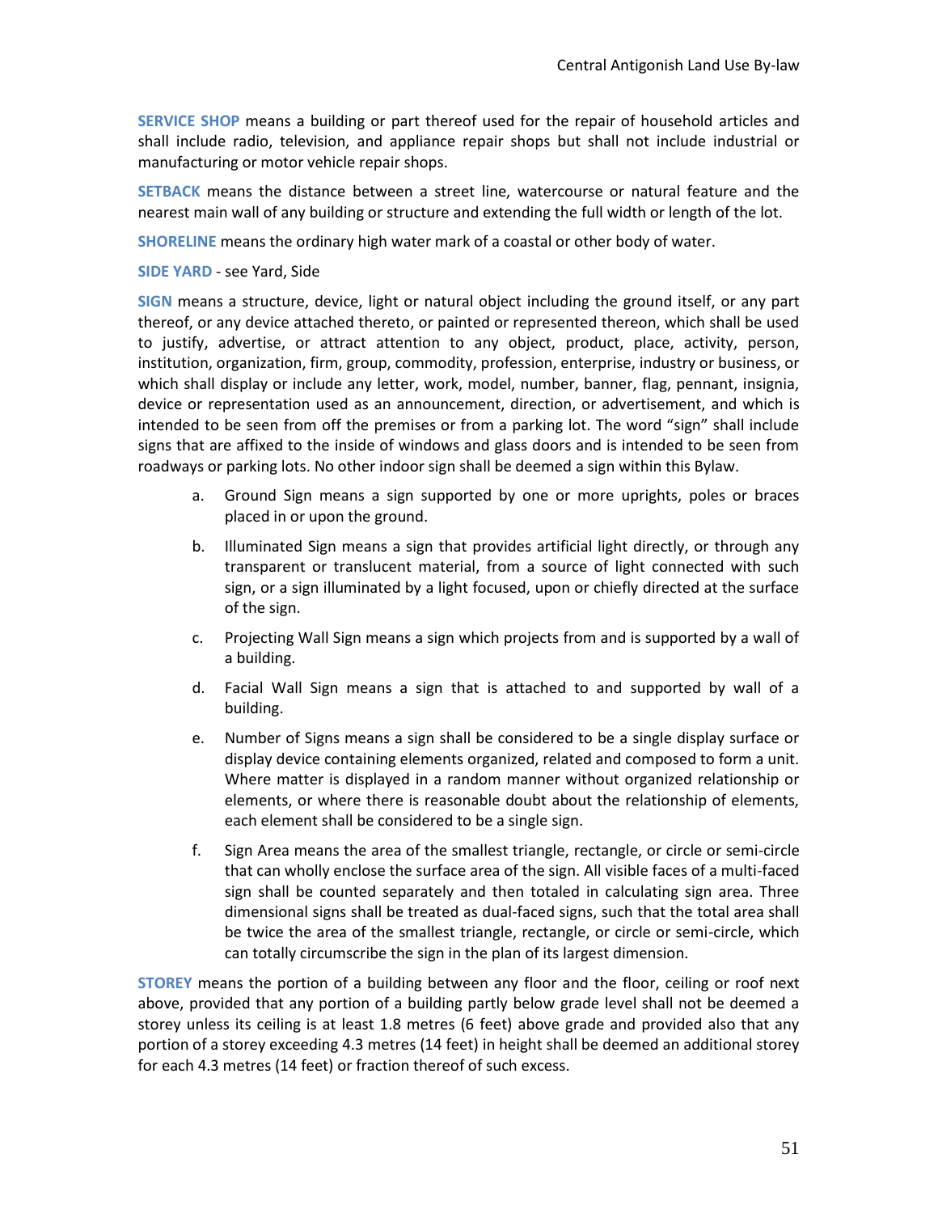**SERVICE SHOP** means a building or part thereof used for the repair of household articles and shall include radio, television, and appliance repair shops but shall not include industrial or manufacturing or motor vehicle repair shops.

**SETBACK** means the distance between a street line, watercourse or natural feature and the nearest main wall of any building or structure and extending the full width or length of the lot.

**SHORELINE** means the ordinary high water mark of a coastal or other body of water.

**SIDE YARD** - see Yard, Side

**SIGN** means a structure, device, light or natural object including the ground itself, or any part thereof, or any device attached thereto, or painted or represented thereon, which shall be used to justify, advertise, or attract attention to any object, product, place, activity, person, institution, organization, firm, group, commodity, profession, enterprise, industry or business, or which shall display or include any letter, work, model, number, banner, flag, pennant, insignia, device or representation used as an announcement, direction, or advertisement, and which is intended to be seen from off the premises or from a parking lot. The word "sign" shall include signs that are affixed to the inside of windows and glass doors and is intended to be seen from roadways or parking lots. No other indoor sign shall be deemed a sign within this Bylaw.

a. Ground Sign means a sign supported by one or more uprights, poles or braces placed in or upon the ground.

b. Illuminated Sign means a sign that provides artificial light directly, or through any transparent or translucent material, from a source of light connected with such sign, or a sign illuminated by a light focused, upon or chiefly directed at the surface of the sign.

c. Projecting Wall Sign means a sign which projects from and is supported by a wall of a building.

d. Facial Wall Sign means a sign that is attached to and supported by wall of a building.

e. Number of Signs means a sign shall be considered to be a single display surface or display device containing elements organized, related and composed to form a unit. Where matter is displayed in a random manner without organized relationship or elements, or where there is reasonable doubt about the relationship of elements, each element shall be considered to be a single sign.

f. Sign Area means the area of the smallest triangle, rectangle, or circle or semi-circle that can wholly enclose the surface area of the sign. All visible faces of a multi-faced sign shall be counted separately and then totaled in calculating sign area. Three dimensional signs shall be treated as dual-faced signs, such that the total area shall be twice the area of the smallest triangle, rectangle, or circle or semi-circle, which can totally circumscribe the sign in the plan of its largest dimension.

**STOREY** means the portion of a building between any floor and the floor, ceiling or roof next above, provided that any portion of a building partly below grade level shall not be deemed a storey unless its ceiling is at least 1.8 metres (6 feet) above grade and provided also that any portion of a storey exceeding 4.3 metres (14 feet) in height shall be deemed an additional storey for each 4.3 metres (14 feet) or fraction thereof of such excess.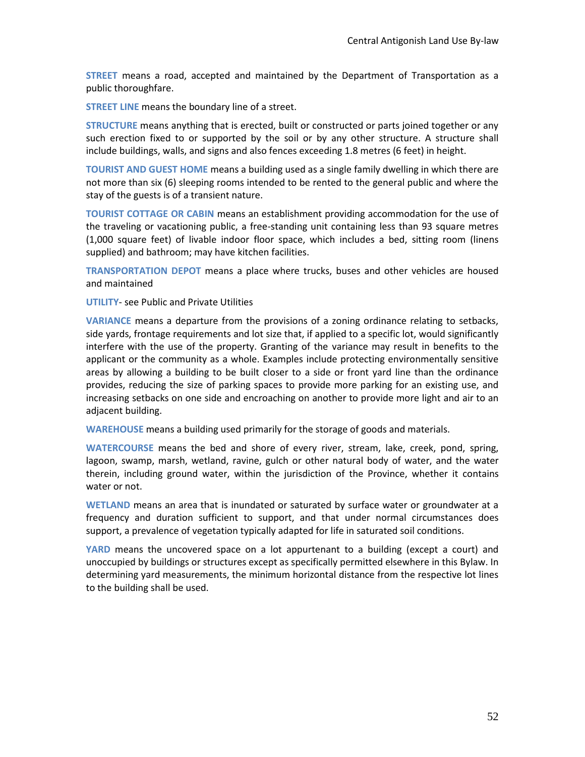**STREET** means a road, accepted and maintained by the Department of Transportation as a public thoroughfare.

**STREET LINE** means the boundary line of a street.

**STRUCTURE** means anything that is erected, built or constructed or parts joined together or any such erection fixed to or supported by the soil or by any other structure. A structure shall include buildings, walls, and signs and also fences exceeding 1.8 metres (6 feet) in height.

**TOURIST AND GUEST HOME** means a building used as a single family dwelling in which there are not more than six (6) sleeping rooms intended to be rented to the general public and where the stay of the guests is of a transient nature.

**TOURIST COTTAGE OR CABIN** means an establishment providing accommodation for the use of the traveling or vacationing public, a free-standing unit containing less than 93 square metres (1,000 square feet) of livable indoor floor space, which includes a bed, sitting room (linens supplied) and bathroom; may have kitchen facilities.

**TRANSPORTATION DEPOT** means a place where trucks, buses and other vehicles are housed and maintained

**UTILITY**- see Public and Private Utilities

**VARIANCE** means a departure from the provisions of a zoning ordinance relating to setbacks, side yards, frontage requirements and lot size that, if applied to a specific lot, would significantly interfere with the use of the property. Granting of the variance may result in benefits to the applicant or the community as a whole. Examples include protecting environmentally sensitive areas by allowing a building to be built closer to a side or front yard line than the ordinance provides, reducing the size of parking spaces to provide more parking for an existing use, and increasing setbacks on one side and encroaching on another to provide more light and air to an adjacent building.

**WAREHOUSE** means a building used primarily for the storage of goods and materials.

**WATERCOURSE** means the bed and shore of every river, stream, lake, creek, pond, spring, lagoon, swamp, marsh, wetland, ravine, gulch or other natural body of water, and the water therein, including ground water, within the jurisdiction of the Province, whether it contains water or not.

**WETLAND** means an area that is inundated or saturated by surface water or groundwater at a frequency and duration sufficient to support, and that under normal circumstances does support, a prevalence of vegetation typically adapted for life in saturated soil conditions.

**YARD** means the uncovered space on a lot appurtenant to a building (except a court) and unoccupied by buildings or structures except as specifically permitted elsewhere in this Bylaw. In determining yard measurements, the minimum horizontal distance from the respective lot lines to the building shall be used.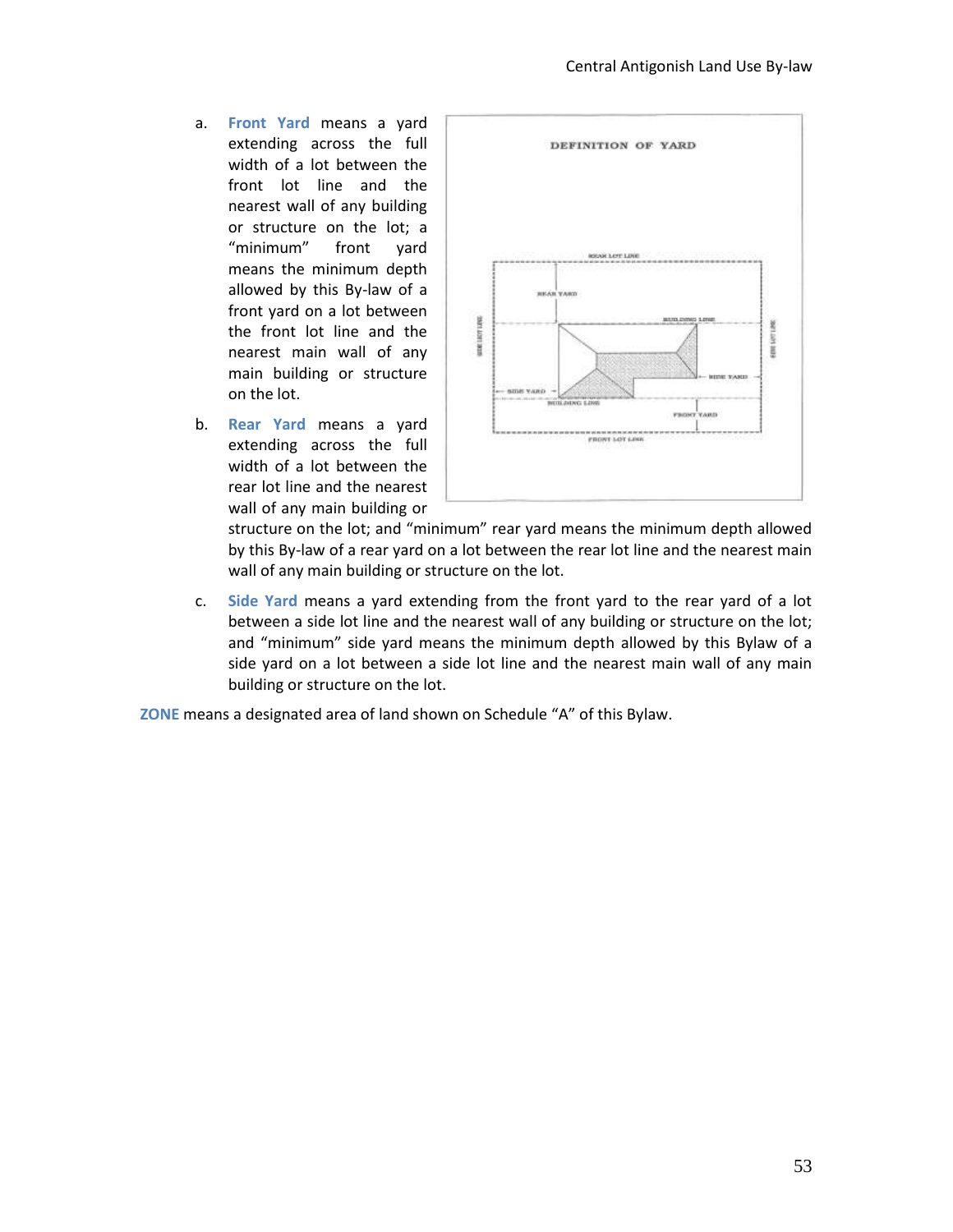a. **Front Yard** means a yard extending across the full width of a lot between the front lot line and the nearest wall of any building or structure on the lot; a "minimum" front yard means the minimum depth allowed by this By-law of a front yard on a lot between the front lot line and the nearest main wall of any main building or structure on the lot.

b. **Rear Yard** means a yard extending across the full width of a lot between the rear lot line and the nearest wall of any main building or structure on the lot; and "minimum" rear yard means the minimum depth allowed by this By-law of a rear yard on a lot between the rear lot line and the nearest main wall of any main building or structure on the lot.

DEFINITION OF YARD

REAR LOT LINE
REAR YARD
BUILDING LINE
SIDE LOT LINE
SIDE LOT LINE
SIDE YARD
SIDE YARD
BUILDING LINE
FRONT YARD
FRONT LOT LINE

c. **Side Yard** means a yard extending from the front yard to the rear yard of a lot between a side lot line and the nearest wall of any building or structure on the lot; and "minimum" side yard means the minimum depth allowed by this Bylaw of a side yard on a lot between a side lot line and the nearest main wall of any main building or structure on the lot.

**ZONE** means a designated area of land shown on Schedule "A" of this Bylaw.